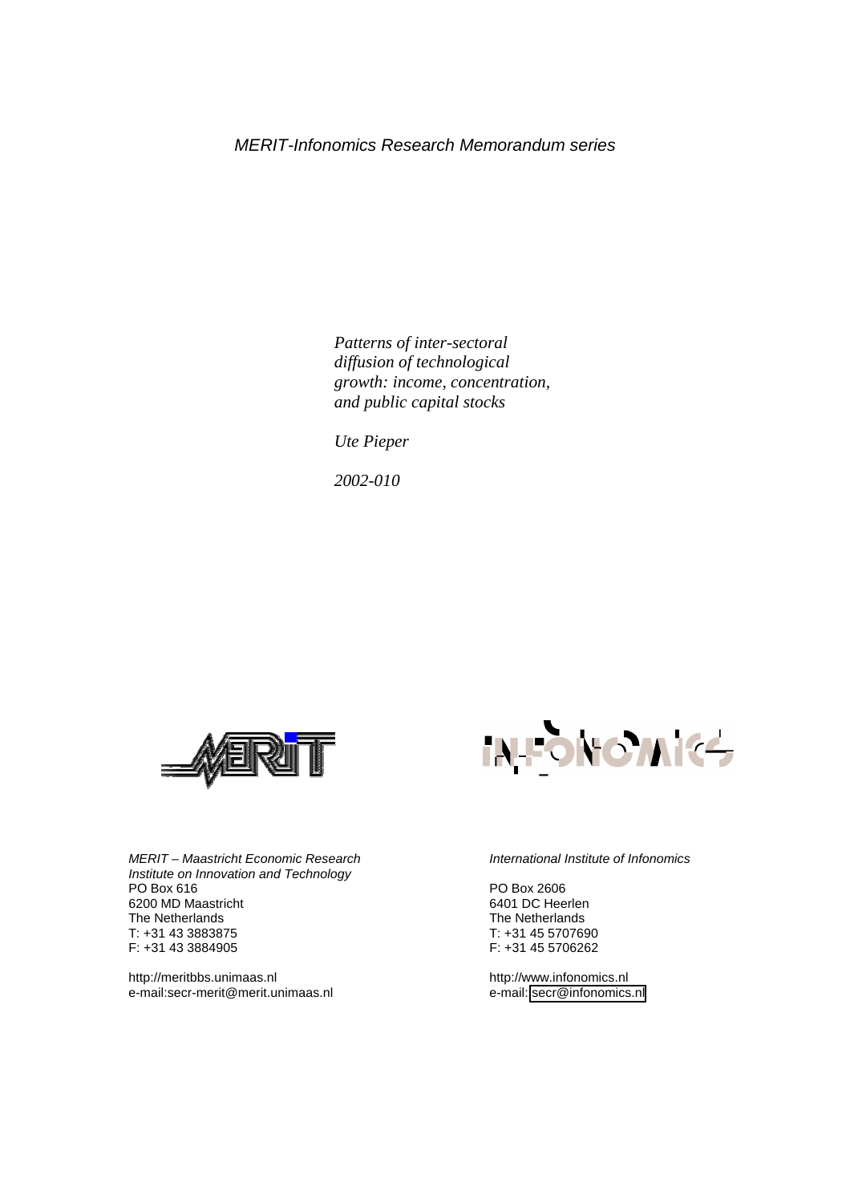*MERIT-Infonomics Research Memorandum series*

*Patterns of inter-sectoral diffusion of technological growth: income, concentration, and public capital stocks*

*Ute Pieper*

*2002-010*

*MERIT – Maastricht Economic Research Institute on Innovation and Technology*
PO Box 616
6200 MD Maastricht
The Netherlands
T: +31 43 3883875
F: +31 43 3884905

http://meritbbs.unimaas.nl
e-mail:secr-merit@merit.unimaas.nl

*International Institute of Infonomics*

PO Box 2606
6401 DC Heerlen
The Netherlands
T: +31 45 5707690
F: +31 45 5706262

http://www.infonomics.nl
e-mail: secr@infonomics.nl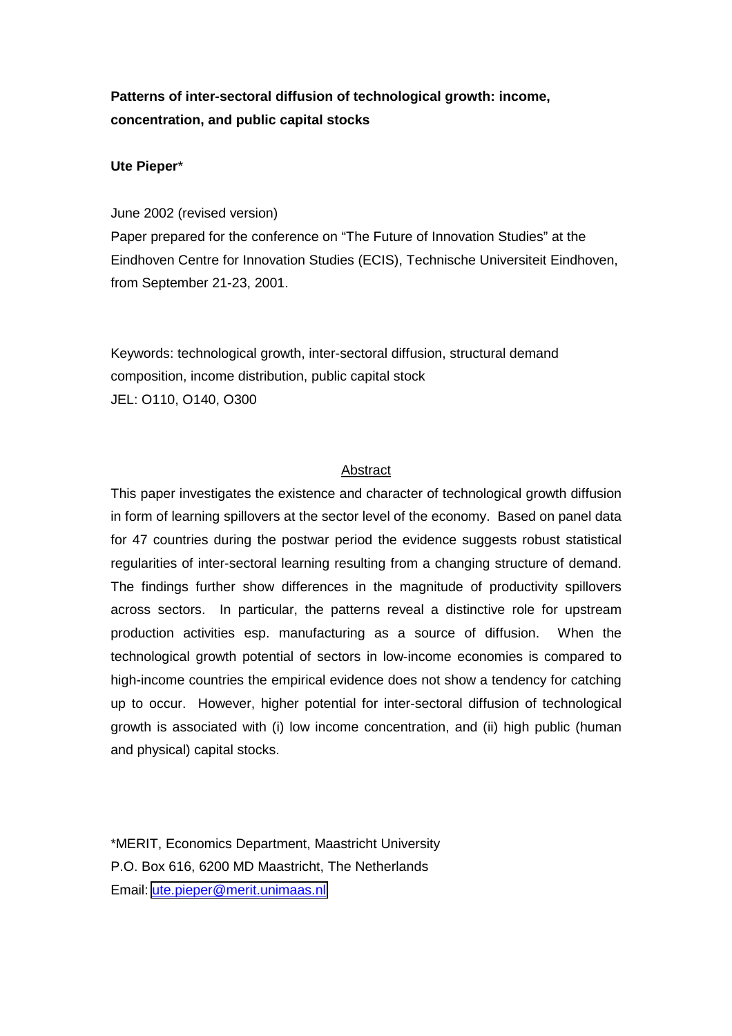**Patterns of inter-sectoral diffusion of technological growth: income, concentration, and public capital stocks**

**Ute Pieper***

June 2002 (revised version)
Paper prepared for the conference on "The Future of Innovation Studies" at the Eindhoven Centre for Innovation Studies (ECIS), Technische Universiteit Eindhoven, from September 21-23, 2001.

Keywords: technological growth, inter-sectoral diffusion, structural demand composition, income distribution, public capital stock
JEL: O110, O140, O300

## Abstract

This paper investigates the existence and character of technological growth diffusion in form of learning spillovers at the sector level of the economy. Based on panel data for 47 countries during the postwar period the evidence suggests robust statistical regularities of inter-sectoral learning resulting from a changing structure of demand. The findings further show differences in the magnitude of productivity spillovers across sectors. In particular, the patterns reveal a distinctive role for upstream production activities esp. manufacturing as a source of diffusion. When the technological growth potential of sectors in low-income economies is compared to high-income countries the empirical evidence does not show a tendency for catching up to occur. However, higher potential for inter-sectoral diffusion of technological growth is associated with (i) low income concentration, and (ii) high public (human and physical) capital stocks.

*MERIT, Economics Department, Maastricht University
P.O. Box 616, 6200 MD Maastricht, The Netherlands
Email: ute.pieper@merit.unimaas.nl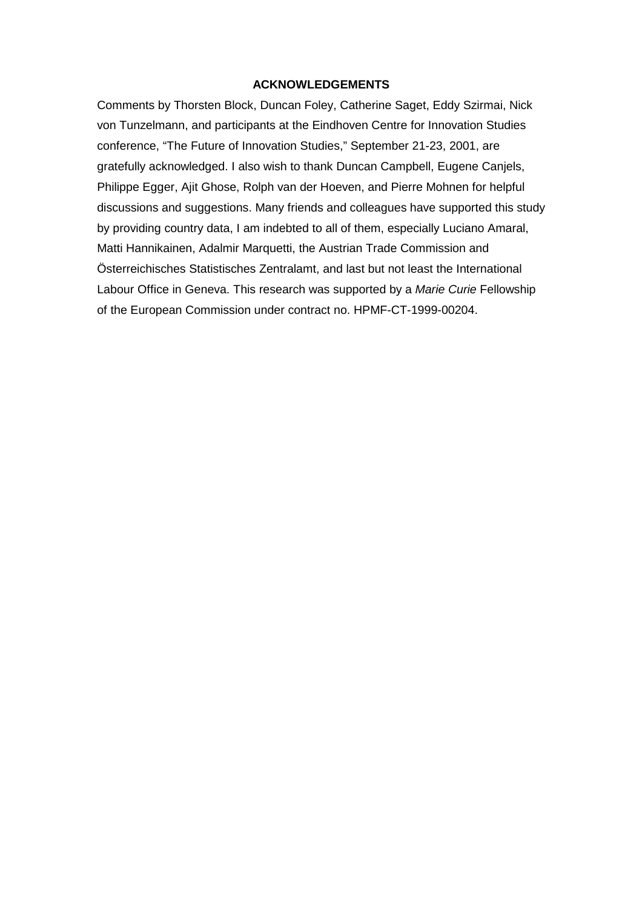## ACKNOWLEDGEMENTS

Comments by Thorsten Block, Duncan Foley, Catherine Saget, Eddy Szirmai, Nick von Tunzelmann, and participants at the Eindhoven Centre for Innovation Studies conference, "The Future of Innovation Studies," September 21-23, 2001, are gratefully acknowledged. I also wish to thank Duncan Campbell, Eugene Canjels, Philippe Egger, Ajit Ghose, Rolph van der Hoeven, and Pierre Mohnen for helpful discussions and suggestions. Many friends and colleagues have supported this study by providing country data, I am indebted to all of them, especially Luciano Amaral, Matti Hannikainen, Adalmir Marquetti, the Austrian Trade Commission and Österreichisches Statistisches Zentralamt, and last but not least the International Labour Office in Geneva. This research was supported by a *Marie Curie* Fellowship of the European Commission under contract no. HPMF-CT-1999-00204.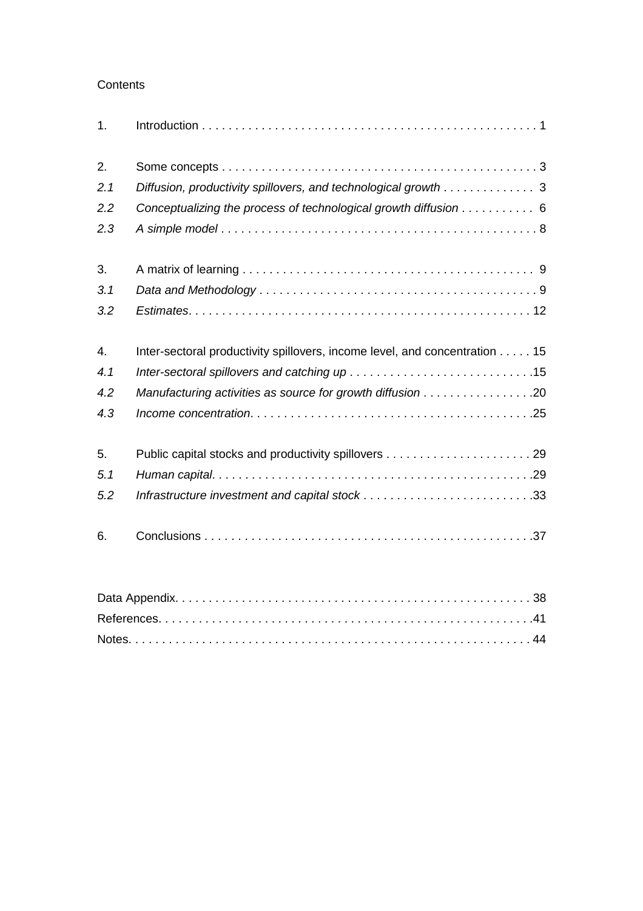Contents

| | | |
|---|---|---|
| 1. | Introduction | 1 |
| 2. | Some concepts | 3 |
| *2.1* | *Diffusion, productivity spillovers, and technological growth* | 3 |
| *2.2* | *Conceptualizing the process of technological growth diffusion* | 6 |
| *2.3* | *A simple model* | 8 |
| 3. | A matrix of learning | 9 |
| *3.1* | *Data and Methodology* | 9 |
| *3.2* | *Estimates* | 12 |
| 4. | Inter-sectoral productivity spillovers, income level, and concentration | 15 |
| *4.1* | *Inter-sectoral spillovers and catching up* | 15 |
| *4.2* | *Manufacturing activities as source for growth diffusion* | 20 |
| *4.3* | *Income concentration* | 25 |
| 5. | Public capital stocks and productivity spillovers | 29 |
| *5.1* | *Human capital* | 29 |
| *5.2* | *Infrastructure investment and capital stock* | 33 |
| 6. | Conclusions | 37 |

| | |
|---|---|
| Data Appendix | 38 |
| References | 41 |
| Notes | 44 |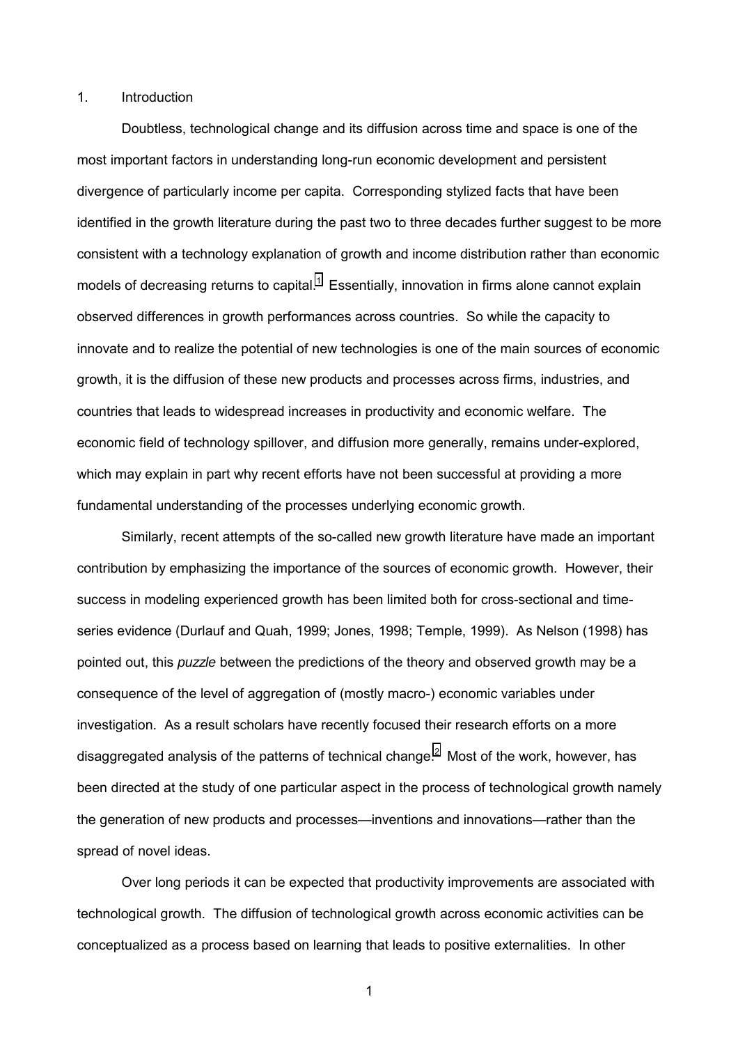# 1. Introduction

Doubtless, technological change and its diffusion across time and space is one of the most important factors in understanding long-run economic development and persistent divergence of particularly income per capita. Corresponding stylized facts that have been identified in the growth literature during the past two to three decades further suggest to be more consistent with a technology explanation of growth and income distribution rather than economic models of decreasing returns to capital.[1] Essentially, innovation in firms alone cannot explain observed differences in growth performances across countries. So while the capacity to innovate and to realize the potential of new technologies is one of the main sources of economic growth, it is the diffusion of these new products and processes across firms, industries, and countries that leads to widespread increases in productivity and economic welfare. The economic field of technology spillover, and diffusion more generally, remains under-explored, which may explain in part why recent efforts have not been successful at providing a more fundamental understanding of the processes underlying economic growth.

Similarly, recent attempts of the so-called new growth literature have made an important contribution by emphasizing the importance of the sources of economic growth. However, their success in modeling experienced growth has been limited both for cross-sectional and time-series evidence (Durlauf and Quah, 1999; Jones, 1998; Temple, 1999). As Nelson (1998) has pointed out, this *puzzle* between the predictions of the theory and observed growth may be a consequence of the level of aggregation of (mostly macro-) economic variables under investigation. As a result scholars have recently focused their research efforts on a more disaggregated analysis of the patterns of technical change.[2] Most of the work, however, has been directed at the study of one particular aspect in the process of technological growth namely the generation of new products and processes—inventions and innovations—rather than the spread of novel ideas.

Over long periods it can be expected that productivity improvements are associated with technological growth. The diffusion of technological growth across economic activities can be conceptualized as a process based on learning that leads to positive externalities. In other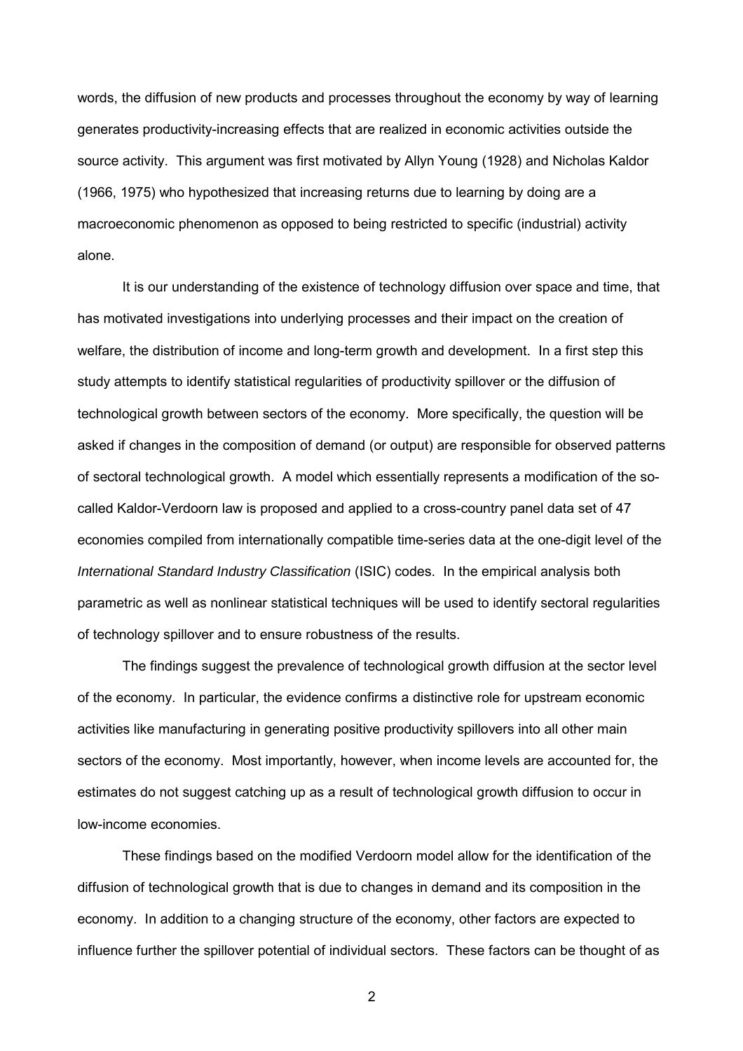words, the diffusion of new products and processes throughout the economy by way of learning generates productivity-increasing effects that are realized in economic activities outside the source activity. This argument was first motivated by Allyn Young (1928) and Nicholas Kaldor (1966, 1975) who hypothesized that increasing returns due to learning by doing are a macroeconomic phenomenon as opposed to being restricted to specific (industrial) activity alone.

It is our understanding of the existence of technology diffusion over space and time, that has motivated investigations into underlying processes and their impact on the creation of welfare, the distribution of income and long-term growth and development. In a first step this study attempts to identify statistical regularities of productivity spillover or the diffusion of technological growth between sectors of the economy. More specifically, the question will be asked if changes in the composition of demand (or output) are responsible for observed patterns of sectoral technological growth. A model which essentially represents a modification of the so-called Kaldor-Verdoorn law is proposed and applied to a cross-country panel data set of 47 economies compiled from internationally compatible time-series data at the one-digit level of the *International Standard Industry Classification* (ISIC) codes. In the empirical analysis both parametric as well as nonlinear statistical techniques will be used to identify sectoral regularities of technology spillover and to ensure robustness of the results.

The findings suggest the prevalence of technological growth diffusion at the sector level of the economy. In particular, the evidence confirms a distinctive role for upstream economic activities like manufacturing in generating positive productivity spillovers into all other main sectors of the economy. Most importantly, however, when income levels are accounted for, the estimates do not suggest catching up as a result of technological growth diffusion to occur in low-income economies.

These findings based on the modified Verdoorn model allow for the identification of the diffusion of technological growth that is due to changes in demand and its composition in the economy. In addition to a changing structure of the economy, other factors are expected to influence further the spillover potential of individual sectors. These factors can be thought of as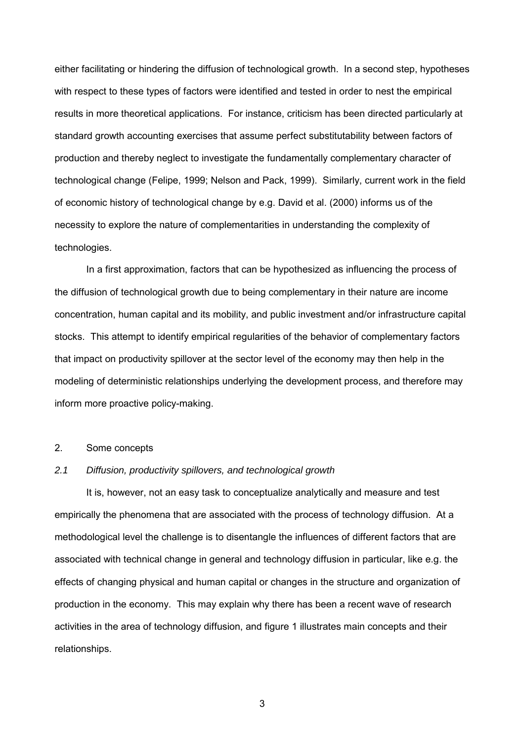either facilitating or hindering the diffusion of technological growth. In a second step, hypotheses with respect to these types of factors were identified and tested in order to nest the empirical results in more theoretical applications. For instance, criticism has been directed particularly at standard growth accounting exercises that assume perfect substitutability between factors of production and thereby neglect to investigate the fundamentally complementary character of technological change (Felipe, 1999; Nelson and Pack, 1999). Similarly, current work in the field of economic history of technological change by e.g. David et al. (2000) informs us of the necessity to explore the nature of complementarities in understanding the complexity of technologies.

In a first approximation, factors that can be hypothesized as influencing the process of the diffusion of technological growth due to being complementary in their nature are income concentration, human capital and its mobility, and public investment and/or infrastructure capital stocks. This attempt to identify empirical regularities of the behavior of complementary factors that impact on productivity spillover at the sector level of the economy may then help in the modeling of deterministic relationships underlying the development process, and therefore may inform more proactive policy-making.

## 2. Some concepts

### *2.1 Diffusion, productivity spillovers, and technological growth*

It is, however, not an easy task to conceptualize analytically and measure and test empirically the phenomena that are associated with the process of technology diffusion. At a methodological level the challenge is to disentangle the influences of different factors that are associated with technical change in general and technology diffusion in particular, like e.g. the effects of changing physical and human capital or changes in the structure and organization of production in the economy. This may explain why there has been a recent wave of research activities in the area of technology diffusion, and figure 1 illustrates main concepts and their relationships.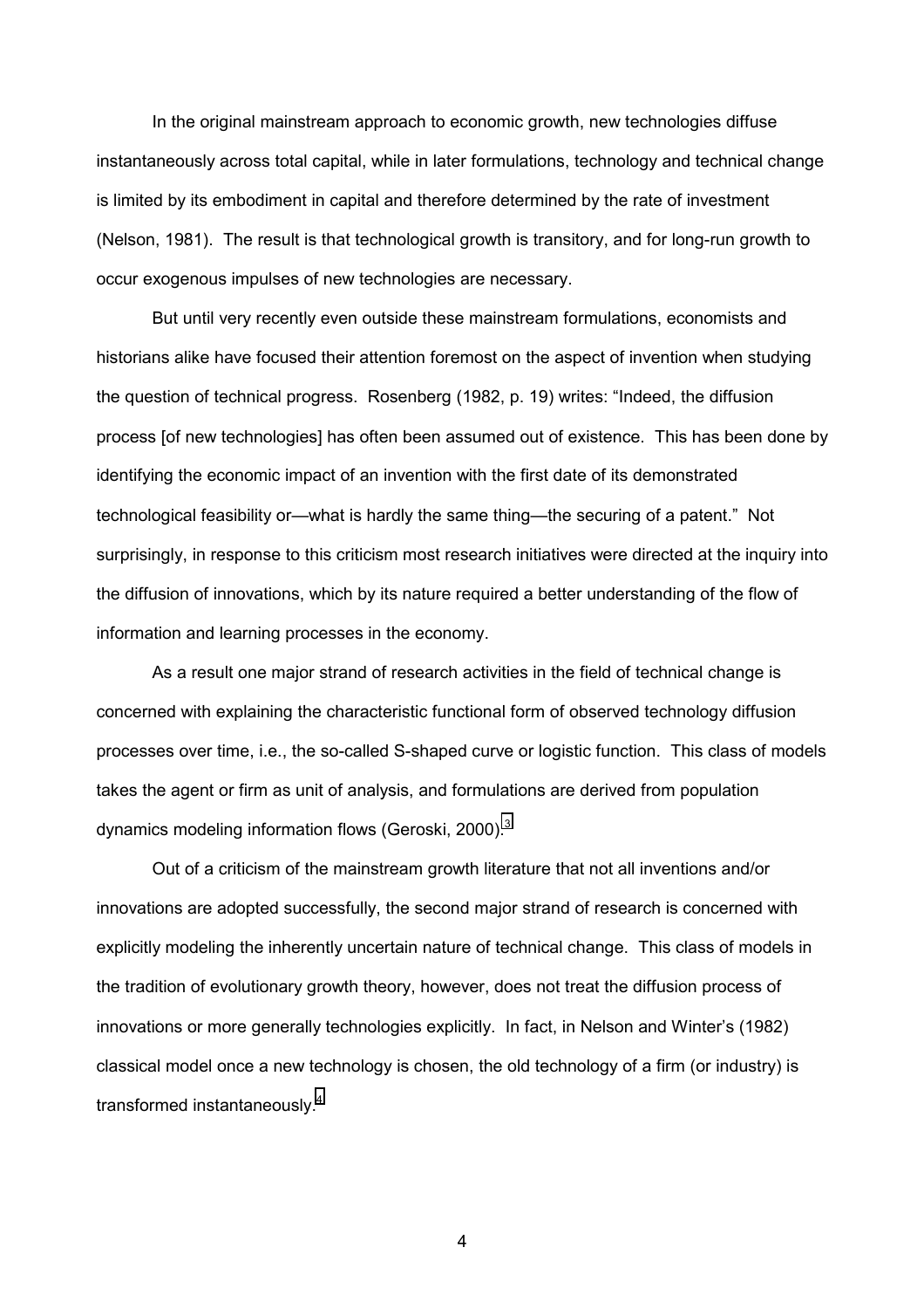In the original mainstream approach to economic growth, new technologies diffuse instantaneously across total capital, while in later formulations, technology and technical change is limited by its embodiment in capital and therefore determined by the rate of investment (Nelson, 1981). The result is that technological growth is transitory, and for long-run growth to occur exogenous impulses of new technologies are necessary.

But until very recently even outside these mainstream formulations, economists and historians alike have focused their attention foremost on the aspect of invention when studying the question of technical progress. Rosenberg (1982, p. 19) writes: "Indeed, the diffusion process [of new technologies] has often been assumed out of existence. This has been done by identifying the economic impact of an invention with the first date of its demonstrated technological feasibility or—what is hardly the same thing—the securing of a patent." Not surprisingly, in response to this criticism most research initiatives were directed at the inquiry into the diffusion of innovations, which by its nature required a better understanding of the flow of information and learning processes in the economy.

As a result one major strand of research activities in the field of technical change is concerned with explaining the characteristic functional form of observed technology diffusion processes over time, i.e., the so-called S-shaped curve or logistic function. This class of models takes the agent or firm as unit of analysis, and formulations are derived from population dynamics modeling information flows (Geroski, 2000).[3]

Out of a criticism of the mainstream growth literature that not all inventions and/or innovations are adopted successfully, the second major strand of research is concerned with explicitly modeling the inherently uncertain nature of technical change. This class of models in the tradition of evolutionary growth theory, however, does not treat the diffusion process of innovations or more generally technologies explicitly. In fact, in Nelson and Winter's (1982) classical model once a new technology is chosen, the old technology of a firm (or industry) is transformed instantaneously.[4]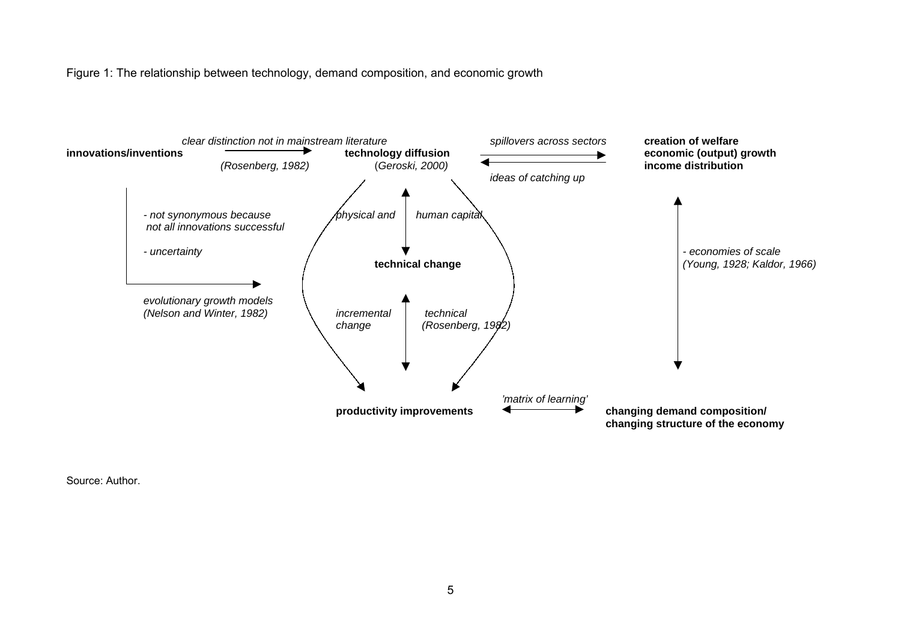Figure 1: The relationship between technology, demand composition, and economic growth

**innovations/inventions**

*clear distinction not in mainstream literature*

*(Rosenberg, 1982)*

**technology diffusion**

(*Geroski, 2000)*

*spillovers across sectors*

*ideas of catching up*

**creation of welfare**
**economic (output) growth**
**income distribution**

*- not synonymous because not all innovations successful*

*- uncertainty*

*evolutionary growth models (Nelson and Winter, 1982)*

*physical and human capital*

**technical change**

*incremental technical change (Rosenberg, 1982)*

*- economies of scale (Young, 1928; Kaldor, 1966)*

**productivity improvements**

*'matrix of learning'*

**changing demand composition/ changing structure of the economy**

Source: Author.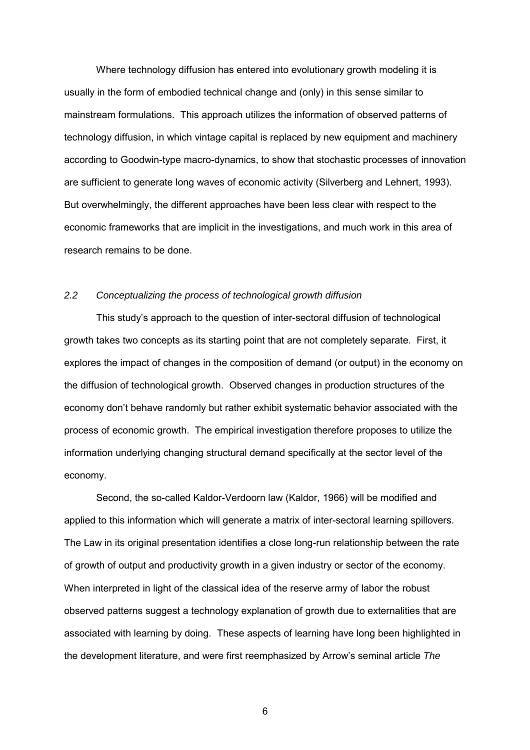Where technology diffusion has entered into evolutionary growth modeling it is usually in the form of embodied technical change and (only) in this sense similar to mainstream formulations. This approach utilizes the information of observed patterns of technology diffusion, in which vintage capital is replaced by new equipment and machinery according to Goodwin-type macro-dynamics, to show that stochastic processes of innovation are sufficient to generate long waves of economic activity (Silverberg and Lehnert, 1993). But overwhelmingly, the different approaches have been less clear with respect to the economic frameworks that are implicit in the investigations, and much work in this area of research remains to be done.

### *2.2 Conceptualizing the process of technological growth diffusion*

This study's approach to the question of inter-sectoral diffusion of technological growth takes two concepts as its starting point that are not completely separate. First, it explores the impact of changes in the composition of demand (or output) in the economy on the diffusion of technological growth. Observed changes in production structures of the economy don't behave randomly but rather exhibit systematic behavior associated with the process of economic growth. The empirical investigation therefore proposes to utilize the information underlying changing structural demand specifically at the sector level of the economy.

Second, the so-called Kaldor-Verdoorn law (Kaldor, 1966) will be modified and applied to this information which will generate a matrix of inter-sectoral learning spillovers. The Law in its original presentation identifies a close long-run relationship between the rate of growth of output and productivity growth in a given industry or sector of the economy. When interpreted in light of the classical idea of the reserve army of labor the robust observed patterns suggest a technology explanation of growth due to externalities that are associated with learning by doing. These aspects of learning have long been highlighted in the development literature, and were first reemphasized by Arrow's seminal article *The*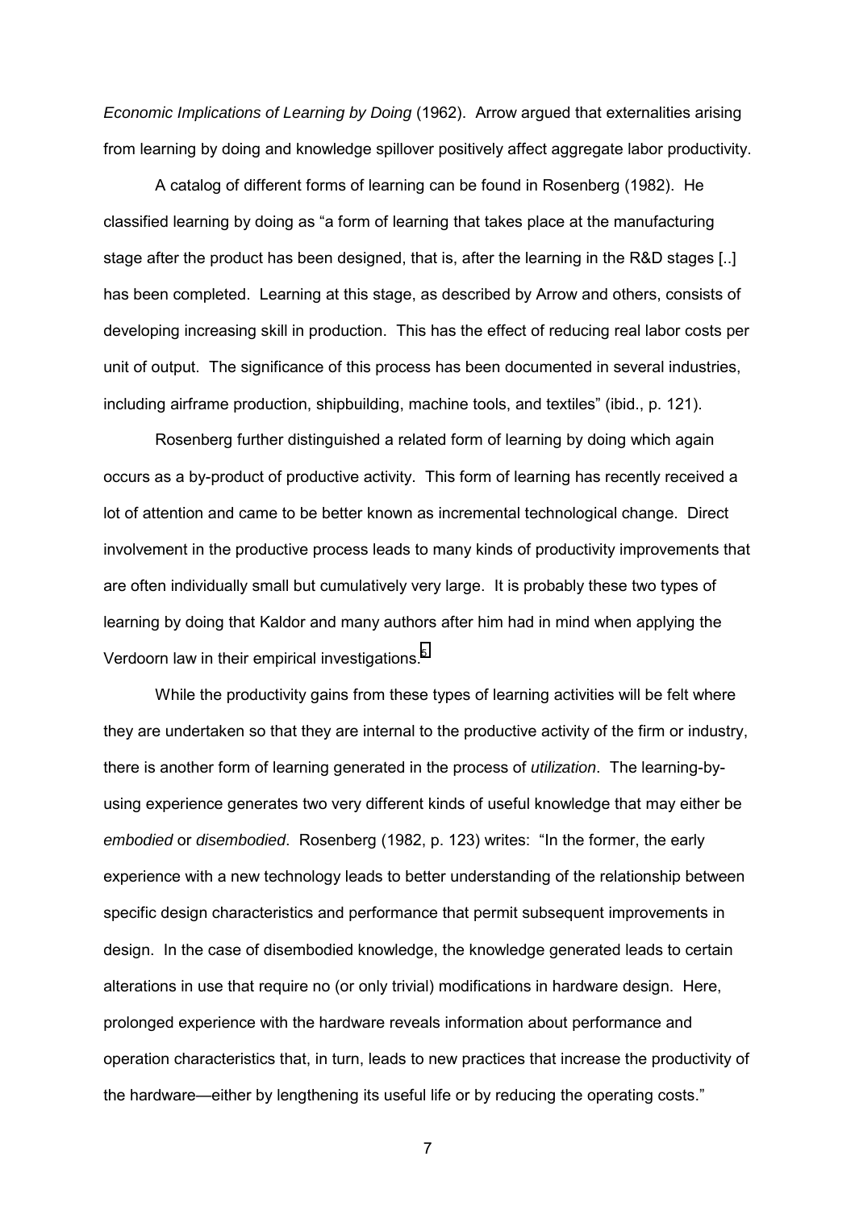*Economic Implications of Learning by Doing* (1962). Arrow argued that externalities arising from learning by doing and knowledge spillover positively affect aggregate labor productivity.

A catalog of different forms of learning can be found in Rosenberg (1982). He classified learning by doing as "a form of learning that takes place at the manufacturing stage after the product has been designed, that is, after the learning in the R&D stages [..] has been completed. Learning at this stage, as described by Arrow and others, consists of developing increasing skill in production. This has the effect of reducing real labor costs per unit of output. The significance of this process has been documented in several industries, including airframe production, shipbuilding, machine tools, and textiles" (ibid., p. 121).

Rosenberg further distinguished a related form of learning by doing which again occurs as a by-product of productive activity. This form of learning has recently received a lot of attention and came to be better known as incremental technological change. Direct involvement in the productive process leads to many kinds of productivity improvements that are often individually small but cumulatively very large. It is probably these two types of learning by doing that Kaldor and many authors after him had in mind when applying the Verdoorn law in their empirical investigations.[5]

While the productivity gains from these types of learning activities will be felt where they are undertaken so that they are internal to the productive activity of the firm or industry, there is another form of learning generated in the process of *utilization*. The learning-by-using experience generates two very different kinds of useful knowledge that may either be *embodied* or *disembodied*. Rosenberg (1982, p. 123) writes: "In the former, the early experience with a new technology leads to better understanding of the relationship between specific design characteristics and performance that permit subsequent improvements in design. In the case of disembodied knowledge, the knowledge generated leads to certain alterations in use that require no (or only trivial) modifications in hardware design. Here, prolonged experience with the hardware reveals information about performance and operation characteristics that, in turn, leads to new practices that increase the productivity of the hardware—either by lengthening its useful life or by reducing the operating costs."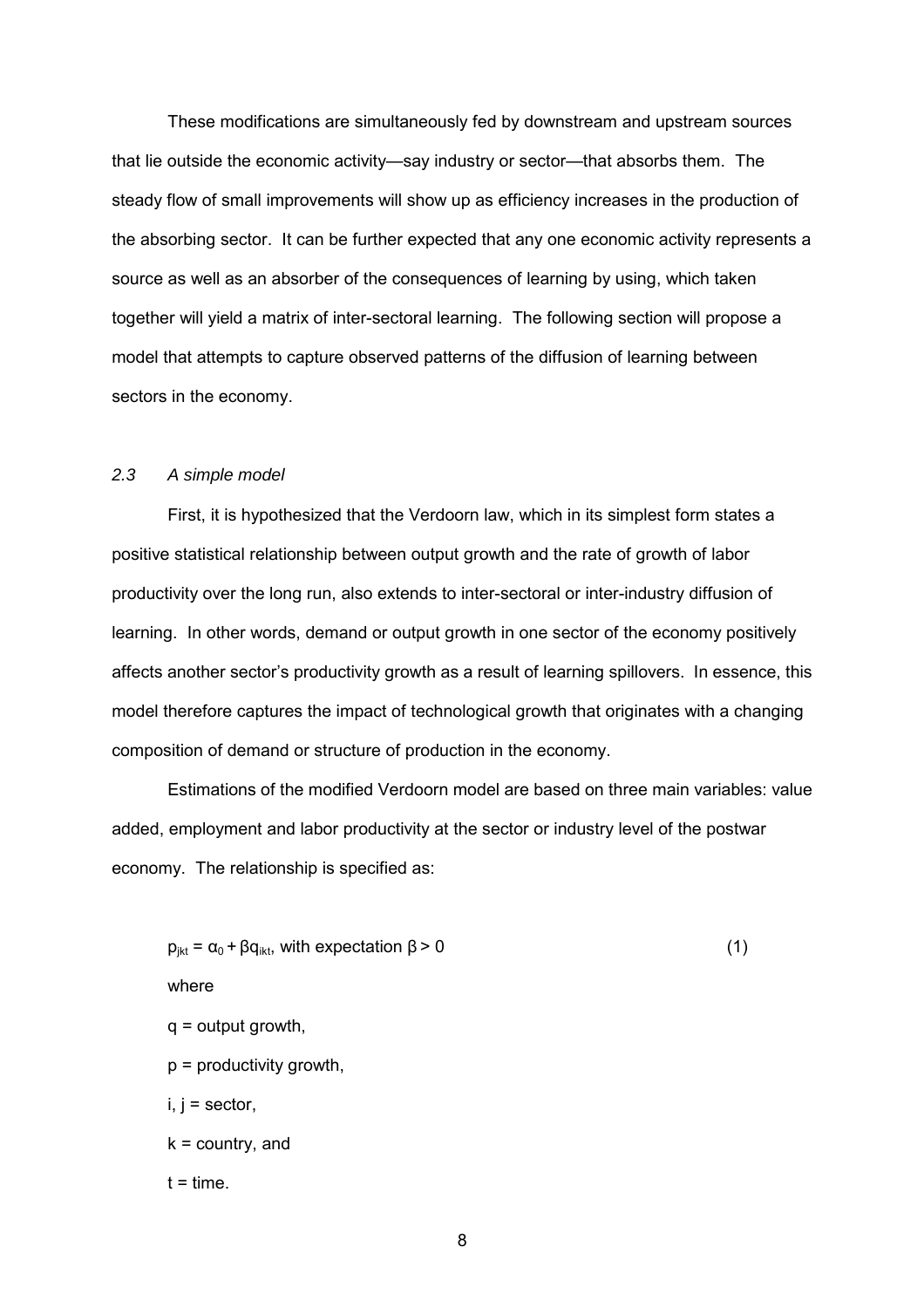These modifications are simultaneously fed by downstream and upstream sources that lie outside the economic activity—say industry or sector—that absorbs them. The steady flow of small improvements will show up as efficiency increases in the production of the absorbing sector. It can be further expected that any one economic activity represents a source as well as an absorber of the consequences of learning by using, which taken together will yield a matrix of inter-sectoral learning. The following section will propose a model that attempts to capture observed patterns of the diffusion of learning between sectors in the economy.

### *2.3 A simple model*

First, it is hypothesized that the Verdoorn law, which in its simplest form states a positive statistical relationship between output growth and the rate of growth of labor productivity over the long run, also extends to inter-sectoral or inter-industry diffusion of learning. In other words, demand or output growth in one sector of the economy positively affects another sector's productivity growth as a result of learning spillovers. In essence, this model therefore captures the impact of technological growth that originates with a changing composition of demand or structure of production in the economy.

Estimations of the modified Verdoorn model are based on three main variables: value added, employment and labor productivity at the sector or industry level of the postwar economy. The relationship is specified as:

$$p_{jkt} = \alpha_0 + \beta q_{ikt}, \text{ with expectation } \beta > 0 \qquad (1)$$

where

$q$ = output growth,

$p$ = productivity growth,

$i, j$ = sector,

$k$ = country, and

$t$ = time.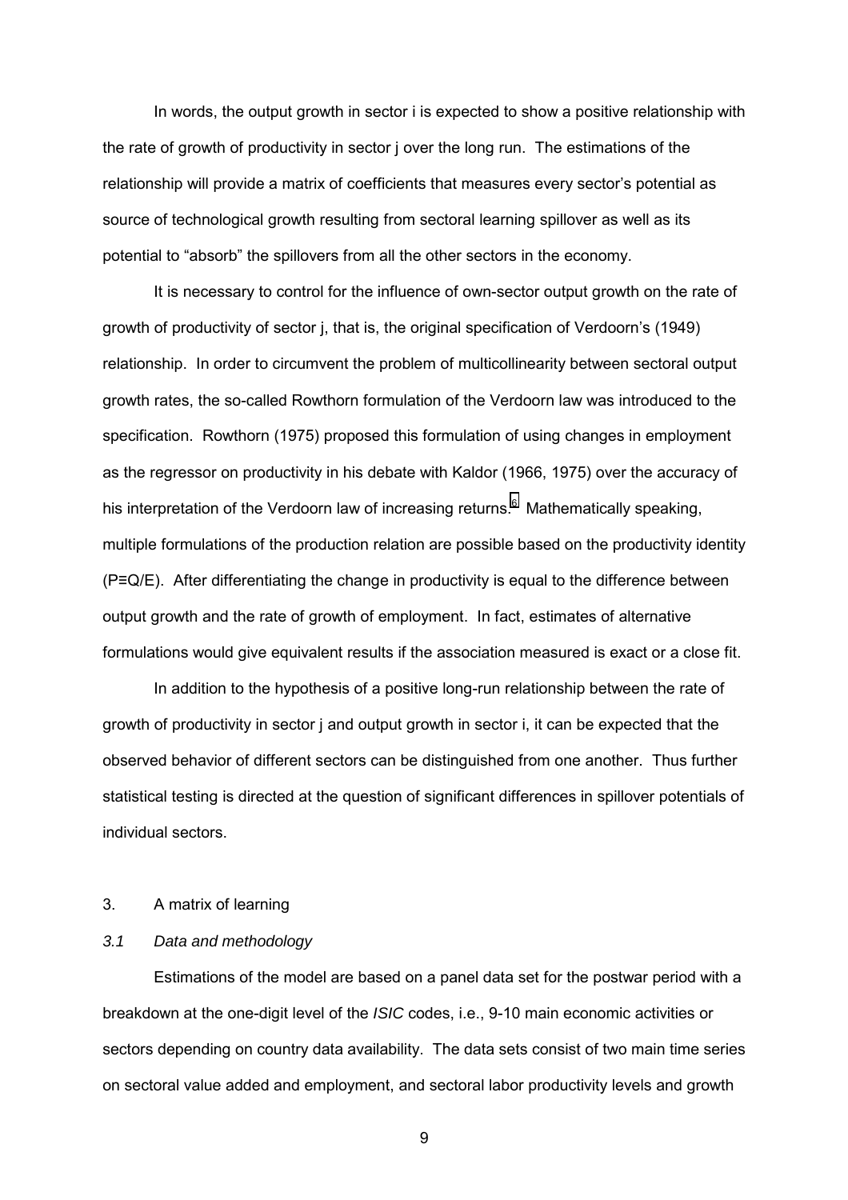In words, the output growth in sector i is expected to show a positive relationship with the rate of growth of productivity in sector j over the long run. The estimations of the relationship will provide a matrix of coefficients that measures every sector's potential as source of technological growth resulting from sectoral learning spillover as well as its potential to "absorb" the spillovers from all the other sectors in the economy.

It is necessary to control for the influence of own-sector output growth on the rate of growth of productivity of sector j, that is, the original specification of Verdoorn's (1949) relationship. In order to circumvent the problem of multicollinearity between sectoral output growth rates, the so-called Rowthorn formulation of the Verdoorn law was introduced to the specification. Rowthorn (1975) proposed this formulation of using changes in employment as the regressor on productivity in his debate with Kaldor (1966, 1975) over the accuracy of his interpretation of the Verdoorn law of increasing returns.[6] Mathematically speaking, multiple formulations of the production relation are possible based on the productivity identity ($P \equiv Q/E$). After differentiating the change in productivity is equal to the difference between output growth and the rate of growth of employment. In fact, estimates of alternative formulations would give equivalent results if the association measured is exact or a close fit.

In addition to the hypothesis of a positive long-run relationship between the rate of growth of productivity in sector j and output growth in sector i, it can be expected that the observed behavior of different sectors can be distinguished from one another. Thus further statistical testing is directed at the question of significant differences in spillover potentials of individual sectors.

## 3. A matrix of learning

### *3.1 Data and methodology*

Estimations of the model are based on a panel data set for the postwar period with a breakdown at the one-digit level of the *ISIC* codes, i.e., 9-10 main economic activities or sectors depending on country data availability. The data sets consist of two main time series on sectoral value added and employment, and sectoral labor productivity levels and growth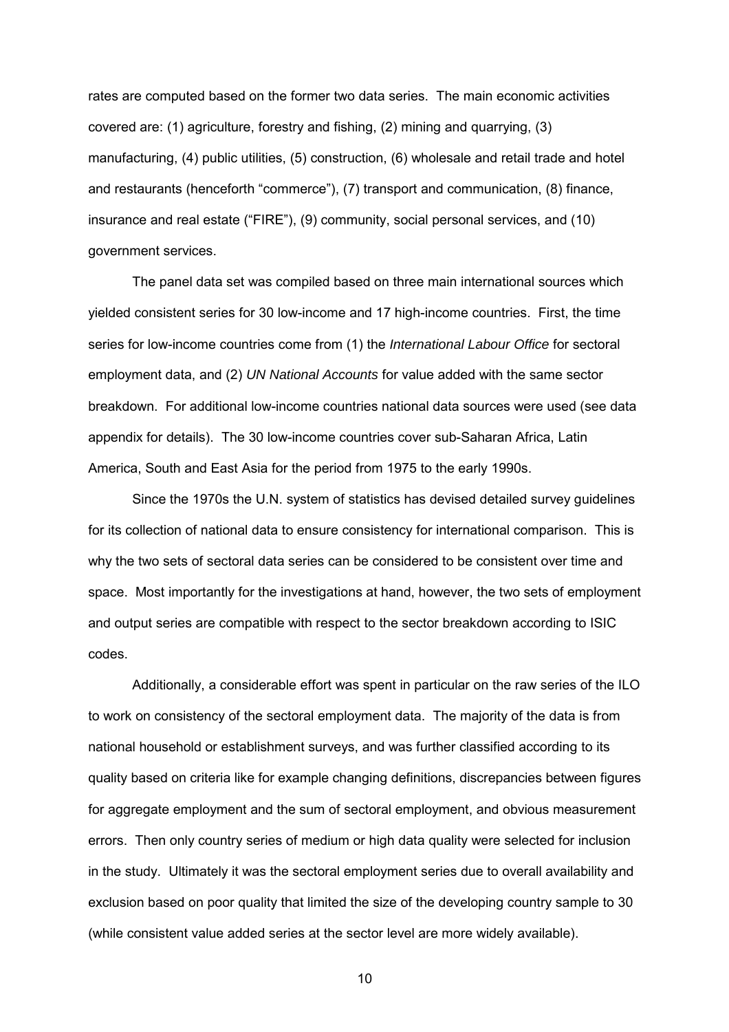rates are computed based on the former two data series. The main economic activities covered are: (1) agriculture, forestry and fishing, (2) mining and quarrying, (3) manufacturing, (4) public utilities, (5) construction, (6) wholesale and retail trade and hotel and restaurants (henceforth "commerce"), (7) transport and communication, (8) finance, insurance and real estate ("FIRE"), (9) community, social personal services, and (10) government services.

The panel data set was compiled based on three main international sources which yielded consistent series for 30 low-income and 17 high-income countries. First, the time series for low-income countries come from (1) the *International Labour Office* for sectoral employment data, and (2) *UN National Accounts* for value added with the same sector breakdown. For additional low-income countries national data sources were used (see data appendix for details). The 30 low-income countries cover sub-Saharan Africa, Latin America, South and East Asia for the period from 1975 to the early 1990s.

Since the 1970s the U.N. system of statistics has devised detailed survey guidelines for its collection of national data to ensure consistency for international comparison. This is why the two sets of sectoral data series can be considered to be consistent over time and space. Most importantly for the investigations at hand, however, the two sets of employment and output series are compatible with respect to the sector breakdown according to ISIC codes.

Additionally, a considerable effort was spent in particular on the raw series of the ILO to work on consistency of the sectoral employment data. The majority of the data is from national household or establishment surveys, and was further classified according to its quality based on criteria like for example changing definitions, discrepancies between figures for aggregate employment and the sum of sectoral employment, and obvious measurement errors. Then only country series of medium or high data quality were selected for inclusion in the study. Ultimately it was the sectoral employment series due to overall availability and exclusion based on poor quality that limited the size of the developing country sample to 30 (while consistent value added series at the sector level are more widely available).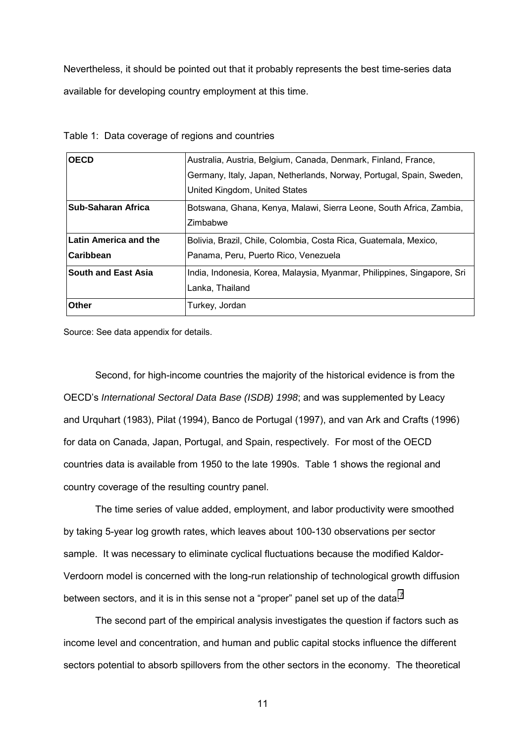Nevertheless, it should be pointed out that it probably represents the best time-series data available for developing country employment at this time.

Table 1: Data coverage of regions and countries

| | |
|---|---|
| **OECD** | Australia, Austria, Belgium, Canada, Denmark, Finland, France, Germany, Italy, Japan, Netherlands, Norway, Portugal, Spain, Sweden, United Kingdom, United States |
| **Sub-Saharan Africa** | Botswana, Ghana, Kenya, Malawi, Sierra Leone, South Africa, Zambia, Zimbabwe |
| **Latin America and the Caribbean** | Bolivia, Brazil, Chile, Colombia, Costa Rica, Guatemala, Mexico, Panama, Peru, Puerto Rico, Venezuela |
| **South and East Asia** | India, Indonesia, Korea, Malaysia, Myanmar, Philippines, Singapore, Sri Lanka, Thailand |
| **Other** | Turkey, Jordan |

Source: See data appendix for details.

Second, for high-income countries the majority of the historical evidence is from the OECD's *International Sectoral Data Base (ISDB) 1998*; and was supplemented by Leacy and Urquhart (1983), Pilat (1994), Banco de Portugal (1997), and van Ark and Crafts (1996) for data on Canada, Japan, Portugal, and Spain, respectively. For most of the OECD countries data is available from 1950 to the late 1990s. Table 1 shows the regional and country coverage of the resulting country panel.

The time series of value added, employment, and labor productivity were smoothed by taking 5-year log growth rates, which leaves about 100-130 observations per sector sample. It was necessary to eliminate cyclical fluctuations because the modified Kaldor-Verdoorn model is concerned with the long-run relationship of technological growth diffusion between sectors, and it is in this sense not a "proper" panel set up of the data.[7]

The second part of the empirical analysis investigates the question if factors such as income level and concentration, and human and public capital stocks influence the different sectors potential to absorb spillovers from the other sectors in the economy. The theoretical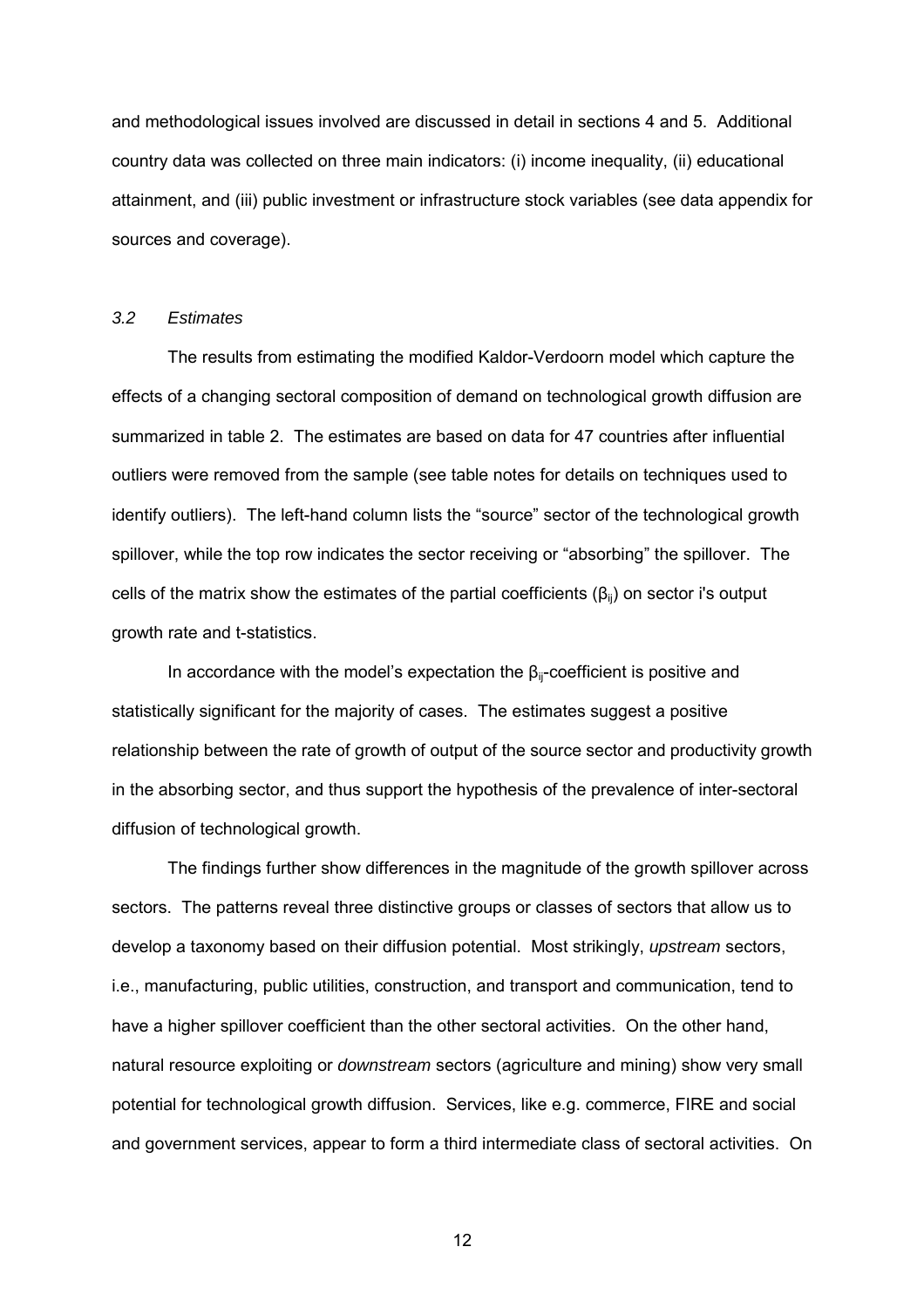and methodological issues involved are discussed in detail in sections 4 and 5. Additional country data was collected on three main indicators: (i) income inequality, (ii) educational attainment, and (iii) public investment or infrastructure stock variables (see data appendix for sources and coverage).

### *3.2 Estimates*

The results from estimating the modified Kaldor-Verdoorn model which capture the effects of a changing sectoral composition of demand on technological growth diffusion are summarized in table 2. The estimates are based on data for 47 countries after influential outliers were removed from the sample (see table notes for details on techniques used to identify outliers). The left-hand column lists the "source" sector of the technological growth spillover, while the top row indicates the sector receiving or "absorbing" the spillover. The cells of the matrix show the estimates of the partial coefficients ($\beta_{ij}$) on sector i's output growth rate and t-statistics.

In accordance with the model's expectation the $\beta_{ij}$-coefficient is positive and statistically significant for the majority of cases. The estimates suggest a positive relationship between the rate of growth of output of the source sector and productivity growth in the absorbing sector, and thus support the hypothesis of the prevalence of inter-sectoral diffusion of technological growth.

The findings further show differences in the magnitude of the growth spillover across sectors. The patterns reveal three distinctive groups or classes of sectors that allow us to develop a taxonomy based on their diffusion potential. Most strikingly, *upstream* sectors, i.e., manufacturing, public utilities, construction, and transport and communication, tend to have a higher spillover coefficient than the other sectoral activities. On the other hand, natural resource exploiting or *downstream* sectors (agriculture and mining) show very small potential for technological growth diffusion. Services, like e.g. commerce, FIRE and social and government services, appear to form a third intermediate class of sectoral activities. On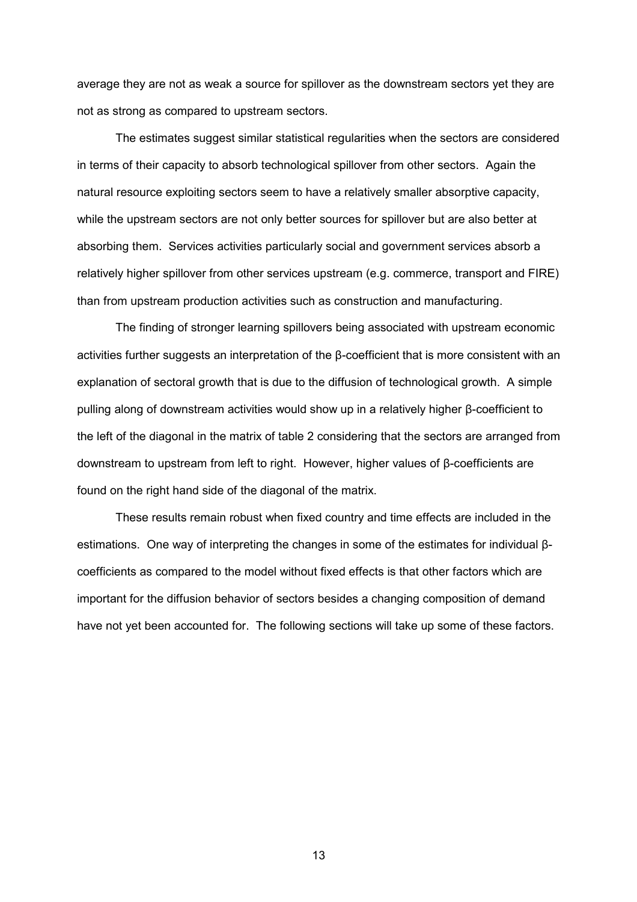average they are not as weak a source for spillover as the downstream sectors yet they are not as strong as compared to upstream sectors.

The estimates suggest similar statistical regularities when the sectors are considered in terms of their capacity to absorb technological spillover from other sectors. Again the natural resource exploiting sectors seem to have a relatively smaller absorptive capacity, while the upstream sectors are not only better sources for spillover but are also better at absorbing them. Services activities particularly social and government services absorb a relatively higher spillover from other services upstream (e.g. commerce, transport and FIRE) than from upstream production activities such as construction and manufacturing.

The finding of stronger learning spillovers being associated with upstream economic activities further suggests an interpretation of the β-coefficient that is more consistent with an explanation of sectoral growth that is due to the diffusion of technological growth. A simple pulling along of downstream activities would show up in a relatively higher β-coefficient to the left of the diagonal in the matrix of table 2 considering that the sectors are arranged from downstream to upstream from left to right. However, higher values of β-coefficients are found on the right hand side of the diagonal of the matrix.

These results remain robust when fixed country and time effects are included in the estimations. One way of interpreting the changes in some of the estimates for individual β-coefficients as compared to the model without fixed effects is that other factors which are important for the diffusion behavior of sectors besides a changing composition of demand have not yet been accounted for. The following sections will take up some of these factors.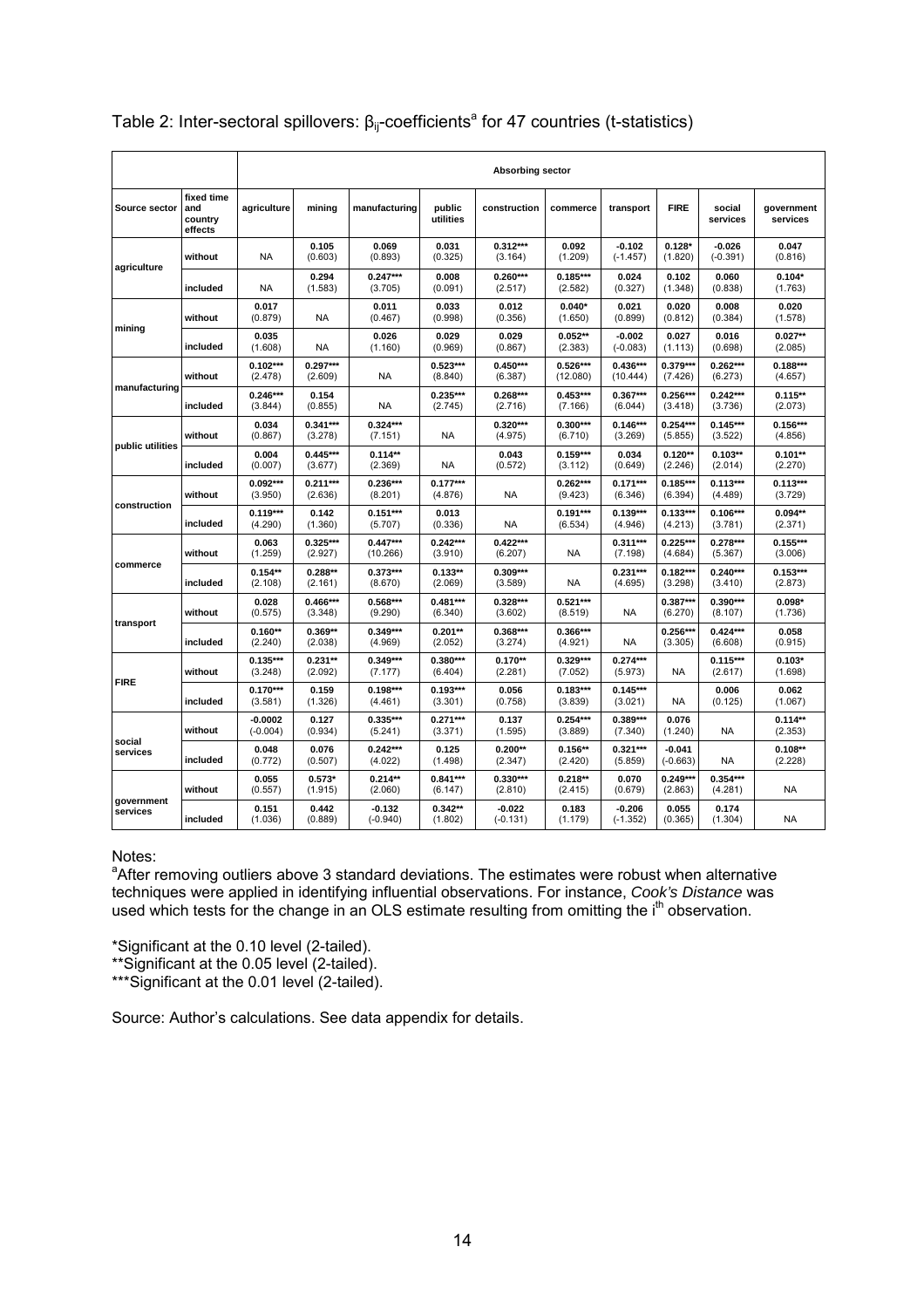Table 2: Inter-sectoral spillovers: $\beta_{ij}$-coefficients[a] for 47 countries (t-statistics)

| | | Absorbing sector | | | | | | | | | |
|---|---|---|---|---|---|---|---|---|---|---|---|
| Source sector | fixed time and country effects | agriculture | mining | manufacturing | public utilities | construction | commerce | transport | FIRE | social services | government services |
| agriculture | without | NA | 0.105 (0.603) | 0.069 (0.893) | 0.031 (0.325) | 0.312*** (3.164) | 0.092 (1.209) | -0.102 (-1.457) | 0.128* (1.820) | -0.026 (-0.391) | 0.047 (0.816) |
| | included | NA | 0.294 (1.583) | 0.247*** (3.705) | 0.008 (0.091) | 0.260*** (2.517) | 0.185*** (2.582) | 0.024 (0.327) | 0.102 (1.348) | 0.060 (0.838) | 0.104* (1.763) |
| mining | without | 0.017 (0.879) | NA | 0.011 (0.467) | 0.033 (0.998) | 0.012 (0.356) | 0.040* (1.650) | 0.021 (0.899) | 0.020 (0.812) | 0.008 (0.384) | 0.020 (1.578) |
| | included | 0.035 (1.608) | NA | 0.026 (1.160) | 0.029 (0.969) | 0.029 (0.867) | 0.052** (2.383) | -0.002 (-0.083) | 0.027 (1.113) | 0.016 (0.698) | 0.027** (2.085) |
| manufacturing | without | 0.102*** (2.478) | 0.297*** (2.609) | NA | 0.523*** (8.840) | 0.450*** (6.387) | 0.526*** (12.080) | 0.436*** (10.444) | 0.379*** (7.426) | 0.262*** (6.273) | 0.188*** (4.657) |
| | included | 0.246*** (3.844) | 0.154 (0.855) | NA | 0.235*** (2.745) | 0.268*** (2.716) | 0.453*** (7.166) | 0.367*** (6.044) | 0.256*** (3.418) | 0.242*** (3.736) | 0.115** (2.073) |
| public utilities | without | 0.034 (0.867) | 0.341*** (3.278) | 0.324*** (7.151) | NA | 0.320*** (4.975) | 0.300*** (6.710) | 0.146*** (3.269) | 0.254*** (5.855) | 0.145*** (3.522) | 0.156*** (4.856) |
| | included | 0.004 (0.007) | 0.445*** (3.677) | 0.114** (2.369) | NA | 0.043 (0.572) | 0.159*** (3.112) | 0.034 (0.649) | 0.120** (2.246) | 0.103** (2.014) | 0.101** (2.270) |
| construction | without | 0.092*** (3.950) | 0.211*** (2.636) | 0.236*** (8.201) | 0.177*** (4.876) | NA | 0.262*** (9.423) | 0.171*** (6.346) | 0.185*** (6.394) | 0.113*** (4.489) | 0.113*** (3.729) |
| | included | 0.119*** (4.290) | 0.142 (1.360) | 0.151*** (5.707) | 0.013 (0.336) | NA | 0.191*** (6.534) | 0.139*** (4.946) | 0.133*** (4.213) | 0.106*** (3.781) | 0.094** (2.371) |
| commerce | without | 0.063 (1.259) | 0.325*** (2.927) | 0.447*** (10.266) | 0.242*** (3.910) | 0.422*** (6.207) | NA | 0.311*** (7.198) | 0.225*** (4.684) | 0.278*** (5.367) | 0.155*** (3.006) |
| | included | 0.154** (2.108) | 0.288** (2.161) | 0.373*** (8.670) | 0.133** (2.069) | 0.309*** (3.589) | NA | 0.231*** (4.695) | 0.182*** (3.298) | 0.240*** (3.410) | 0.153*** (2.873) |
| transport | without | 0.028 (0.575) | 0.466*** (3.348) | 0.568*** (9.290) | 0.481*** (6.340) | 0.328*** (3.602) | 0.521*** (8.519) | NA | 0.387*** (6.270) | 0.390*** (8.107) | 0.098* (1.736) |
| | included | 0.160** (2.240) | 0.369** (2.038) | 0.349*** (4.969) | 0.201** (2.052) | 0.368*** (3.274) | 0.366*** (4.921) | NA | 0.256*** (3.305) | 0.424*** (6.608) | 0.058 (0.915) |
| FIRE | without | 0.135*** (3.248) | 0.231** (2.092) | 0.349*** (7.177) | 0.380*** (6.404) | 0.170** (2.281) | 0.329*** (7.052) | 0.274*** (5.973) | NA | 0.115*** (2.617) | 0.103* (1.698) |
| | included | 0.170*** (3.581) | 0.159 (1.326) | 0.198*** (4.461) | 0.193*** (3.301) | 0.056 (0.758) | 0.183*** (3.839) | 0.145*** (3.021) | NA | 0.006 (0.125) | 0.062 (1.067) |
| social services | without | -0.0002 (-0.004) | 0.127 (0.934) | 0.335*** (5.241) | 0.271*** (3.371) | 0.137 (1.595) | 0.254*** (3.889) | 0.389*** (7.340) | 0.076 (1.240) | NA | 0.114** (2.353) |
| | included | 0.048 (0.772) | 0.076 (0.507) | 0.242*** (4.022) | 0.125 (1.498) | 0.200** (2.347) | 0.156** (2.420) | 0.321*** (5.859) | -0.041 (-0.663) | NA | 0.108** (2.228) |
| government services | without | 0.055 (0.557) | 0.573* (1.915) | 0.214** (2.060) | 0.841*** (6.147) | 0.330*** (2.810) | 0.218** (2.415) | 0.070 (0.679) | 0.249*** (2.863) | 0.354*** (4.281) | NA |
| | included | 0.151 (1.036) | 0.442 (0.889) | -0.132 (-0.940) | 0.342** (1.802) | -0.022 (-0.131) | 0.183 (1.179) | -0.206 (-1.352) | 0.055 (0.365) | 0.174 (1.304) | NA |

Notes:

[a]After removing outliers above 3 standard deviations. The estimates were robust when alternative techniques were applied in identifying influential observations. For instance, *Cook's Distance* was used which tests for the change in an OLS estimate resulting from omitting the i[th] observation.

*Significant at the 0.10 level (2-tailed).
**Significant at the 0.05 level (2-tailed).
***Significant at the 0.01 level (2-tailed).

Source: Author's calculations. See data appendix for details.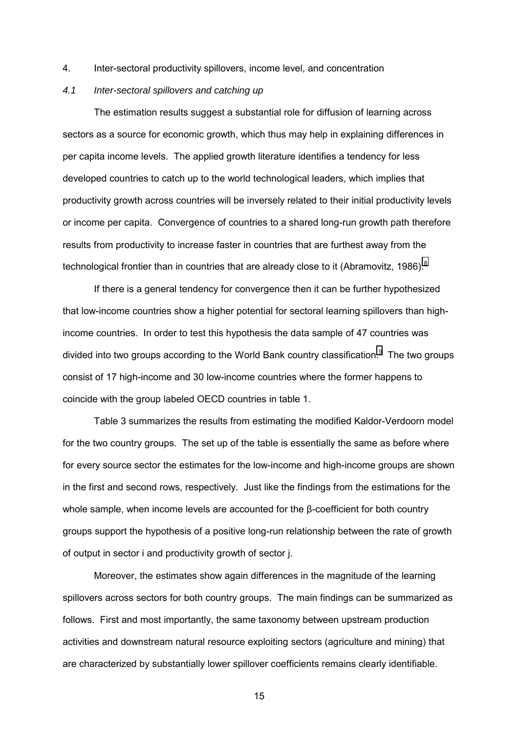## 4. Inter-sectoral productivity spillovers, income level, and concentration

### *4.1 Inter-sectoral spillovers and catching up*

The estimation results suggest a substantial role for diffusion of learning across sectors as a source for economic growth, which thus may help in explaining differences in per capita income levels. The applied growth literature identifies a tendency for less developed countries to catch up to the world technological leaders, which implies that productivity growth across countries will be inversely related to their initial productivity levels or income per capita. Convergence of countries to a shared long-run growth path therefore results from productivity to increase faster in countries that are furthest away from the technological frontier than in countries that are already close to it (Abramovitz, 1986).[8]

If there is a general tendency for convergence then it can be further hypothesized that low-income countries show a higher potential for sectoral learning spillovers than high-income countries. In order to test this hypothesis the data sample of 47 countries was divided into two groups according to the World Bank country classification.[9] The two groups consist of 17 high-income and 30 low-income countries where the former happens to coincide with the group labeled OECD countries in table 1.

Table 3 summarizes the results from estimating the modified Kaldor-Verdoorn model for the two country groups. The set up of the table is essentially the same as before where for every source sector the estimates for the low-income and high-income groups are shown in the first and second rows, respectively. Just like the findings from the estimations for the whole sample, when income levels are accounted for the β-coefficient for both country groups support the hypothesis of a positive long-run relationship between the rate of growth of output in sector i and productivity growth of sector j.

Moreover, the estimates show again differences in the magnitude of the learning spillovers across sectors for both country groups. The main findings can be summarized as follows. First and most importantly, the same taxonomy between upstream production activities and downstream natural resource exploiting sectors (agriculture and mining) that are characterized by substantially lower spillover coefficients remains clearly identifiable.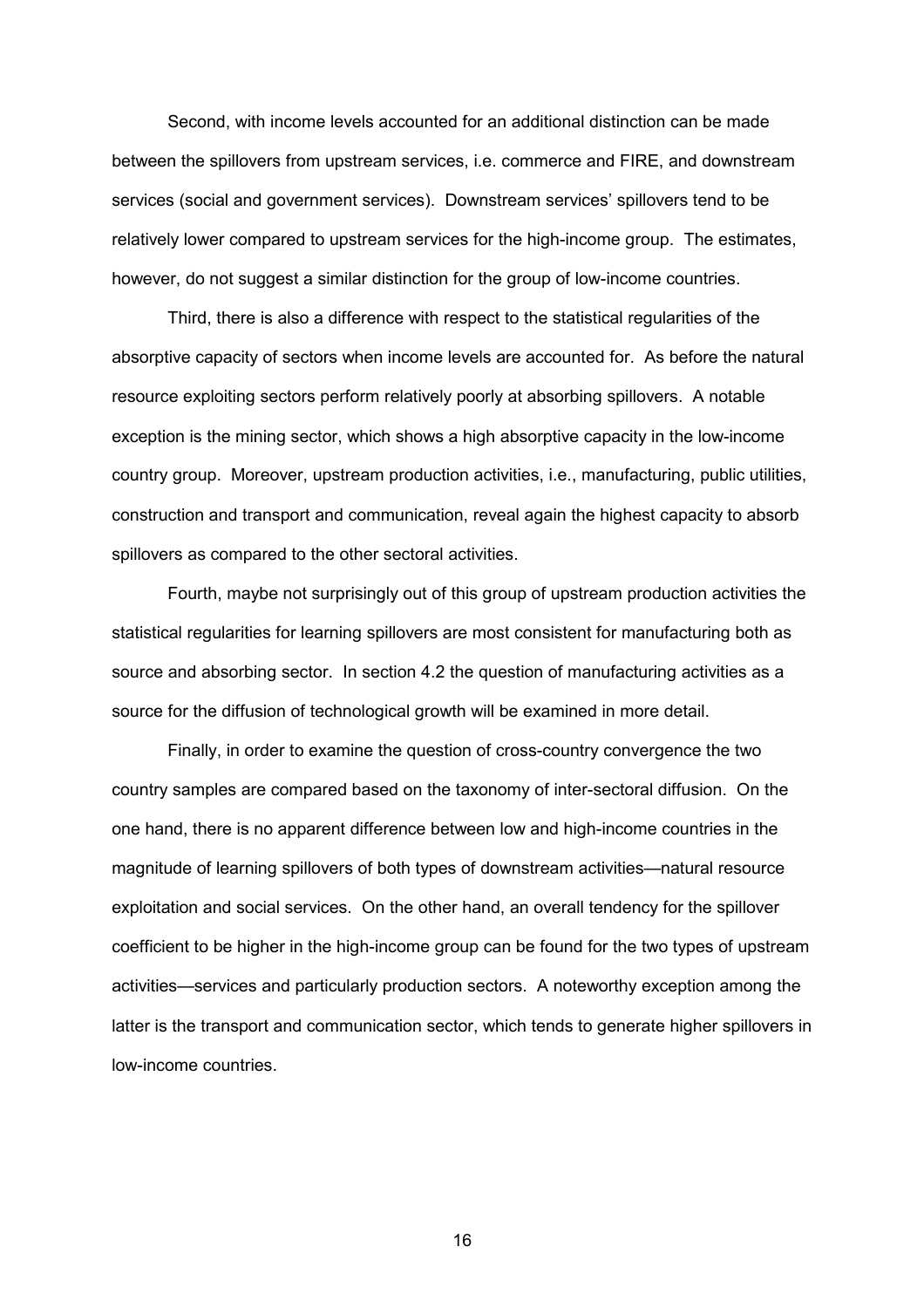Second, with income levels accounted for an additional distinction can be made between the spillovers from upstream services, i.e. commerce and FIRE, and downstream services (social and government services). Downstream services' spillovers tend to be relatively lower compared to upstream services for the high-income group. The estimates, however, do not suggest a similar distinction for the group of low-income countries.

Third, there is also a difference with respect to the statistical regularities of the absorptive capacity of sectors when income levels are accounted for. As before the natural resource exploiting sectors perform relatively poorly at absorbing spillovers. A notable exception is the mining sector, which shows a high absorptive capacity in the low-income country group. Moreover, upstream production activities, i.e., manufacturing, public utilities, construction and transport and communication, reveal again the highest capacity to absorb spillovers as compared to the other sectoral activities.

Fourth, maybe not surprisingly out of this group of upstream production activities the statistical regularities for learning spillovers are most consistent for manufacturing both as source and absorbing sector. In section 4.2 the question of manufacturing activities as a source for the diffusion of technological growth will be examined in more detail.

Finally, in order to examine the question of cross-country convergence the two country samples are compared based on the taxonomy of inter-sectoral diffusion. On the one hand, there is no apparent difference between low and high-income countries in the magnitude of learning spillovers of both types of downstream activities—natural resource exploitation and social services. On the other hand, an overall tendency for the spillover coefficient to be higher in the high-income group can be found for the two types of upstream activities—services and particularly production sectors. A noteworthy exception among the latter is the transport and communication sector, which tends to generate higher spillovers in low-income countries.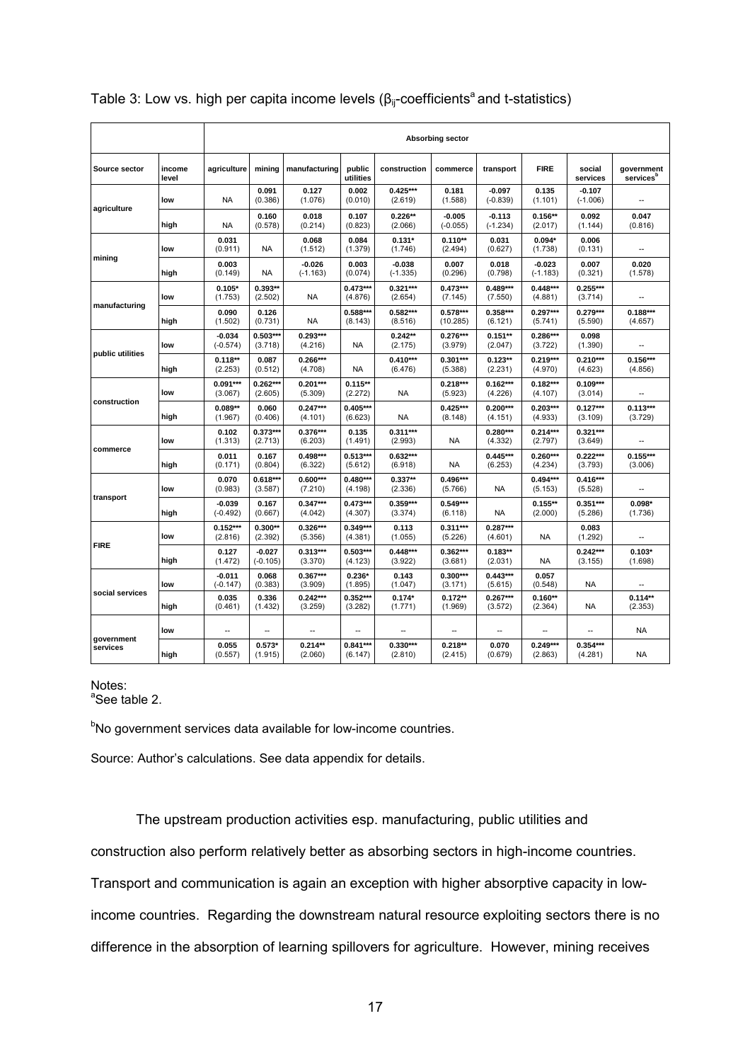Table 3: Low vs. high per capita income levels ($\beta_{ij}$-coefficients[a] and t-statistics)

| | | Absorbing sector | | | | | | | | | |
|---|---|---|---|---|---|---|---|---|---|---|---|
| Source sector | income level | agriculture | mining | manufacturing | public utilities | construction | commerce | transport | FIRE | social services | government services[b] |
| agriculture | low | NA | 0.091 (0.386) | 0.127 (1.076) | 0.002 (0.010) | 0.425*** (2.619) | 0.181 (1.588) | -0.097 (-0.839) | 0.135 (1.101) | -0.107 (-1.006) | -- |
| | high | NA | 0.160 (0.578) | 0.018 (0.214) | 0.107 (0.823) | 0.226** (2.066) | -0.005 (-0.055) | -0.113 (-1.234) | 0.156** (2.017) | 0.092 (1.144) | 0.047 (0.816) |
| mining | low | 0.031 (0.911) | NA | 0.068 (1.512) | 0.084 (1.379) | 0.131* (1.746) | 0.110** (2.494) | 0.031 (0.627) | 0.094* (1.738) | 0.006 (0.131) | -- |
| | high | 0.003 (0.149) | NA | -0.026 (-1.163) | 0.003 (0.074) | -0.038 (-1.335) | 0.007 (0.296) | 0.018 (0.798) | -0.023 (-1.183) | 0.007 (0.321) | 0.020 (1.578) |
| manufacturing | low | 0.105* (1.753) | 0.393** (2.502) | NA | 0.473*** (4.876) | 0.321*** (2.654) | 0.473*** (7.145) | 0.489*** (7.550) | 0.448*** (4.881) | 0.255*** (3.714) | -- |
| | high | 0.090 (1.502) | 0.126 (0.731) | NA | 0.588*** (8.143) | 0.582*** (8.516) | 0.578*** (10.285) | 0.358*** (6.121) | 0.297*** (5.741) | 0.279*** (5.590) | 0.188*** (4.657) |
| public utilities | low | -0.034 (-0.574) | 0.503*** (3.718) | 0.293*** (4.216) | NA | 0.242** (2.175) | 0.276*** (3.979) | 0.151** (2.047) | 0.286*** (3.722) | 0.098 (1.390) | -- |
| | high | 0.118** (2.253) | 0.087 (0.512) | 0.266*** (4.708) | NA | 0.410*** (6.476) | 0.301*** (5.388) | 0.123** (2.231) | 0.219*** (4.970) | 0.210*** (4.623) | 0.156*** (4.856) |
| construction | low | 0.091*** (3.067) | 0.262*** (2.605) | 0.201*** (5.309) | 0.115** (2.272) | NA | 0.218*** (5.923) | 0.162*** (4.226) | 0.182*** (4.107) | 0.109*** (3.014) | -- |
| | high | 0.089** (1.967) | 0.060 (0.406) | 0.247*** (4.101) | 0.405*** (6.623) | NA | 0.425*** (8.148) | 0.200*** (4.151) | 0.203*** (4.933) | 0.127*** (3.109) | 0.113*** (3.729) |
| commerce | low | 0.102 (1.313) | 0.373*** (2.713) | 0.376*** (6.203) | 0.135 (1.491) | 0.311*** (2.993) | NA | 0.280*** (4.332) | 0.214*** (2.797) | 0.321*** (3.649) | -- |
| | high | 0.011 (0.171) | 0.167 (0.804) | 0.498*** (6.322) | 0.513*** (5.612) | 0.632*** (6.918) | NA | 0.445*** (6.253) | 0.260*** (4.234) | 0.222*** (3.793) | 0.155*** (3.006) |
| transport | low | 0.070 (0.983) | 0.618*** (3.587) | 0.600*** (7.210) | 0.480*** (4.198) | 0.337** (2.336) | 0.496*** (5.766) | NA | 0.494*** (5.153) | 0.416*** (5.528) | -- |
| | high | -0.039 (-0.492) | 0.167 (0.667) | 0.347*** (4.042) | 0.473*** (4.307) | 0.359*** (3.374) | 0.549*** (6.118) | NA | 0.155** (2.000) | 0.351*** (5.286) | 0.098* (1.736) |
| FIRE | low | 0.152*** (2.816) | 0.300** (2.392) | 0.326*** (5.356) | 0.349*** (4.381) | 0.113 (1.055) | 0.311*** (5.226) | 0.287*** (4.601) | NA | 0.083 (1.292) | -- |
| | high | 0.127 (1.472) | -0.027 (-0.105) | 0.313*** (3.370) | 0.503*** (4.123) | 0.448*** (3.922) | 0.362*** (3.681) | 0.183** (2.031) | NA | 0.242*** (3.155) | 0.103* (1.698) |
| social services | low | -0.011 (-0.147) | 0.068 (0.383) | 0.367*** (3.909) | 0.236* (1.895) | 0.143 (1.047) | 0.300*** (3.171) | 0.443*** (5.615) | 0.057 (0.548) | NA | -- |
| | high | 0.035 (0.461) | 0.336 (1.432) | 0.242*** (3.259) | 0.352*** (3.282) | 0.174* (1.771) | 0.172** (1.969) | 0.267*** (3.572) | 0.160** (2.364) | NA | 0.114** (2.353) |
| government services | low | -- | -- | -- | -- | -- | -- | -- | -- | -- | NA |
| | high | 0.055 (0.557) | 0.573* (1.915) | 0.214** (2.060) | 0.841*** (6.147) | 0.330*** (2.810) | 0.218** (2.415) | 0.070 (0.679) | 0.249*** (2.863) | 0.354*** (4.281) | NA |

Notes:
[a]See table 2.

[b]No government services data available for low-income countries.

Source: Author's calculations. See data appendix for details.

The upstream production activities esp. manufacturing, public utilities and construction also perform relatively better as absorbing sectors in high-income countries. Transport and communication is again an exception with higher absorptive capacity in low-income countries. Regarding the downstream natural resource exploiting sectors there is no difference in the absorption of learning spillovers for agriculture. However, mining receives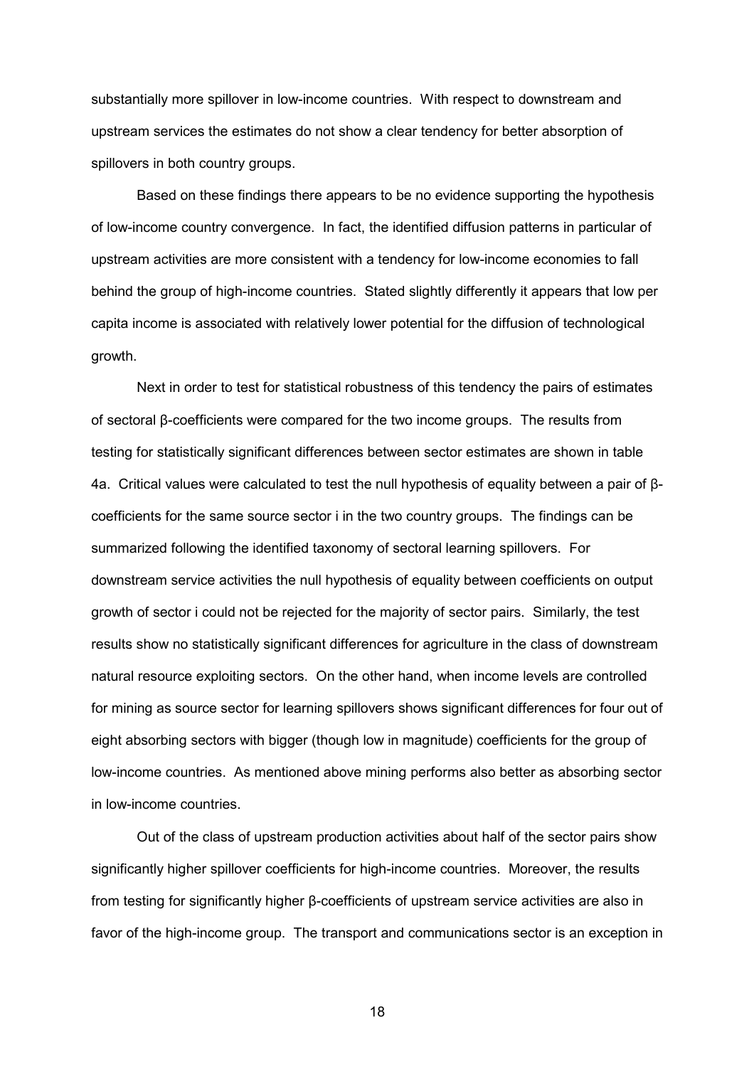substantially more spillover in low-income countries. With respect to downstream and upstream services the estimates do not show a clear tendency for better absorption of spillovers in both country groups.

Based on these findings there appears to be no evidence supporting the hypothesis of low-income country convergence. In fact, the identified diffusion patterns in particular of upstream activities are more consistent with a tendency for low-income economies to fall behind the group of high-income countries. Stated slightly differently it appears that low per capita income is associated with relatively lower potential for the diffusion of technological growth.

Next in order to test for statistical robustness of this tendency the pairs of estimates of sectoral β-coefficients were compared for the two income groups. The results from testing for statistically significant differences between sector estimates are shown in table 4a. Critical values were calculated to test the null hypothesis of equality between a pair of β-coefficients for the same source sector i in the two country groups. The findings can be summarized following the identified taxonomy of sectoral learning spillovers. For downstream service activities the null hypothesis of equality between coefficients on output growth of sector i could not be rejected for the majority of sector pairs. Similarly, the test results show no statistically significant differences for agriculture in the class of downstream natural resource exploiting sectors. On the other hand, when income levels are controlled for mining as source sector for learning spillovers shows significant differences for four out of eight absorbing sectors with bigger (though low in magnitude) coefficients for the group of low-income countries. As mentioned above mining performs also better as absorbing sector in low-income countries.

Out of the class of upstream production activities about half of the sector pairs show significantly higher spillover coefficients for high-income countries. Moreover, the results from testing for significantly higher β-coefficients of upstream service activities are also in favor of the high-income group. The transport and communications sector is an exception in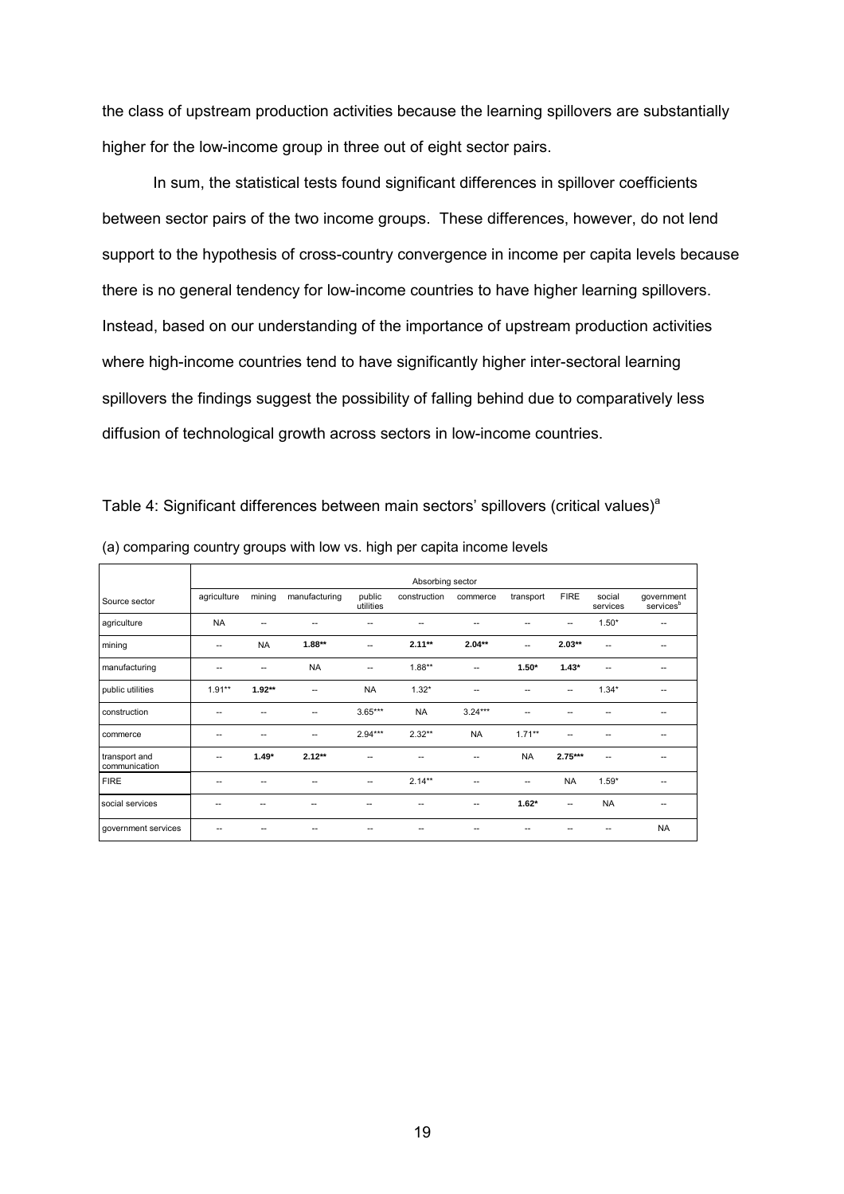the class of upstream production activities because the learning spillovers are substantially higher for the low-income group in three out of eight sector pairs.

In sum, the statistical tests found significant differences in spillover coefficients between sector pairs of the two income groups. These differences, however, do not lend support to the hypothesis of cross-country convergence in income per capita levels because there is no general tendency for low-income countries to have higher learning spillovers. Instead, based on our understanding of the importance of upstream production activities where high-income countries tend to have significantly higher inter-sectoral learning spillovers the findings suggest the possibility of falling behind due to comparatively less diffusion of technological growth across sectors in low-income countries.

Table 4: Significant differences between main sectors' spillovers (critical values)[a]

(a) comparing country groups with low vs. high per capita income levels

| | Absorbing sector | | | | | | | | | |
|---|---|---|---|---|---|---|---|---|---|---|
| Source sector | agriculture | mining | manufacturing | public utilities | construction | commerce | transport | FIRE | social services | government services[b] |
| agriculture | NA | -- | -- | -- | -- | -- | -- | -- | 1.50* | -- |
| mining | -- | NA | **1.88**** | -- | **2.11**** | **2.04**** | -- | **2.03**** | -- | -- |
| manufacturing | -- | -- | NA | -- | 1.88** | -- | **1.50*** | **1.43*** | -- | -- |
| public utilities | 1.91** | **1.92**** | -- | NA | 1.32* | -- | -- | -- | 1.34* | -- |
| construction | -- | -- | -- | 3.65*** | NA | 3.24*** | -- | -- | -- | -- |
| commerce | -- | -- | -- | 2.94*** | 2.32** | NA | 1.71** | -- | -- | -- |
| transport and communication | -- | **1.49*** | **2.12**** | -- | -- | -- | NA | **2.75***** | -- | -- |
| FIRE | -- | -- | -- | -- | 2.14** | -- | -- | NA | 1.59* | -- |
| social services | -- | -- | -- | -- | -- | -- | **1.62*** | -- | NA | -- |
| government services | -- | -- | -- | -- | -- | -- | -- | -- | -- | NA |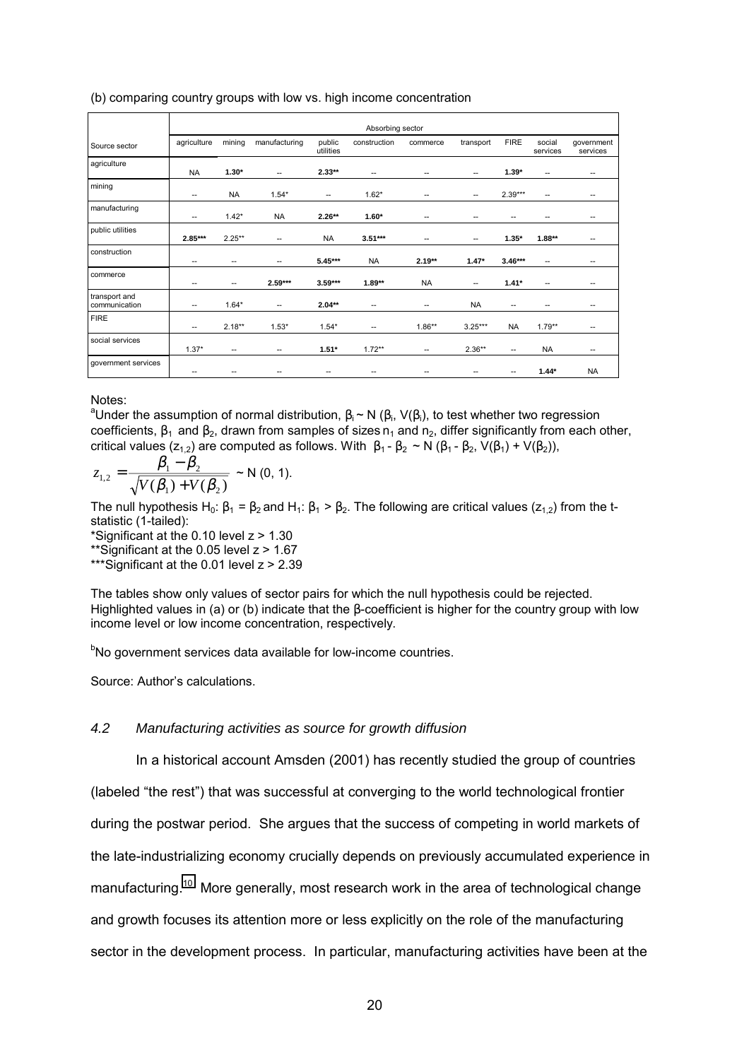(b) comparing country groups with low vs. high income concentration

| Source sector | Absorbing sector | | | | | | | | | |
|---|---|---|---|---|---|---|---|---|---|---|
| | agriculture | mining | manufacturing | public utilities | construction | commerce | transport | FIRE | social services | government services |
| agriculture | NA | **1.30*** | -- | **2.33**** | -- | -- | -- | **1.39*** | -- | -- |
| mining | -- | NA | 1.54* | -- | 1.62* | -- | -- | 2.39*** | -- | -- |
| manufacturing | -- | 1.42* | NA | **2.26**** | **1.60*** | -- | -- | -- | -- | -- |
| public utilities | **2.85***** | 2.25** | -- | NA | **3.51***** | -- | -- | **1.35*** | **1.88**** | -- |
| construction | -- | -- | -- | **5.45***** | NA | **2.19**** | **1.47*** | **3.46***** | -- | -- |
| commerce | -- | -- | **2.59***** | **3.59***** | **1.89**** | NA | -- | **1.41*** | -- | -- |
| transport and communication | -- | 1.64* | -- | **2.04**** | -- | -- | NA | -- | -- | -- |
| FIRE | -- | 2.18** | 1.53* | 1.54* | -- | 1.86** | 3.25*** | NA | 1.79** | -- |
| social services | 1.37* | -- | -- | **1.51*** | 1.72** | -- | 2.36** | -- | NA | -- |
| government services | -- | -- | -- | -- | -- | -- | -- | -- | **1.44*** | NA |

Notes:

[a]Under the assumption of normal distribution, $\beta_i \sim N(\beta_i, V(\beta_i))$, to test whether two regression coefficients, $\beta_1$ and $\beta_2$, drawn from samples of sizes $n_1$ and $n_2$, differ significantly from each other, critical values ($z_{1,2}$) are computed as follows. With $\beta_1 - \beta_2 \sim N(\beta_1 - \beta_2, V(\beta_1) + V(\beta_2))$,

$$z_{1,2} = \frac{\beta_1 - \beta_2}{\sqrt{V(\beta_1) + V(\beta_2)}} \sim N(0, 1).$$

The null hypothesis $H_0$: $\beta_1 = \beta_2$ and $H_1$: $\beta_1 > \beta_2$. The following are critical values ($z_{1,2}$) from the t-statistic (1-tailed):

*Significant at the 0.10 level z > 1.30

**Significant at the 0.05 level z > 1.67

***Significant at the 0.01 level z > 2.39

The tables show only values of sector pairs for which the null hypothesis could be rejected. Highlighted values in (a) or (b) indicate that the β-coefficient is higher for the country group with low income level or low income concentration, respectively.

[b]No government services data available for low-income countries.

Source: Author's calculations.

### *4.2 Manufacturing activities as source for growth diffusion*

In a historical account Amsden (2001) has recently studied the group of countries (labeled "the rest") that was successful at converging to the world technological frontier during the postwar period. She argues that the success of competing in world markets of the late-industrializing economy crucially depends on previously accumulated experience in manufacturing.[10] More generally, most research work in the area of technological change and growth focuses its attention more or less explicitly on the role of the manufacturing sector in the development process. In particular, manufacturing activities have been at the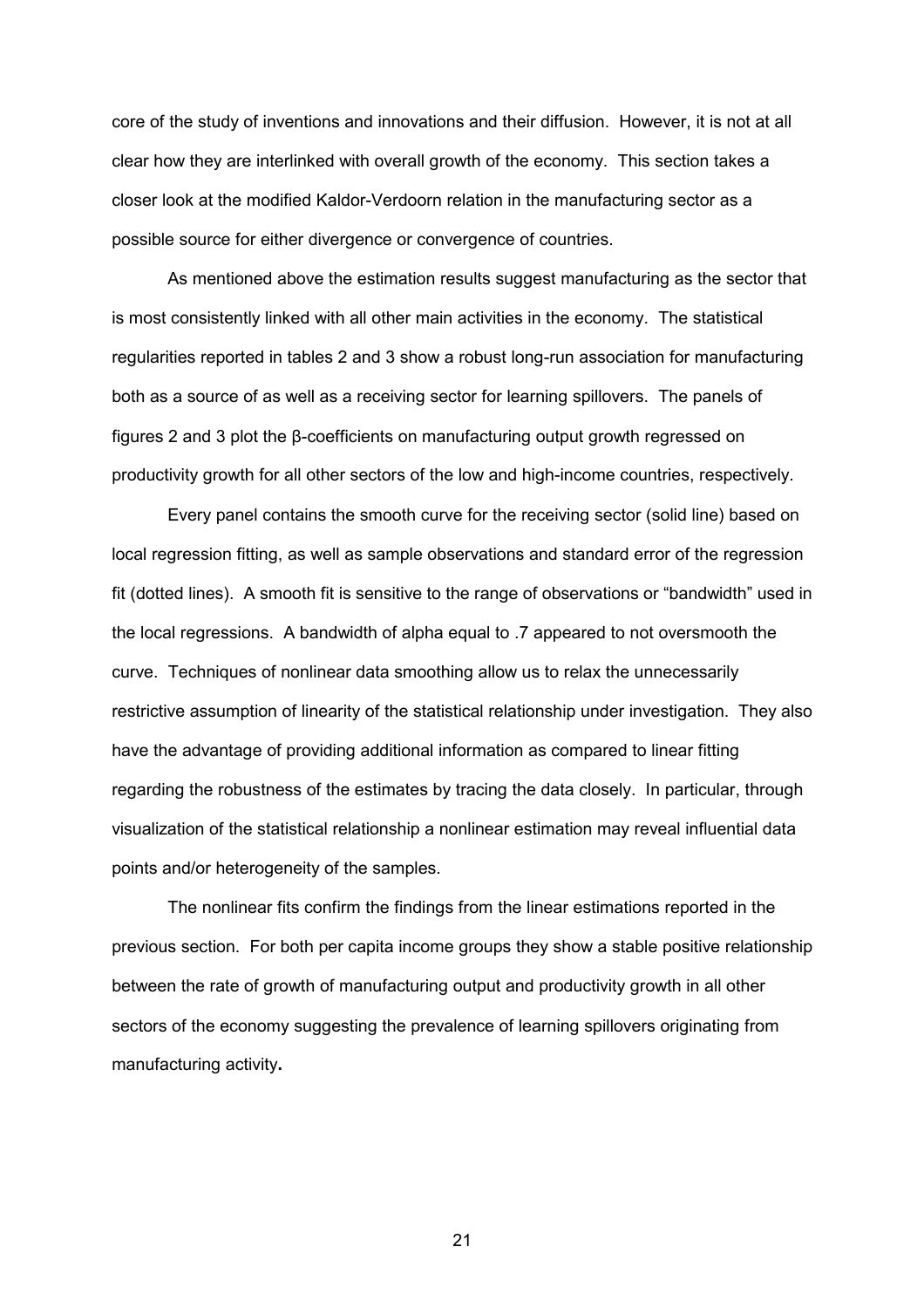core of the study of inventions and innovations and their diffusion. However, it is not at all clear how they are interlinked with overall growth of the economy. This section takes a closer look at the modified Kaldor-Verdoorn relation in the manufacturing sector as a possible source for either divergence or convergence of countries.

As mentioned above the estimation results suggest manufacturing as the sector that is most consistently linked with all other main activities in the economy. The statistical regularities reported in tables 2 and 3 show a robust long-run association for manufacturing both as a source of as well as a receiving sector for learning spillovers. The panels of figures 2 and 3 plot the β-coefficients on manufacturing output growth regressed on productivity growth for all other sectors of the low and high-income countries, respectively.

Every panel contains the smooth curve for the receiving sector (solid line) based on local regression fitting, as well as sample observations and standard error of the regression fit (dotted lines). A smooth fit is sensitive to the range of observations or "bandwidth" used in the local regressions. A bandwidth of alpha equal to .7 appeared to not oversmooth the curve. Techniques of nonlinear data smoothing allow us to relax the unnecessarily restrictive assumption of linearity of the statistical relationship under investigation. They also have the advantage of providing additional information as compared to linear fitting regarding the robustness of the estimates by tracing the data closely. In particular, through visualization of the statistical relationship a nonlinear estimation may reveal influential data points and/or heterogeneity of the samples.

The nonlinear fits confirm the findings from the linear estimations reported in the previous section. For both per capita income groups they show a stable positive relationship between the rate of growth of manufacturing output and productivity growth in all other sectors of the economy suggesting the prevalence of learning spillovers originating from manufacturing activity**.**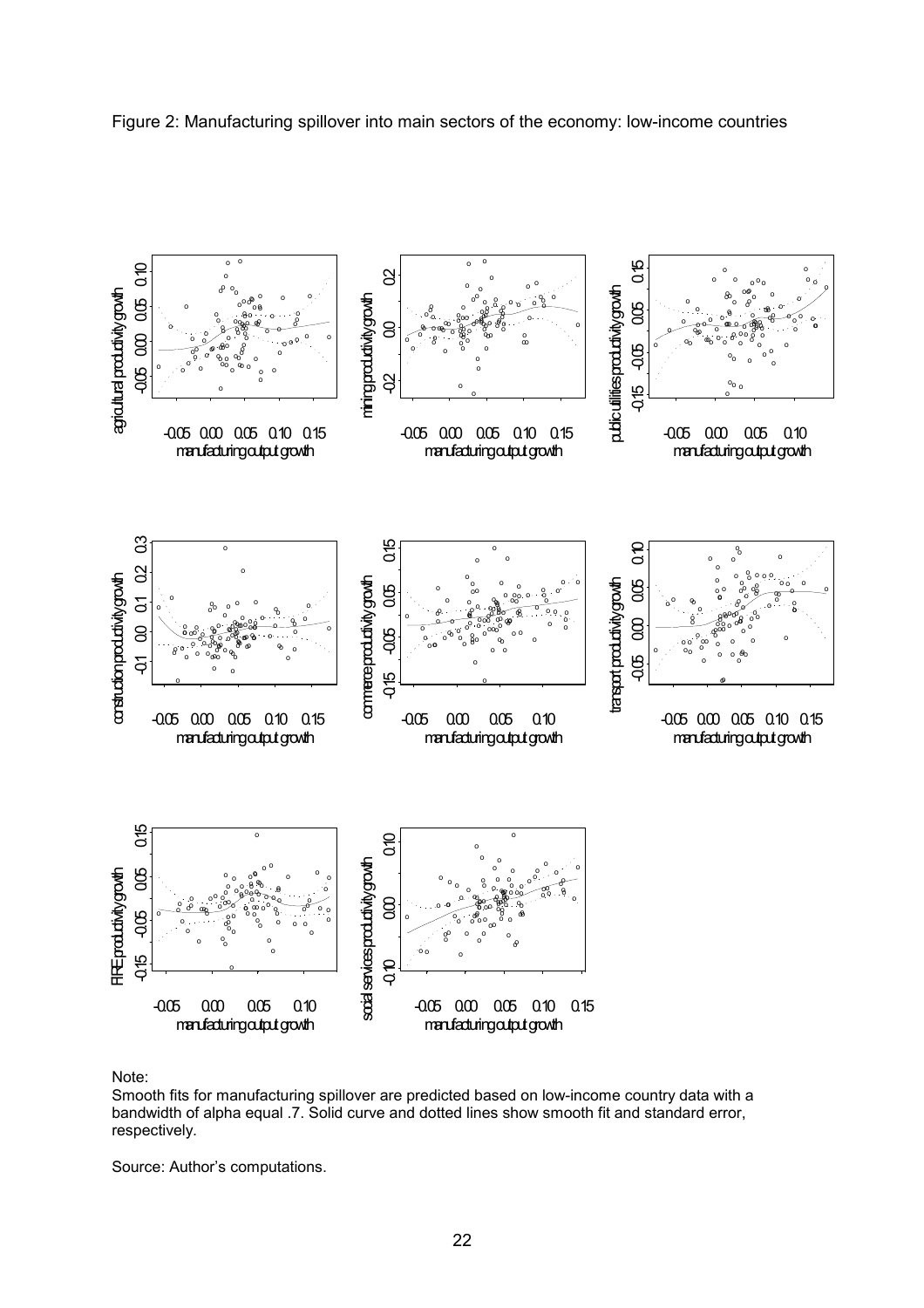Figure 2: Manufacturing spillover into main sectors of the economy: low-income countries

Note:
Smooth fits for manufacturing spillover are predicted based on low-income country data with a bandwidth of alpha equal .7. Solid curve and dotted lines show smooth fit and standard error, respectively.

Source: Author's computations.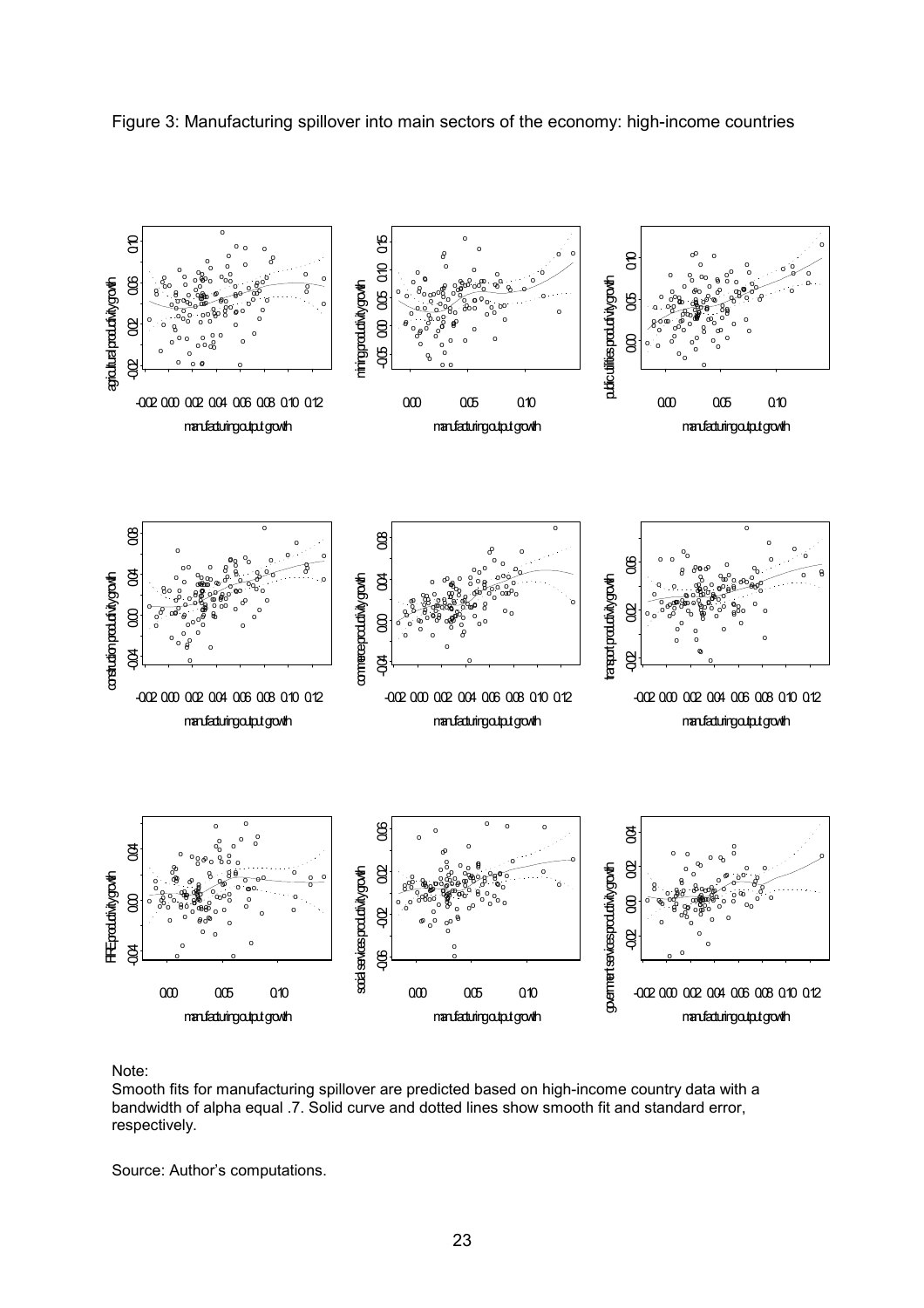Figure 3: Manufacturing spillover into main sectors of the economy: high-income countries

Note:
Smooth fits for manufacturing spillover are predicted based on high-income country data with a bandwidth of alpha equal .7. Solid curve and dotted lines show smooth fit and standard error, respectively.

Source: Author's computations.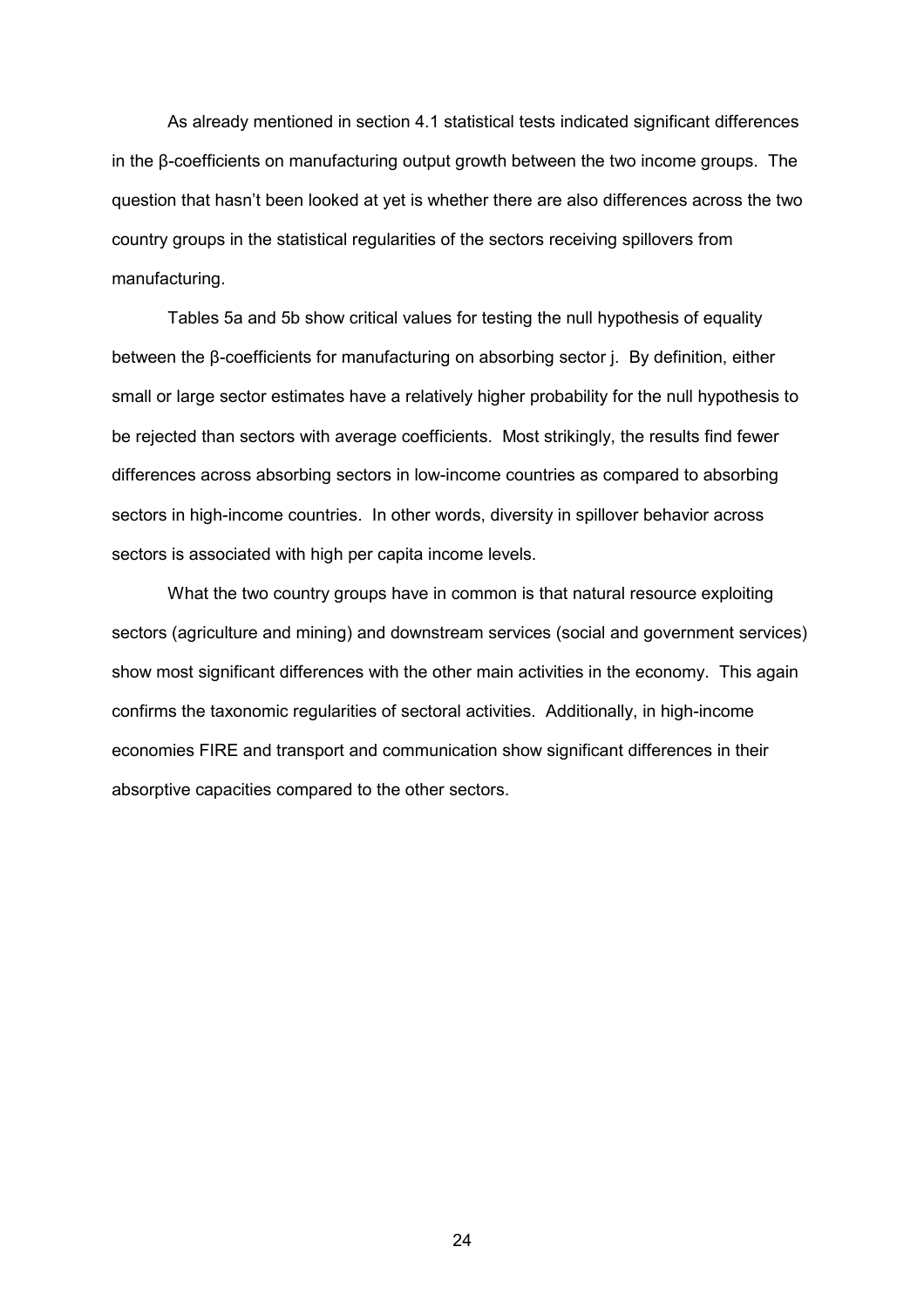As already mentioned in section 4.1 statistical tests indicated significant differences in the β-coefficients on manufacturing output growth between the two income groups. The question that hasn't been looked at yet is whether there are also differences across the two country groups in the statistical regularities of the sectors receiving spillovers from manufacturing.

Tables 5a and 5b show critical values for testing the null hypothesis of equality between the β-coefficients for manufacturing on absorbing sector j. By definition, either small or large sector estimates have a relatively higher probability for the null hypothesis to be rejected than sectors with average coefficients. Most strikingly, the results find fewer differences across absorbing sectors in low-income countries as compared to absorbing sectors in high-income countries. In other words, diversity in spillover behavior across sectors is associated with high per capita income levels.

What the two country groups have in common is that natural resource exploiting sectors (agriculture and mining) and downstream services (social and government services) show most significant differences with the other main activities in the economy. This again confirms the taxonomic regularities of sectoral activities. Additionally, in high-income economies FIRE and transport and communication show significant differences in their absorptive capacities compared to the other sectors.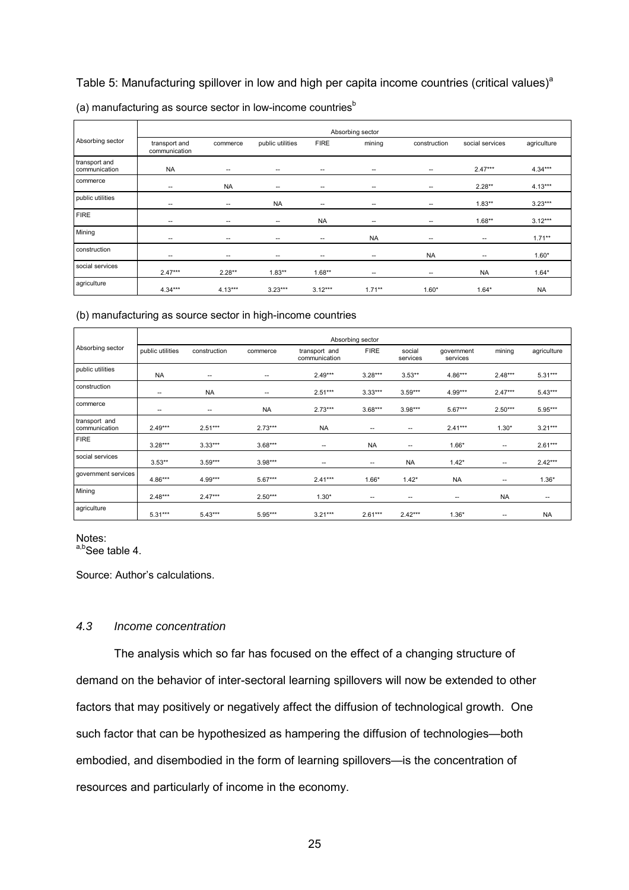Table 5: Manufacturing spillover in low and high per capita income countries (critical values)[a]

(a) manufacturing as source sector in low-income countries[b]

| Absorbing sector | Absorbing sector | | | | | | | |
|---|---|---|---|---|---|---|---|---|
| | transport and communication | commerce | public utilities | FIRE | mining | construction | social services | agriculture |
| transport and communication | NA | -- | -- | -- | -- | -- | 2.47*** | 4.34*** |
| commerce | -- | NA | -- | -- | -- | -- | 2.28** | 4.13*** |
| public utilities | -- | -- | NA | -- | -- | -- | 1.83** | 3.23*** |
| FIRE | -- | -- | -- | NA | -- | -- | 1.68** | 3.12*** |
| Mining | -- | -- | -- | -- | NA | -- | -- | 1.71** |
| construction | -- | -- | -- | -- | -- | NA | -- | 1.60* |
| social services | 2.47*** | 2.28** | 1.83** | 1.68** | -- | -- | NA | 1.64* |
| agriculture | 4.34*** | 4.13*** | 3.23*** | 3.12*** | 1.71** | 1.60* | 1.64* | NA |

(b) manufacturing as source sector in high-income countries

| Absorbing sector | Absorbing sector | | | | | | | | |
|---|---|---|---|---|---|---|---|---|---|
| | public utilities | construction | commerce | transport and communication | FIRE | social services | government services | mining | agriculture |
| public utilities | NA | -- | -- | 2.49*** | 3.28*** | 3.53** | 4.86*** | 2.48*** | 5.31*** |
| construction | -- | NA | -- | 2.51*** | 3.33*** | 3.59*** | 4.99*** | 2.47*** | 5.43*** |
| commerce | -- | -- | NA | 2.73*** | 3.68*** | 3.98*** | 5.67*** | 2.50*** | 5.95*** |
| transport and communication | 2.49*** | 2.51*** | 2.73*** | NA | -- | -- | 2.41*** | 1.30* | 3.21*** |
| FIRE | 3.28*** | 3.33*** | 3.68*** | -- | NA | -- | 1.66* | -- | 2.61*** |
| social services | 3.53** | 3.59*** | 3.98*** | -- | -- | NA | 1.42* | -- | 2.42*** |
| government services | 4.86*** | 4.99*** | 5.67*** | 2.41*** | 1.66* | 1.42* | NA | -- | 1.36* |
| Mining | 2.48*** | 2.47*** | 2.50*** | 1.30* | -- | -- | -- | NA | -- |
| agriculture | 5.31*** | 5.43*** | 5.95*** | 3.21*** | 2.61*** | 2.42*** | 1.36* | -- | NA |

Notes:
[a,b]See table 4.

Source: Author's calculations.

### *4.3 Income concentration*

The analysis which so far has focused on the effect of a changing structure of demand on the behavior of inter-sectoral learning spillovers will now be extended to other factors that may positively or negatively affect the diffusion of technological growth. One such factor that can be hypothesized as hampering the diffusion of technologies—both embodied, and disembodied in the form of learning spillovers—is the concentration of resources and particularly of income in the economy.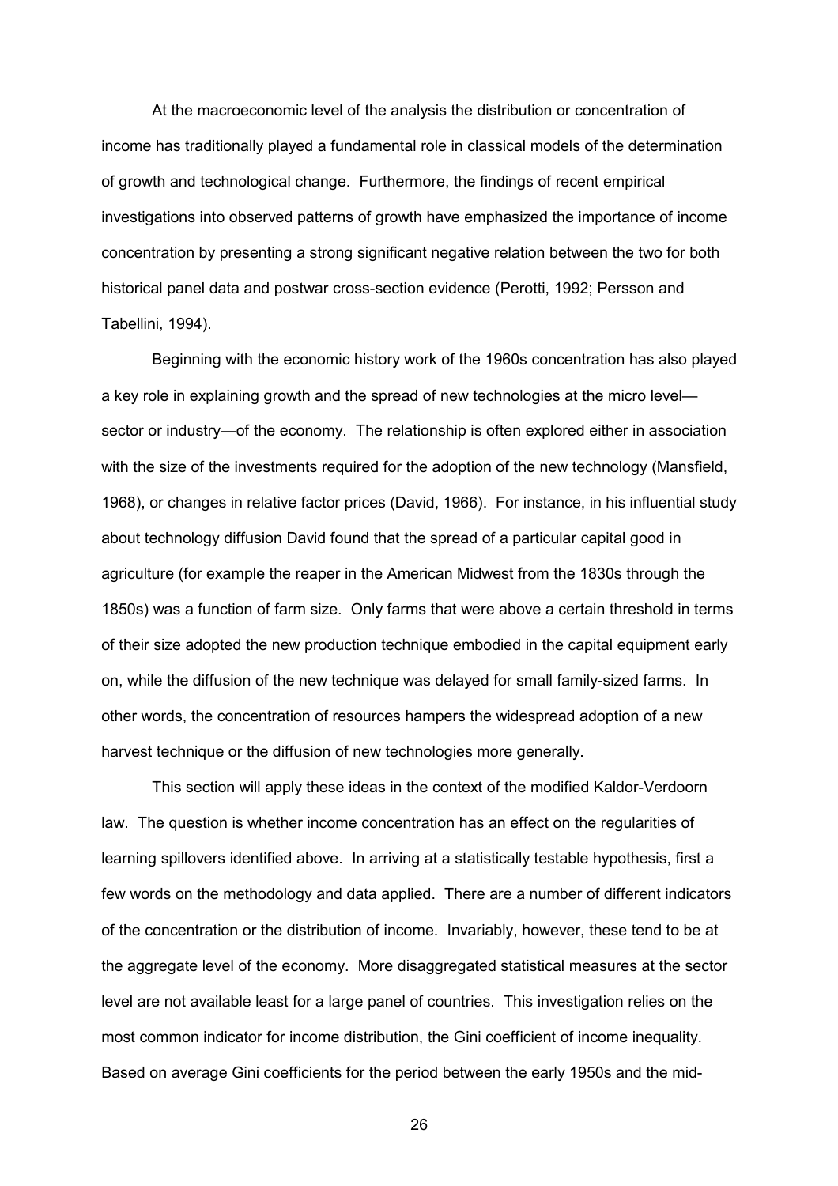At the macroeconomic level of the analysis the distribution or concentration of income has traditionally played a fundamental role in classical models of the determination of growth and technological change. Furthermore, the findings of recent empirical investigations into observed patterns of growth have emphasized the importance of income concentration by presenting a strong significant negative relation between the two for both historical panel data and postwar cross-section evidence (Perotti, 1992; Persson and Tabellini, 1994).

Beginning with the economic history work of the 1960s concentration has also played a key role in explaining growth and the spread of new technologies at the micro level—sector or industry—of the economy. The relationship is often explored either in association with the size of the investments required for the adoption of the new technology (Mansfield, 1968), or changes in relative factor prices (David, 1966). For instance, in his influential study about technology diffusion David found that the spread of a particular capital good in agriculture (for example the reaper in the American Midwest from the 1830s through the 1850s) was a function of farm size. Only farms that were above a certain threshold in terms of their size adopted the new production technique embodied in the capital equipment early on, while the diffusion of the new technique was delayed for small family-sized farms. In other words, the concentration of resources hampers the widespread adoption of a new harvest technique or the diffusion of new technologies more generally.

This section will apply these ideas in the context of the modified Kaldor-Verdoorn law. The question is whether income concentration has an effect on the regularities of learning spillovers identified above. In arriving at a statistically testable hypothesis, first a few words on the methodology and data applied. There are a number of different indicators of the concentration or the distribution of income. Invariably, however, these tend to be at the aggregate level of the economy. More disaggregated statistical measures at the sector level are not available least for a large panel of countries. This investigation relies on the most common indicator for income distribution, the Gini coefficient of income inequality. Based on average Gini coefficients for the period between the early 1950s and the mid-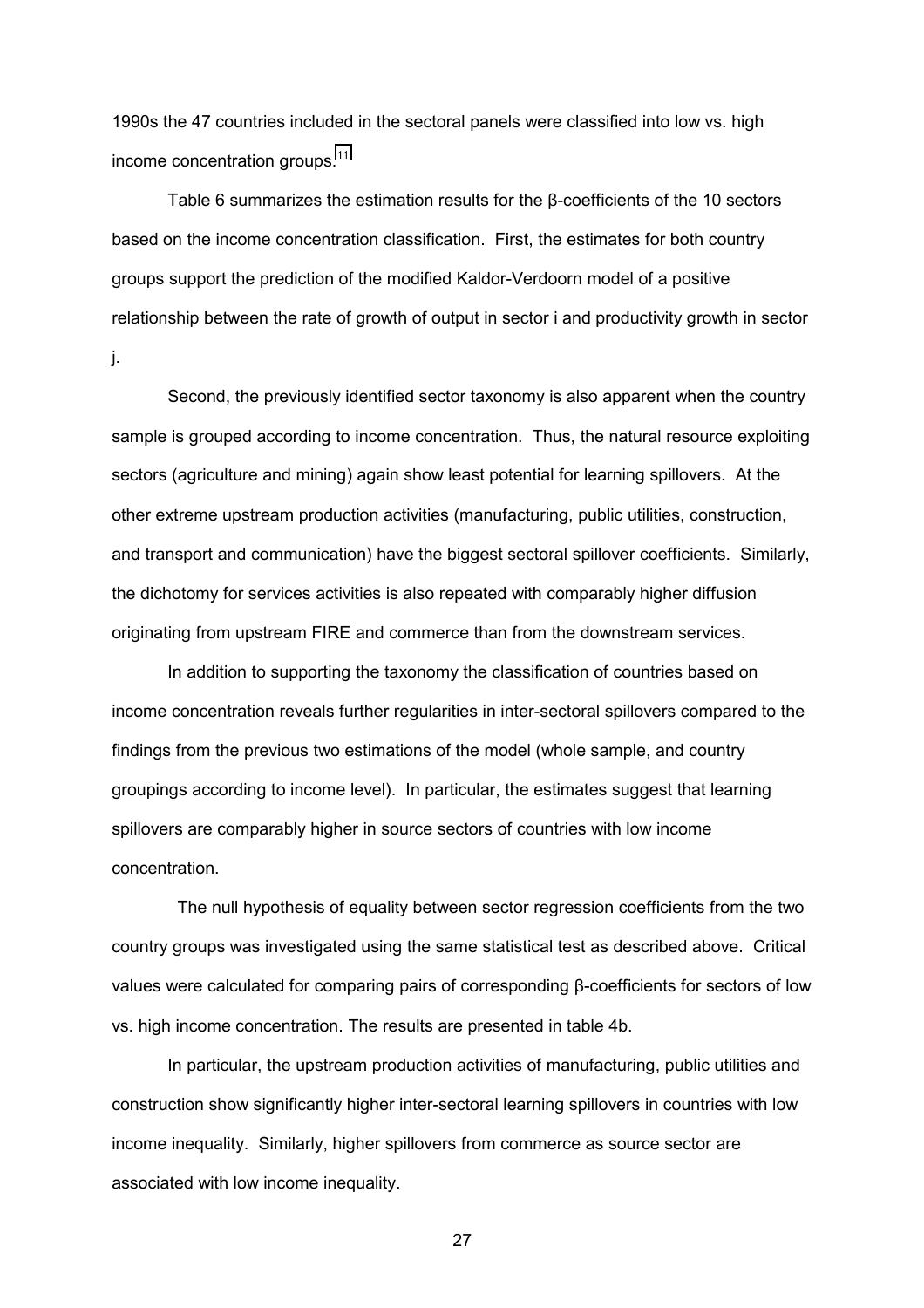1990s the 47 countries included in the sectoral panels were classified into low vs. high income concentration groups.[11]

Table 6 summarizes the estimation results for the β-coefficients of the 10 sectors based on the income concentration classification. First, the estimates for both country groups support the prediction of the modified Kaldor-Verdoorn model of a positive relationship between the rate of growth of output in sector i and productivity growth in sector j.

Second, the previously identified sector taxonomy is also apparent when the country sample is grouped according to income concentration. Thus, the natural resource exploiting sectors (agriculture and mining) again show least potential for learning spillovers. At the other extreme upstream production activities (manufacturing, public utilities, construction, and transport and communication) have the biggest sectoral spillover coefficients. Similarly, the dichotomy for services activities is also repeated with comparably higher diffusion originating from upstream FIRE and commerce than from the downstream services.

In addition to supporting the taxonomy the classification of countries based on income concentration reveals further regularities in inter-sectoral spillovers compared to the findings from the previous two estimations of the model (whole sample, and country groupings according to income level). In particular, the estimates suggest that learning spillovers are comparably higher in source sectors of countries with low income concentration.

The null hypothesis of equality between sector regression coefficients from the two country groups was investigated using the same statistical test as described above. Critical values were calculated for comparing pairs of corresponding β-coefficients for sectors of low vs. high income concentration. The results are presented in table 4b.

In particular, the upstream production activities of manufacturing, public utilities and construction show significantly higher inter-sectoral learning spillovers in countries with low income inequality. Similarly, higher spillovers from commerce as source sector are associated with low income inequality.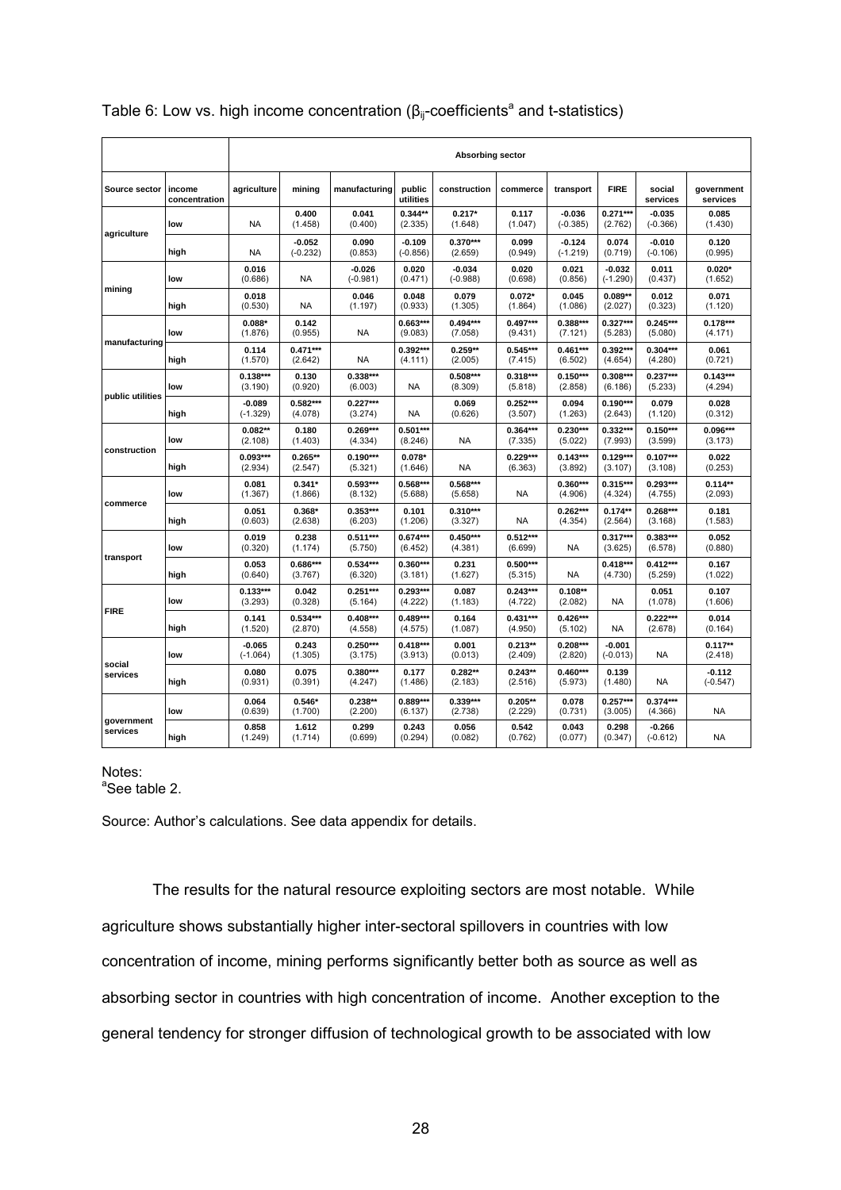Table 6: Low vs. high income concentration ($\beta_{ij}$-coefficients[a] and t-statistics)

| | | Absorbing sector | | | | | | | | | |
|---|---|---|---|---|---|---|---|---|---|---|---|
| Source sector | income concentration | agriculture | mining | manufacturing | public utilities | construction | commerce | transport | FIRE | social services | government services |
| agriculture | low | NA | 0.400 (1.458) | 0.041 (0.400) | 0.344** (2.335) | 0.217* (1.648) | 0.117 (1.047) | -0.036 (-0.385) | 0.271*** (2.762) | -0.035 (-0.366) | 0.085 (1.430) |
| | high | NA | -0.052 (-0.232) | 0.090 (0.853) | -0.109 (-0.856) | 0.370*** (2.659) | 0.099 (0.949) | -0.124 (-1.219) | 0.074 (0.719) | -0.010 (-0.106) | 0.120 (0.995) |
| mining | low | 0.016 (0.686) | NA | -0.026 (-0.981) | 0.020 (0.471) | -0.034 (-0.988) | 0.020 (0.698) | 0.021 (0.856) | -0.032 (-1.290) | 0.011 (0.437) | 0.020* (1.652) |
| | high | 0.018 (0.530) | NA | 0.046 (1.197) | 0.048 (0.933) | 0.079 (1.305) | 0.072* (1.864) | 0.045 (1.086) | 0.089** (2.027) | 0.012 (0.323) | 0.071 (1.120) |
| manufacturing | low | 0.088* (1.876) | 0.142 (0.955) | NA | 0.663*** (9.083) | 0.494*** (7.058) | 0.497*** (9.431) | 0.388*** (7.121) | 0.327*** (5.283) | 0.245*** (5.080) | 0.178*** (4.171) |
| | high | 0.114 (1.570) | 0.471*** (2.642) | NA | 0.392*** (4.111) | 0.259** (2.005) | 0.545*** (7.415) | 0.461*** (6.502) | 0.392*** (4.654) | 0.304*** (4.280) | 0.061 (0.721) |
| public utilities | low | 0.138*** (3.190) | 0.130 (0.920) | 0.338*** (6.003) | NA | 0.508*** (8.309) | 0.318*** (5.818) | 0.150*** (2.858) | 0.308*** (6.186) | 0.237*** (5.233) | 0.143*** (4.294) |
| | high | -0.089 (-1.329) | 0.582*** (4.078) | 0.227*** (3.274) | NA | 0.069 (0.626) | 0.252*** (3.507) | 0.094 (1.263) | 0.190*** (2.643) | 0.079 (1.120) | 0.028 (0.312) |
| construction | low | 0.082** (2.108) | 0.180 (1.403) | 0.269*** (4.334) | 0.501*** (8.246) | NA | 0.364*** (7.335) | 0.230*** (5.022) | 0.332*** (7.993) | 0.150*** (3.599) | 0.096*** (3.173) |
| | high | 0.093*** (2.934) | 0.265** (2.547) | 0.190*** (5.321) | 0.078* (1.646) | NA | 0.229*** (6.363) | 0.143*** (3.892) | 0.129*** (3.107) | 0.107*** (3.108) | 0.022 (0.253) |
| commerce | low | 0.081 (1.367) | 0.341* (1.866) | 0.593*** (8.132) | 0.568*** (5.688) | 0.568*** (5.658) | NA | 0.360*** (4.906) | 0.315*** (4.324) | 0.293*** (4.755) | 0.114** (2.093) |
| | high | 0.051 (0.603) | 0.368* (2.638) | 0.353*** (6.203) | 0.101 (1.206) | 0.310*** (3.327) | NA | 0.262*** (4.354) | 0.174** (2.564) | 0.268*** (3.168) | 0.181 (1.583) |
| transport | low | 0.019 (0.320) | 0.238 (1.174) | 0.511*** (5.750) | 0.674*** (6.452) | 0.450*** (4.381) | 0.512*** (6.699) | NA | 0.317*** (3.625) | 0.383*** (6.578) | 0.052 (0.880) |
| | high | 0.053 (0.640) | 0.686*** (3.767) | 0.534*** (6.320) | 0.360*** (3.181) | 0.231 (1.627) | 0.500*** (5.315) | NA | 0.418*** (4.730) | 0.412*** (5.259) | 0.167 (1.022) |
| FIRE | low | 0.133*** (3.293) | 0.042 (0.328) | 0.251*** (5.164) | 0.293*** (4.222) | 0.087 (1.183) | 0.243*** (4.722) | 0.108** (2.082) | NA | 0.051 (1.078) | 0.107 (1.606) |
| | high | 0.141 (1.520) | 0.534*** (2.870) | 0.408*** (4.558) | 0.489*** (4.575) | 0.164 (1.087) | 0.431*** (4.950) | 0.426*** (5.102) | NA | 0.222*** (2.678) | 0.014 (0.164) |
| social services | low | -0.065 (-1.064) | 0.243 (1.305) | 0.250*** (3.175) | 0.418*** (3.913) | 0.001 (0.013) | 0.213** (2.409) | 0.208*** (2.820) | -0.001 (-0.013) | NA | 0.117** (2.418) |
| | high | 0.080 (0.931) | 0.075 (0.391) | 0.380*** (4.247) | 0.177 (1.486) | 0.282** (2.183) | 0.243** (2.516) | 0.460*** (5.973) | 0.139 (1.480) | NA | -0.112 (-0.547) |
| government services | low | 0.064 (0.639) | 0.546* (1.700) | 0.238** (2.200) | 0.889*** (6.137) | 0.339*** (2.738) | 0.205** (2.229) | 0.078 (0.731) | 0.257*** (3.005) | 0.374*** (4.366) | NA |
| | high | 0.858 (1.249) | 1.612 (1.714) | 0.299 (0.699) | 0.243 (0.294) | 0.056 (0.082) | 0.542 (0.762) | 0.043 (0.077) | 0.298 (0.347) | -0.266 (-0.612) | NA |

Notes:
[a]See table 2.

Source: Author's calculations. See data appendix for details.

The results for the natural resource exploiting sectors are most notable. While agriculture shows substantially higher inter-sectoral spillovers in countries with low concentration of income, mining performs significantly better both as source as well as absorbing sector in countries with high concentration of income. Another exception to the general tendency for stronger diffusion of technological growth to be associated with low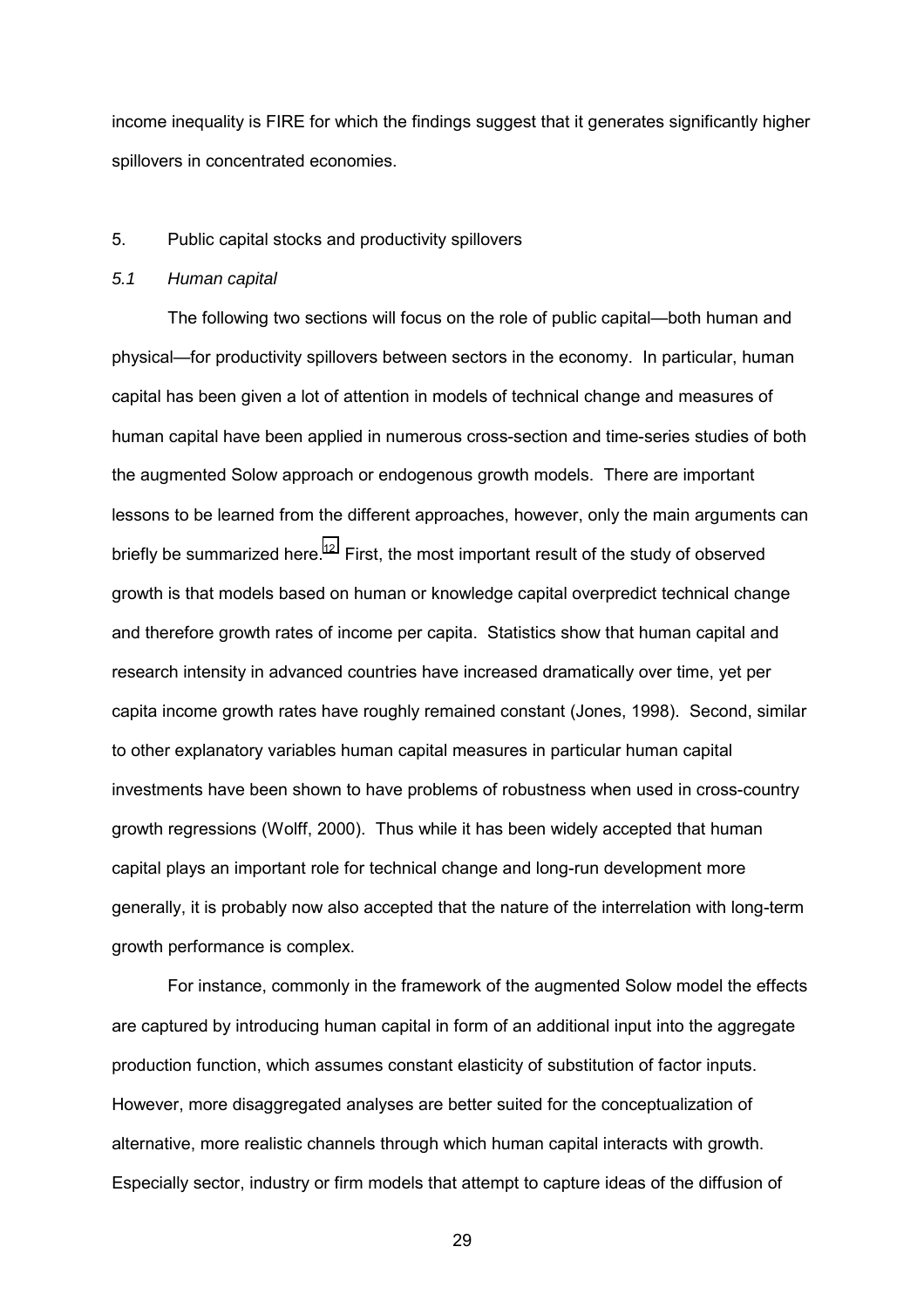income inequality is FIRE for which the findings suggest that it generates significantly higher spillovers in concentrated economies.

## 5. Public capital stocks and productivity spillovers

### *5.1 Human capital*

The following two sections will focus on the role of public capital—both human and physical—for productivity spillovers between sectors in the economy. In particular, human capital has been given a lot of attention in models of technical change and measures of human capital have been applied in numerous cross-section and time-series studies of both the augmented Solow approach or endogenous growth models. There are important lessons to be learned from the different approaches, however, only the main arguments can briefly be summarized here.[12] First, the most important result of the study of observed growth is that models based on human or knowledge capital overpredict technical change and therefore growth rates of income per capita. Statistics show that human capital and research intensity in advanced countries have increased dramatically over time, yet per capita income growth rates have roughly remained constant (Jones, 1998). Second, similar to other explanatory variables human capital measures in particular human capital investments have been shown to have problems of robustness when used in cross-country growth regressions (Wolff, 2000). Thus while it has been widely accepted that human capital plays an important role for technical change and long-run development more generally, it is probably now also accepted that the nature of the interrelation with long-term growth performance is complex.

For instance, commonly in the framework of the augmented Solow model the effects are captured by introducing human capital in form of an additional input into the aggregate production function, which assumes constant elasticity of substitution of factor inputs. However, more disaggregated analyses are better suited for the conceptualization of alternative, more realistic channels through which human capital interacts with growth. Especially sector, industry or firm models that attempt to capture ideas of the diffusion of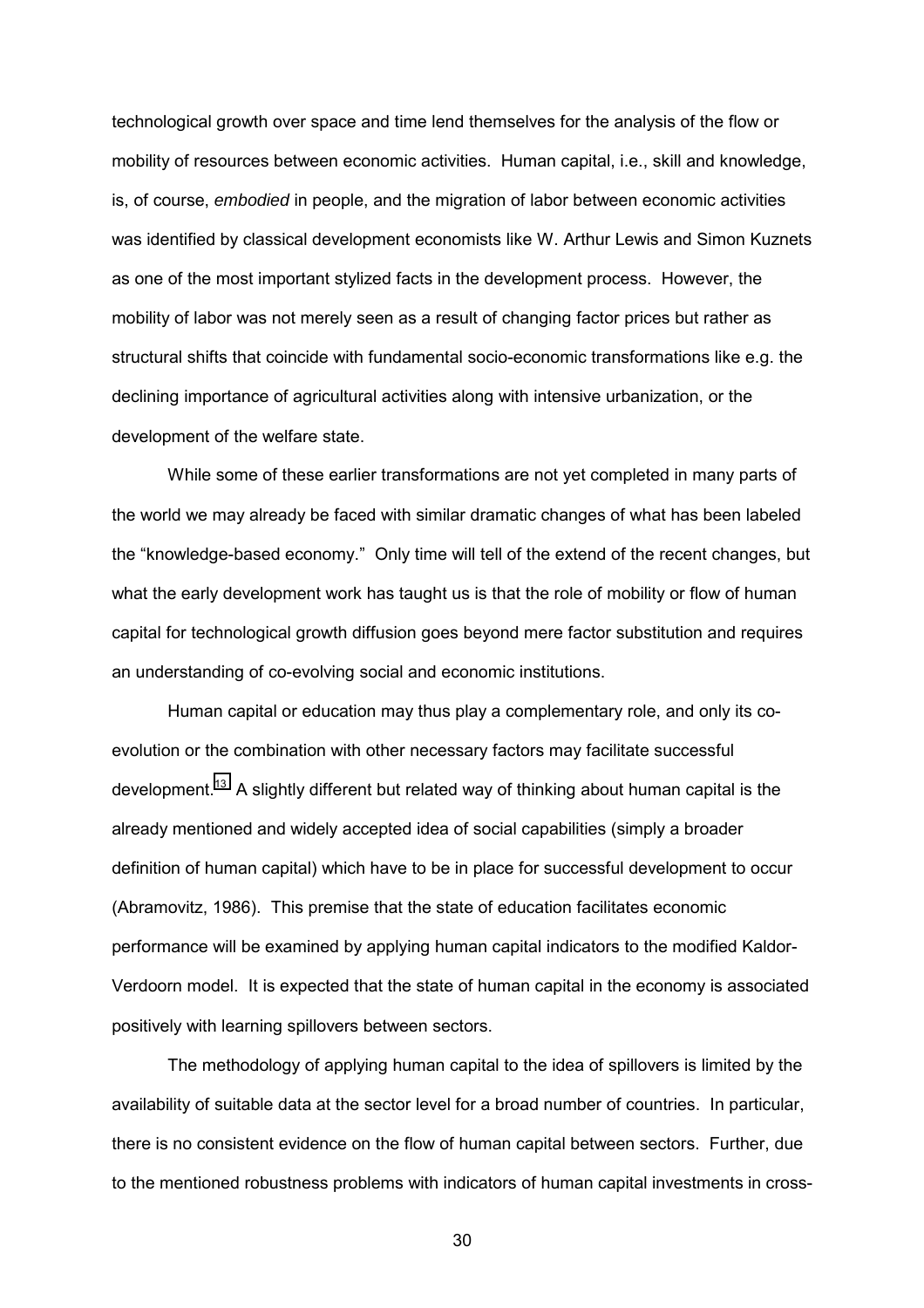technological growth over space and time lend themselves for the analysis of the flow or mobility of resources between economic activities. Human capital, i.e., skill and knowledge, is, of course, *embodied* in people, and the migration of labor between economic activities was identified by classical development economists like W. Arthur Lewis and Simon Kuznets as one of the most important stylized facts in the development process. However, the mobility of labor was not merely seen as a result of changing factor prices but rather as structural shifts that coincide with fundamental socio-economic transformations like e.g. the declining importance of agricultural activities along with intensive urbanization, or the development of the welfare state.

While some of these earlier transformations are not yet completed in many parts of the world we may already be faced with similar dramatic changes of what has been labeled the "knowledge-based economy." Only time will tell of the extend of the recent changes, but what the early development work has taught us is that the role of mobility or flow of human capital for technological growth diffusion goes beyond mere factor substitution and requires an understanding of co-evolving social and economic institutions.

Human capital or education may thus play a complementary role, and only its co-evolution or the combination with other necessary factors may facilitate successful development.[13] A slightly different but related way of thinking about human capital is the already mentioned and widely accepted idea of social capabilities (simply a broader definition of human capital) which have to be in place for successful development to occur (Abramovitz, 1986). This premise that the state of education facilitates economic performance will be examined by applying human capital indicators to the modified Kaldor-Verdoorn model. It is expected that the state of human capital in the economy is associated positively with learning spillovers between sectors.

The methodology of applying human capital to the idea of spillovers is limited by the availability of suitable data at the sector level for a broad number of countries. In particular, there is no consistent evidence on the flow of human capital between sectors. Further, due to the mentioned robustness problems with indicators of human capital investments in cross-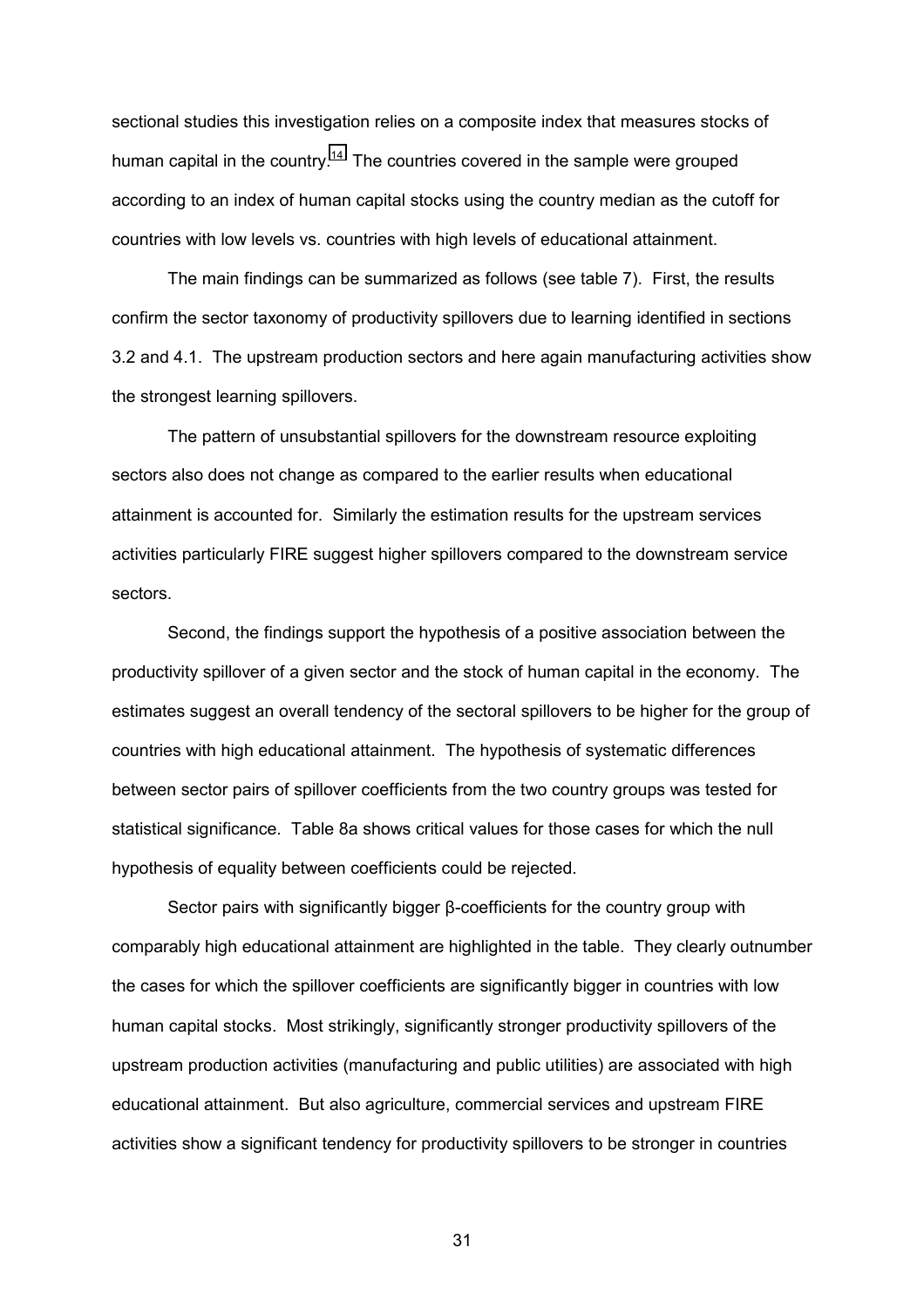sectional studies this investigation relies on a composite index that measures stocks of human capital in the country.[14] The countries covered in the sample were grouped according to an index of human capital stocks using the country median as the cutoff for countries with low levels vs. countries with high levels of educational attainment.

The main findings can be summarized as follows (see table 7). First, the results confirm the sector taxonomy of productivity spillovers due to learning identified in sections 3.2 and 4.1. The upstream production sectors and here again manufacturing activities show the strongest learning spillovers.

The pattern of unsubstantial spillovers for the downstream resource exploiting sectors also does not change as compared to the earlier results when educational attainment is accounted for. Similarly the estimation results for the upstream services activities particularly FIRE suggest higher spillovers compared to the downstream service sectors.

Second, the findings support the hypothesis of a positive association between the productivity spillover of a given sector and the stock of human capital in the economy. The estimates suggest an overall tendency of the sectoral spillovers to be higher for the group of countries with high educational attainment. The hypothesis of systematic differences between sector pairs of spillover coefficients from the two country groups was tested for statistical significance. Table 8a shows critical values for those cases for which the null hypothesis of equality between coefficients could be rejected.

Sector pairs with significantly bigger β-coefficients for the country group with comparably high educational attainment are highlighted in the table. They clearly outnumber the cases for which the spillover coefficients are significantly bigger in countries with low human capital stocks. Most strikingly, significantly stronger productivity spillovers of the upstream production activities (manufacturing and public utilities) are associated with high educational attainment. But also agriculture, commercial services and upstream FIRE activities show a significant tendency for productivity spillovers to be stronger in countries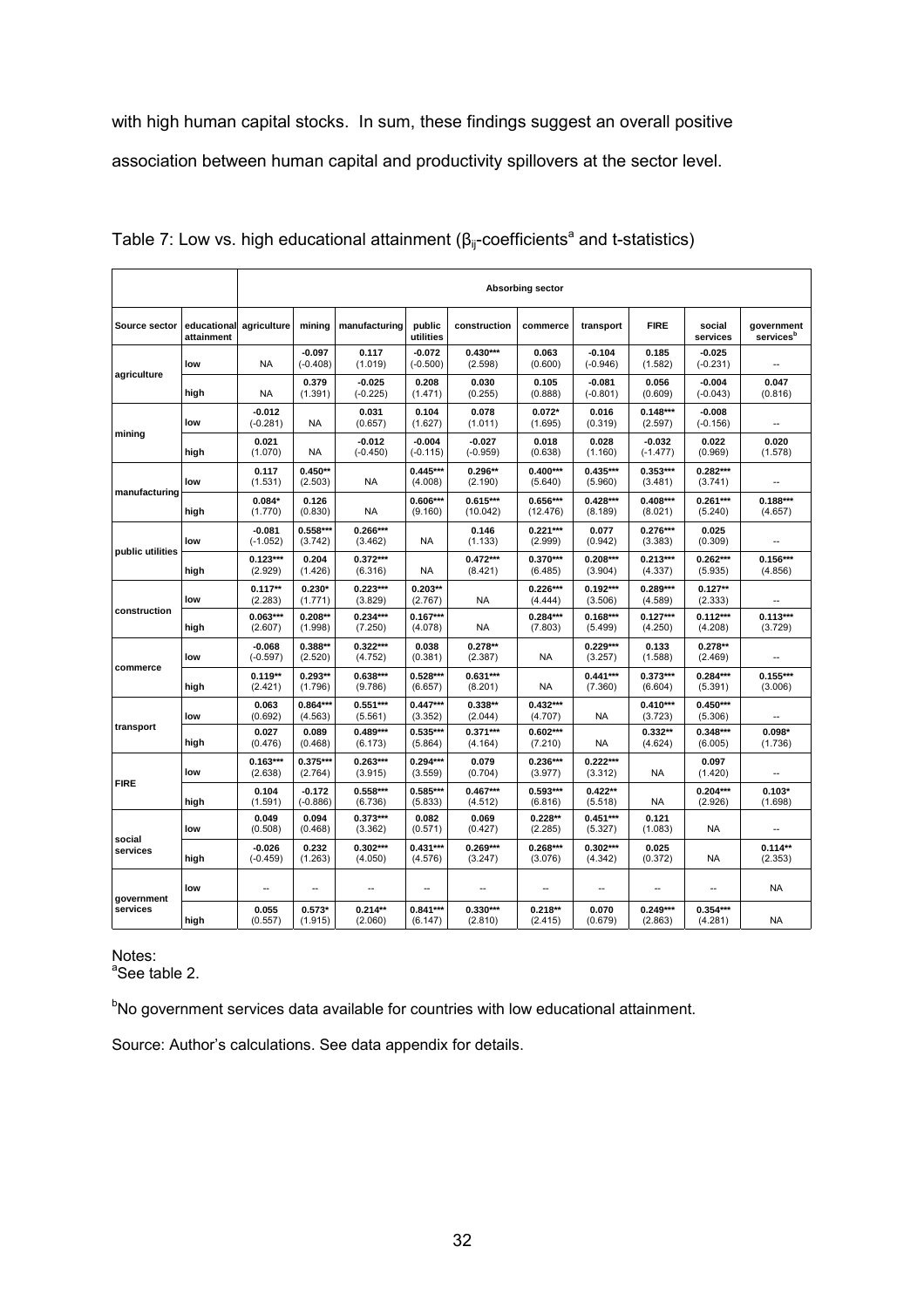with high human capital stocks. In sum, these findings suggest an overall positive association between human capital and productivity spillovers at the sector level.

Table 7: Low vs. high educational attainment ($\beta_{ij}$-coefficients[a] and t-statistics)

| | | Absorbing sector | | | | | | | | | |
|---|---|---|---|---|---|---|---|---|---|---|---|
| Source sector | educational attainment | agriculture | mining | manufacturing | public utilities | construction | commerce | transport | FIRE | social services | government services[b] |
| agriculture | low | NA | -0.097<br>(-0.408) | 0.117<br>(1.019) | -0.072<br>(-0.500) | 0.430***<br>(2.598) | 0.063<br>(0.600) | -0.104<br>(-0.946) | 0.185<br>(1.582) | -0.025<br>(-0.231) | -- |
| | high | NA | 0.379<br>(1.391) | -0.025<br>(-0.225) | 0.208<br>(1.471) | 0.030<br>(0.255) | 0.105<br>(0.888) | -0.081<br>(-0.801) | 0.056<br>(0.609) | -0.004<br>(-0.043) | 0.047<br>(0.816) |
| mining | low | -0.012<br>(-0.281) | NA | 0.031<br>(0.657) | 0.104<br>(1.627) | 0.078<br>(1.011) | 0.072*<br>(1.695) | 0.016<br>(0.319) | 0.148***<br>(2.597) | -0.008<br>(-0.156) | -- |
| | high | 0.021<br>(1.070) | NA | -0.012<br>(-0.450) | -0.004<br>(-0.115) | -0.027<br>(-0.959) | 0.018<br>(0.638) | 0.028<br>(1.160) | -0.032<br>(-1.477) | 0.022<br>(0.969) | 0.020<br>(1.578) |
| manufacturing | low | 0.117<br>(1.531) | 0.450**<br>(2.503) | NA | 0.445***<br>(4.008) | 0.296**<br>(2.190) | 0.400***<br>(5.640) | 0.435***<br>(5.960) | 0.353***<br>(3.481) | 0.282***<br>(3.741) | -- |
| | high | 0.084*<br>(1.770) | 0.126<br>(0.830) | NA | 0.606***<br>(9.160) | 0.615***<br>(10.042) | 0.656***<br>(12.476) | 0.428***<br>(8.189) | 0.408***<br>(8.021) | 0.261***<br>(5.240) | 0.188***<br>(4.657) |
| public utilities | low | -0.081<br>(-1.052) | 0.558***<br>(3.742) | 0.266***<br>(3.462) | NA | 0.146<br>(1.133) | 0.221***<br>(2.999) | 0.077<br>(0.942) | 0.276***<br>(3.383) | 0.025<br>(0.309) | -- |
| | high | 0.123***<br>(2.929) | 0.204<br>(1.426) | 0.372***<br>(6.316) | NA | 0.472***<br>(8.421) | 0.370***<br>(6.485) | 0.208***<br>(3.904) | 0.213***<br>(4.337) | 0.262***<br>(5.935) | 0.156***<br>(4.856) |
| construction | low | 0.117**<br>(2.283) | 0.230*<br>(1.771) | 0.223***<br>(3.829) | 0.203**<br>(2.767) | NA | 0.226***<br>(4.444) | 0.192***<br>(3.506) | 0.289***<br>(4.589) | 0.127**<br>(2.333) | -- |
| | high | 0.063***<br>(2.607) | 0.208**<br>(1.998) | 0.234***<br>(7.250) | 0.167***<br>(4.078) | NA | 0.284***<br>(7.803) | 0.168***<br>(5.499) | 0.127***<br>(4.250) | 0.112***<br>(4.208) | 0.113***<br>(3.729) |
| commerce | low | -0.068<br>(-0.597) | 0.388**<br>(2.520) | 0.322***<br>(4.752) | 0.038<br>(0.381) | 0.278**<br>(2.387) | NA | 0.229***<br>(3.257) | 0.133<br>(1.588) | 0.278**<br>(2.469) | -- |
| | high | 0.119**<br>(2.421) | 0.293**<br>(1.796) | 0.638***<br>(9.786) | 0.528***<br>(6.657) | 0.631***<br>(8.201) | NA | 0.441***<br>(7.360) | 0.373***<br>(6.604) | 0.284***<br>(5.391) | 0.155***<br>(3.006) |
| transport | low | 0.063<br>(0.692) | 0.864***<br>(4.563) | 0.551***<br>(5.561) | 0.447***<br>(3.352) | 0.338**<br>(2.044) | 0.432***<br>(4.707) | NA | 0.410***<br>(3.723) | 0.450***<br>(5.306) | -- |
| | high | 0.027<br>(0.476) | 0.089<br>(0.468) | 0.489***<br>(6.173) | 0.535***<br>(5.864) | 0.371***<br>(4.164) | 0.602***<br>(7.210) | NA | 0.332**<br>(4.624) | 0.348***<br>(6.005) | 0.098*<br>(1.736) |
| FIRE | low | 0.163***<br>(2.638) | 0.375***<br>(2.764) | 0.263***<br>(3.915) | 0.294***<br>(3.559) | 0.079<br>(0.704) | 0.236***<br>(3.977) | 0.222***<br>(3.312) | NA | 0.097<br>(1.420) | -- |
| | high | 0.104<br>(1.591) | -0.172<br>(-0.886) | 0.558***<br>(6.736) | 0.585***<br>(5.833) | 0.467***<br>(4.512) | 0.593***<br>(6.816) | 0.422**<br>(5.518) | NA | 0.204***<br>(2.926) | 0.103*<br>(1.698) |
| social services | low | 0.049<br>(0.508) | 0.094<br>(0.468) | 0.373***<br>(3.362) | 0.082<br>(0.571) | 0.069<br>(0.427) | 0.228**<br>(2.285) | 0.451***<br>(5.327) | 0.121<br>(1.083) | NA | -- |
| | high | -0.026<br>(-0.459) | 0.232<br>(1.263) | 0.302***<br>(4.050) | 0.431***<br>(4.576) | 0.269***<br>(3.247) | 0.268***<br>(3.076) | 0.302***<br>(4.342) | 0.025<br>(0.372) | NA | 0.114**<br>(2.353) |
| government services | low | -- | -- | -- | -- | -- | -- | -- | -- | -- | NA |
| | high | 0.055<br>(0.557) | 0.573*<br>(1.915) | 0.214**<br>(2.060) | 0.841***<br>(6.147) | 0.330***<br>(2.810) | 0.218**<br>(2.415) | 0.070<br>(0.679) | 0.249***<br>(2.863) | 0.354***<br>(4.281) | NA |

Notes:
[a]See table 2.

[b]No government services data available for countries with low educational attainment.

Source: Author's calculations. See data appendix for details.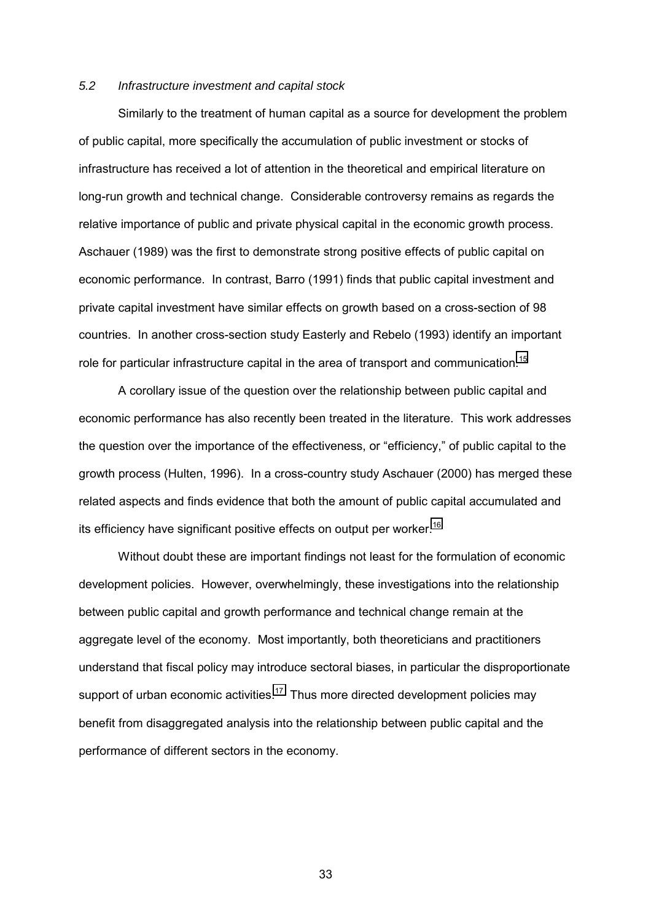*5.2 Infrastructure investment and capital stock*

Similarly to the treatment of human capital as a source for development the problem of public capital, more specifically the accumulation of public investment or stocks of infrastructure has received a lot of attention in the theoretical and empirical literature on long-run growth and technical change. Considerable controversy remains as regards the relative importance of public and private physical capital in the economic growth process. Aschauer (1989) was the first to demonstrate strong positive effects of public capital on economic performance. In contrast, Barro (1991) finds that public capital investment and private capital investment have similar effects on growth based on a cross-section of 98 countries. In another cross-section study Easterly and Rebelo (1993) identify an important role for particular infrastructure capital in the area of transport and communication.[15]

A corollary issue of the question over the relationship between public capital and economic performance has also recently been treated in the literature. This work addresses the question over the importance of the effectiveness, or "efficiency," of public capital to the growth process (Hulten, 1996). In a cross-country study Aschauer (2000) has merged these related aspects and finds evidence that both the amount of public capital accumulated and its efficiency have significant positive effects on output per worker.[16]

Without doubt these are important findings not least for the formulation of economic development policies. However, overwhelmingly, these investigations into the relationship between public capital and growth performance and technical change remain at the aggregate level of the economy. Most importantly, both theoreticians and practitioners understand that fiscal policy may introduce sectoral biases, in particular the disproportionate support of urban economic activities.[17] Thus more directed development policies may benefit from disaggregated analysis into the relationship between public capital and the performance of different sectors in the economy.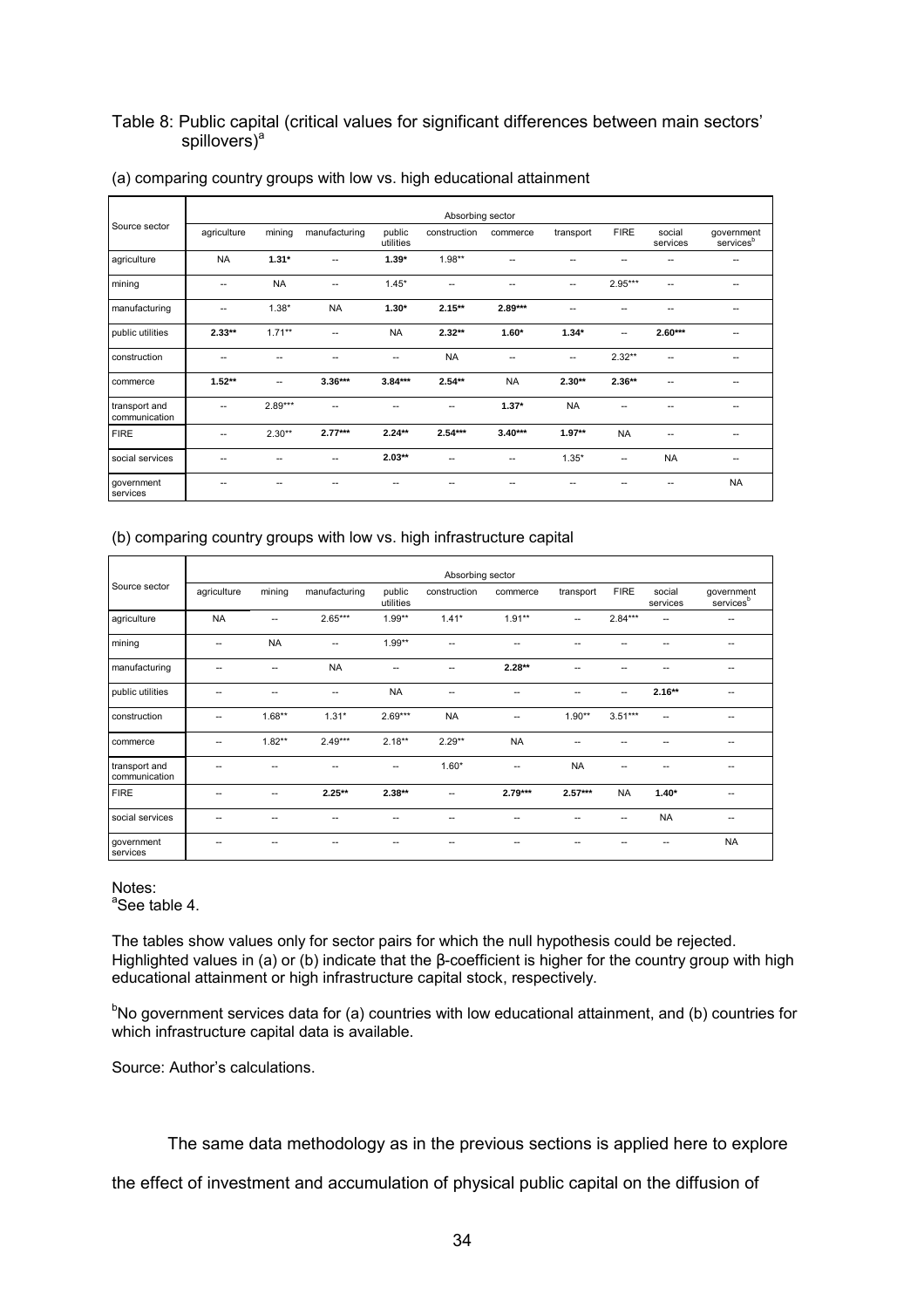Table 8: Public capital (critical values for significant differences between main sectors' spillovers)[a]

(a) comparing country groups with low vs. high educational attainment

| Source sector | Absorbing sector | | | | | | | | | |
|---|---|---|---|---|---|---|---|---|---|---|
| | agriculture | mining | manufacturing | public utilities | construction | commerce | transport | FIRE | social services | government services[b] |
| agriculture | NA | **1.31*** | -- | **1.39*** | 1.98** | -- | -- | -- | -- | -- |
| mining | -- | NA | -- | 1.45* | -- | -- | -- | 2.95*** | -- | -- |
| manufacturing | -- | 1.38* | NA | **1.30*** | **2.15**** | **2.89***** | -- | -- | -- | -- |
| public utilities | **2.33**** | 1.71** | -- | NA | **2.32**** | **1.60*** | **1.34*** | -- | **2.60***** | -- |
| construction | -- | -- | -- | -- | NA | -- | -- | 2.32** | -- | -- |
| commerce | **1.52**** | -- | **3.36***** | **3.84***** | **2.54**** | NA | **2.30**** | **2.36**** | -- | -- |
| transport and communication | -- | 2.89*** | -- | -- | -- | **1.37*** | NA | -- | -- | -- |
| FIRE | -- | 2.30** | **2.77***** | **2.24**** | **2.54***** | **3.40***** | **1.97**** | NA | -- | -- |
| social services | -- | -- | -- | **2.03**** | -- | -- | 1.35* | -- | NA | -- |
| government services | -- | -- | -- | -- | -- | -- | -- | -- | -- | NA |

(b) comparing country groups with low vs. high infrastructure capital

| Source sector | Absorbing sector | | | | | | | | | |
|---|---|---|---|---|---|---|---|---|---|---|
| | agriculture | mining | manufacturing | public utilities | construction | commerce | transport | FIRE | social services | government services[b] |
| agriculture | NA | -- | 2.65*** | 1.99** | 1.41* | 1.91** | -- | 2.84*** | -- | -- |
| mining | -- | NA | -- | 1.99** | -- | -- | -- | -- | -- | -- |
| manufacturing | -- | -- | NA | -- | -- | **2.28**** | -- | -- | -- | -- |
| public utilities | -- | -- | -- | NA | -- | -- | -- | -- | **2.16**** | -- |
| construction | -- | 1.68** | 1.31* | 2.69*** | NA | -- | 1.90** | 3.51*** | -- | -- |
| commerce | -- | 1.82** | 2.49*** | 2.18** | 2.29** | NA | -- | -- | -- | -- |
| transport and communication | -- | -- | -- | -- | 1.60* | -- | NA | -- | -- | -- |
| FIRE | -- | -- | **2.25**** | **2.38**** | -- | **2.79***** | **2.57***** | NA | **1.40*** | -- |
| social services | -- | -- | -- | -- | -- | -- | -- | -- | NA | -- |
| government services | -- | -- | -- | -- | -- | -- | -- | -- | -- | NA |

Notes:
[a]See table 4.

The tables show values only for sector pairs for which the null hypothesis could be rejected. Highlighted values in (a) or (b) indicate that the β-coefficient is higher for the country group with high educational attainment or high infrastructure capital stock, respectively.

[b]No government services data for (a) countries with low educational attainment, and (b) countries for which infrastructure capital data is available.

Source: Author's calculations.

The same data methodology as in the previous sections is applied here to explore the effect of investment and accumulation of physical public capital on the diffusion of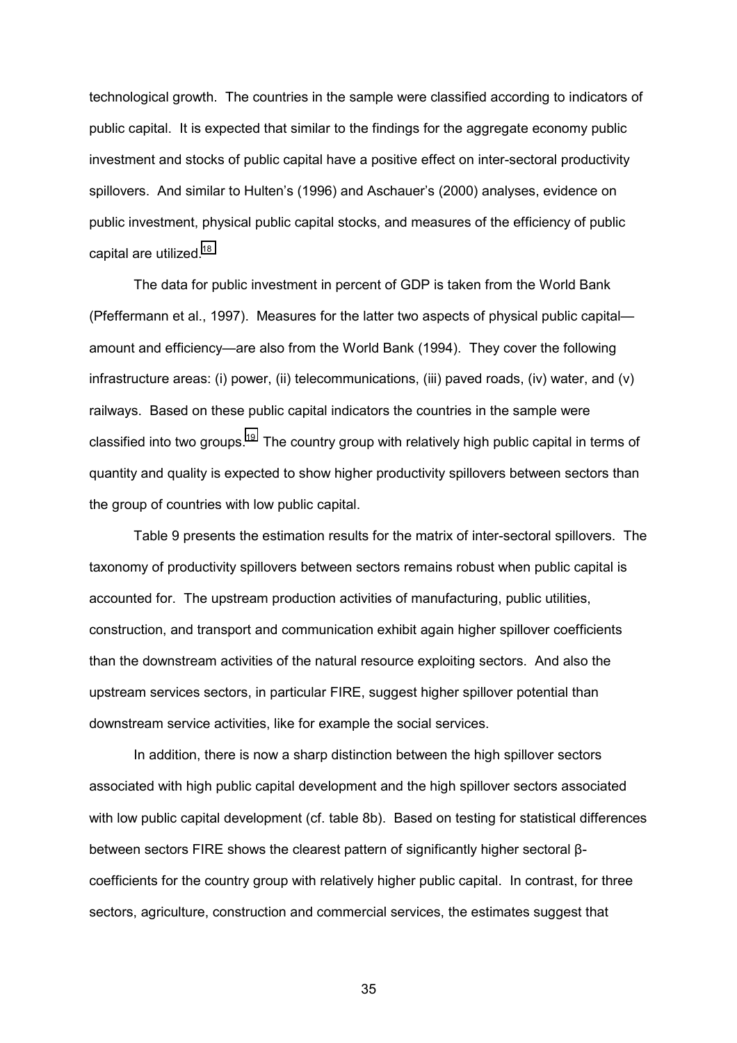technological growth. The countries in the sample were classified according to indicators of public capital. It is expected that similar to the findings for the aggregate economy public investment and stocks of public capital have a positive effect on inter-sectoral productivity spillovers. And similar to Hulten's (1996) and Aschauer's (2000) analyses, evidence on public investment, physical public capital stocks, and measures of the efficiency of public capital are utilized.[18]

The data for public investment in percent of GDP is taken from the World Bank (Pfeffermann et al., 1997). Measures for the latter two aspects of physical public capital—amount and efficiency—are also from the World Bank (1994). They cover the following infrastructure areas: (i) power, (ii) telecommunications, (iii) paved roads, (iv) water, and (v) railways. Based on these public capital indicators the countries in the sample were classified into two groups.[19] The country group with relatively high public capital in terms of quantity and quality is expected to show higher productivity spillovers between sectors than the group of countries with low public capital.

Table 9 presents the estimation results for the matrix of inter-sectoral spillovers. The taxonomy of productivity spillovers between sectors remains robust when public capital is accounted for. The upstream production activities of manufacturing, public utilities, construction, and transport and communication exhibit again higher spillover coefficients than the downstream activities of the natural resource exploiting sectors. And also the upstream services sectors, in particular FIRE, suggest higher spillover potential than downstream service activities, like for example the social services.

In addition, there is now a sharp distinction between the high spillover sectors associated with high public capital development and the high spillover sectors associated with low public capital development (cf. table 8b). Based on testing for statistical differences between sectors FIRE shows the clearest pattern of significantly higher sectoral β-coefficients for the country group with relatively higher public capital. In contrast, for three sectors, agriculture, construction and commercial services, the estimates suggest that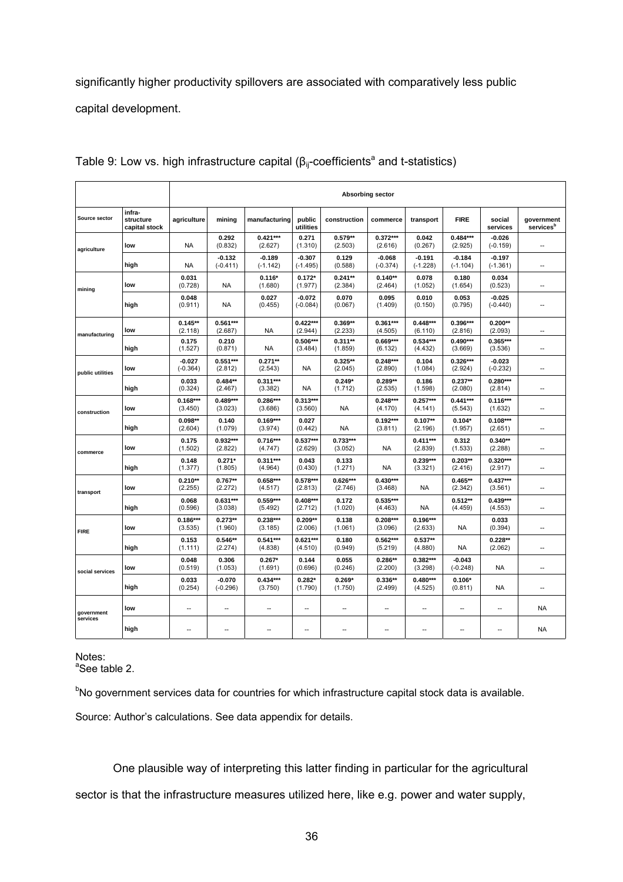significantly higher productivity spillovers are associated with comparatively less public capital development.

Table 9: Low vs. high infrastructure capital ($\beta_{ij}$-coefficients[a] and t-statistics)

| | | Absorbing sector | | | | | | | | | |
|---|---|---|---|---|---|---|---|---|---|---|---|
| Source sector | infra-structure capital stock | agriculture | mining | manufacturing | public utilities | construction | commerce | transport | FIRE | social services | government services[b] |
| agriculture | low | NA | 0.292 (0.832) | 0.421*** (2.627) | 0.271 (1.310) | 0.579** (2.503) | 0.372*** (2.616) | 0.042 (0.267) | 0.484*** (2.925) | -0.026 (-0.159) | -- |
| | high | NA | -0.132 (-0.411) | -0.189 (-1.142) | -0.307 (-1.495) | 0.129 (0.588) | -0.068 (-0.374) | -0.191 (-1.228) | -0.184 (-1.104) | -0.197 (-1.361) | -- |
| mining | low | 0.031 (0.728) | NA | 0.116* (1.680) | 0.172* (1.977) | 0.241** (2.384) | 0.140** (2.464) | 0.078 (1.052) | 0.180 (1.654) | 0.034 (0.523) | -- |
| | high | 0.048 (0.911) | NA | 0.027 (0.455) | -0.072 (-0.084) | 0.070 (0.067) | 0.095 (1.409) | 0.010 (0.150) | 0.053 (0.795) | -0.025 (-0.440) | -- |
| manufacturing | low | 0.145** (2.118) | 0.561*** (2.687) | NA | 0.422*** (2.944) | 0.369** (2.233) | 0.361*** (4.505) | 0.448*** (6.110) | 0.396*** (2.816) | 0.200** (2.093) | -- |
| | high | 0.175 (1.527) | 0.210 (0.871) | NA | 0.506*** (3.484) | 0.311** (1.859) | 0.669*** (6.132) | 0.534*** (4.432) | 0.490*** (3.669) | 0.365*** (3.536) | -- |
| public utilities | low | -0.027 (-0.364) | 0.551*** (2.812) | 0.271** (2.543) | NA | 0.325** (2.045) | 0.248*** (2.890) | 0.104 (1.084) | 0.326*** (2.924) | -0.023 (-0.232) | -- |
| | high | 0.033 (0.324) | 0.484** (2.467) | 0.311*** (3.382) | NA | 0.249* (1.712) | 0.289** (2.535) | 0.186 (1.598) | 0.237** (2.080) | 0.280*** (2.814) | -- |
| construction | low | 0.168*** (3.450) | 0.489*** (3.023) | 0.286*** (3.686) | 0.313*** (3.560) | NA | 0.248*** (4.170) | 0.257*** (4.141) | 0.441*** (5.543) | 0.116*** (1.632) | -- |
| | high | 0.098** (2.604) | 0.140 (1.079) | 0.169*** (3.974) | 0.027 (0.442) | NA | 0.192*** (3.811) | 0.107** (2.196) | 0.104* (1.957) | 0.108*** (2.651) | -- |
| commerce | low | 0.175 (1.502) | 0.932*** (2.822) | 0.716*** (4.747) | 0.537*** (2.629) | 0.733*** (3.052) | NA | 0.411*** (2.839) | 0.312 (1.533) | 0.340** (2.288) | -- |
| | high | 0.148 (1.377) | 0.271* (1.805) | 0.311*** (4.964) | 0.043 (0.430) | 0.133 (1.271) | NA | 0.239*** (3.321) | 0.203** (2.416) | 0.320*** (2.917) | -- |
| transport | low | 0.210** (2.255) | 0.767** (2.272) | 0.658*** (4.517) | 0.578*** (2.813) | 0.626*** (2.746) | 0.430*** (3.468) | NA | 0.465** (2.342) | 0.437*** (3.561) | -- |
| | high | 0.068 (0.596) | 0.631*** (3.038) | 0.559*** (5.492) | 0.408*** (2.712) | 0.172 (1.020) | 0.535*** (4.463) | NA | 0.512*** (4.459) | 0.439*** (4.553) | -- |
| FIRE | low | 0.186*** (3.535) | 0.273** (1.960) | 0.238*** (3.185) | 0.209** (2.006) | 0.138 (1.061) | 0.208*** (3.096) | 0.196*** (2.633) | NA | 0.033 (0.394) | -- |
| | high | 0.153 (1.111) | 0.546** (2.274) | 0.541*** (4.838) | 0.621*** (4.510) | 0.180 (0.949) | 0.562*** (5.219) | 0.537** (4.880) | NA | 0.228** (2.062) | -- |
| social services | low | 0.048 (0.519) | 0.306 (1.053) | 0.267* (1.691) | 0.144 (0.696) | 0.055 (0.246) | 0.286** (2.200) | 0.382*** (3.298) | -0.043 (-0.248) | NA | -- |
| | high | 0.033 (0.254) | -0.070 (-0.296) | 0.434*** (3.750) | 0.282* (1.790) | 0.269* (1.750) | 0.336** (2.499) | 0.480*** (4.525) | 0.106* (0.811) | NA | -- |
| government services | low | -- | -- | -- | -- | -- | -- | -- | -- | -- | NA |
| | high | -- | -- | -- | -- | -- | -- | -- | -- | -- | NA |

Notes:
[a]See table 2.

[b]No government services data for countries for which infrastructure capital stock data is available.

Source: Author's calculations. See data appendix for details.

One plausible way of interpreting this latter finding in particular for the agricultural sector is that the infrastructure measures utilized here, like e.g. power and water supply,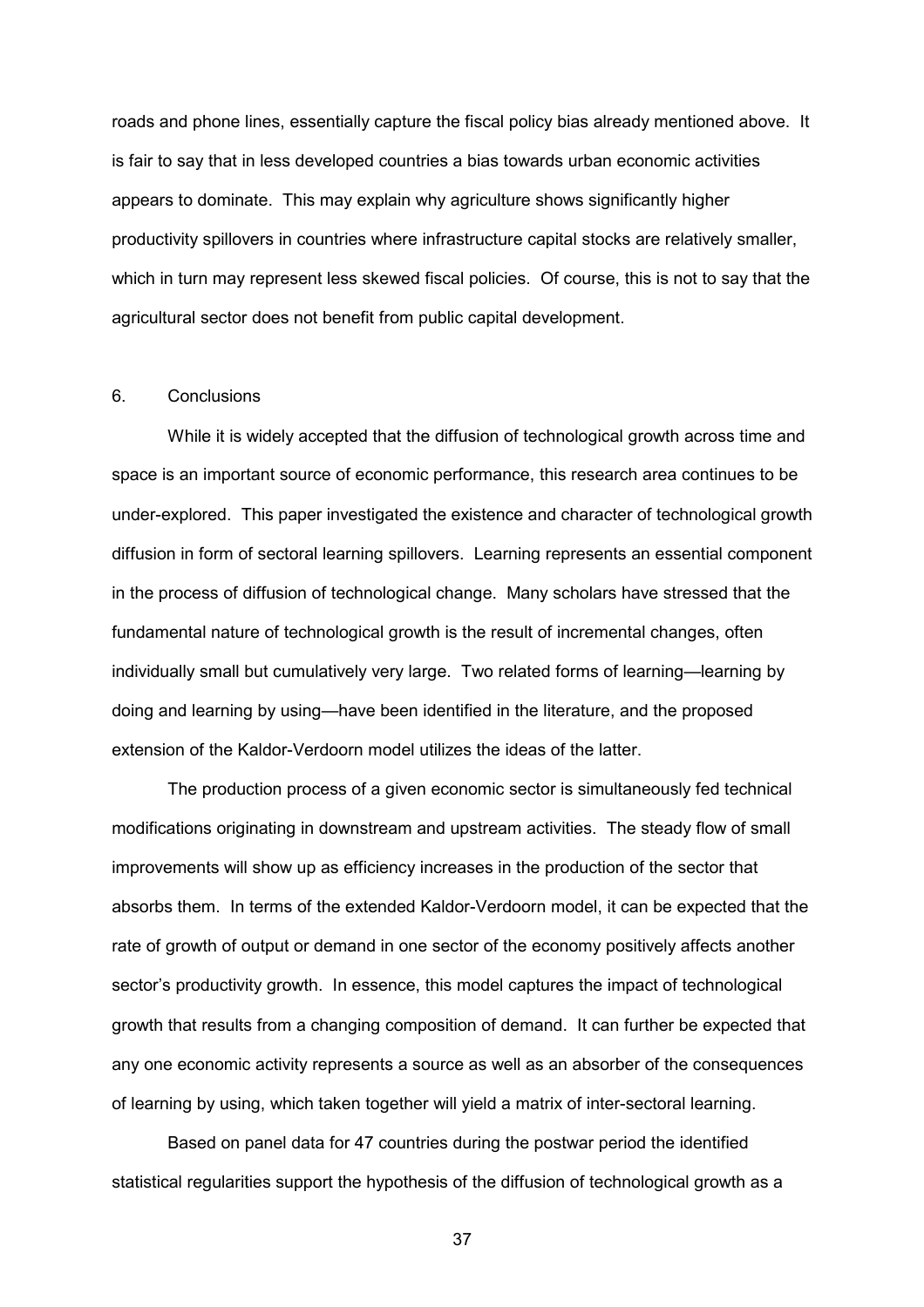roads and phone lines, essentially capture the fiscal policy bias already mentioned above. It is fair to say that in less developed countries a bias towards urban economic activities appears to dominate. This may explain why agriculture shows significantly higher productivity spillovers in countries where infrastructure capital stocks are relatively smaller, which in turn may represent less skewed fiscal policies. Of course, this is not to say that the agricultural sector does not benefit from public capital development.

## 6. Conclusions

While it is widely accepted that the diffusion of technological growth across time and space is an important source of economic performance, this research area continues to be under-explored. This paper investigated the existence and character of technological growth diffusion in form of sectoral learning spillovers. Learning represents an essential component in the process of diffusion of technological change. Many scholars have stressed that the fundamental nature of technological growth is the result of incremental changes, often individually small but cumulatively very large. Two related forms of learning—learning by doing and learning by using—have been identified in the literature, and the proposed extension of the Kaldor-Verdoorn model utilizes the ideas of the latter.

The production process of a given economic sector is simultaneously fed technical modifications originating in downstream and upstream activities. The steady flow of small improvements will show up as efficiency increases in the production of the sector that absorbs them. In terms of the extended Kaldor-Verdoorn model, it can be expected that the rate of growth of output or demand in one sector of the economy positively affects another sector's productivity growth. In essence, this model captures the impact of technological growth that results from a changing composition of demand. It can further be expected that any one economic activity represents a source as well as an absorber of the consequences of learning by using, which taken together will yield a matrix of inter-sectoral learning.

Based on panel data for 47 countries during the postwar period the identified statistical regularities support the hypothesis of the diffusion of technological growth as a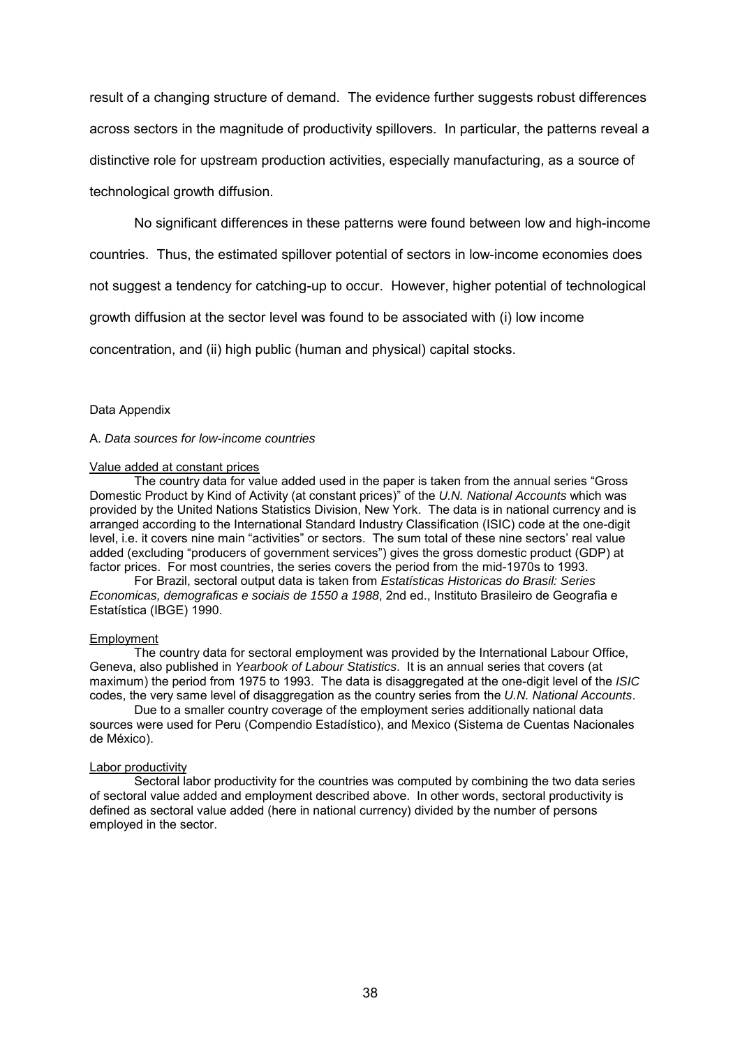result of a changing structure of demand. The evidence further suggests robust differences across sectors in the magnitude of productivity spillovers. In particular, the patterns reveal a distinctive role for upstream production activities, especially manufacturing, as a source of technological growth diffusion.

No significant differences in these patterns were found between low and high-income countries. Thus, the estimated spillover potential of sectors in low-income economies does not suggest a tendency for catching-up to occur. However, higher potential of technological growth diffusion at the sector level was found to be associated with (i) low income concentration, and (ii) high public (human and physical) capital stocks.

## Data Appendix

### A. *Data sources for low-income countries*

#### Value added at constant prices

The country data for value added used in the paper is taken from the annual series "Gross Domestic Product by Kind of Activity (at constant prices)" of the *U.N. National Accounts* which was provided by the United Nations Statistics Division, New York. The data is in national currency and is arranged according to the International Standard Industry Classification (ISIC) code at the one-digit level, i.e. it covers nine main "activities" or sectors. The sum total of these nine sectors' real value added (excluding "producers of government services") gives the gross domestic product (GDP) at factor prices. For most countries, the series covers the period from the mid-1970s to 1993.

For Brazil, sectoral output data is taken from *Estatísticas Historicas do Brasil: Series Economicas, demograficas e sociais de 1550 a 1988*, 2nd ed., Instituto Brasileiro de Geografia e Estatística (IBGE) 1990.

#### Employment

The country data for sectoral employment was provided by the International Labour Office, Geneva, also published in *Yearbook of Labour Statistics*. It is an annual series that covers (at maximum) the period from 1975 to 1993. The data is disaggregated at the one-digit level of the *ISIC* codes, the very same level of disaggregation as the country series from the *U.N. National Accounts*.

Due to a smaller country coverage of the employment series additionally national data sources were used for Peru (Compendio Estadístico), and Mexico (Sistema de Cuentas Nacionales de México).

#### Labor productivity

Sectoral labor productivity for the countries was computed by combining the two data series of sectoral value added and employment described above. In other words, sectoral productivity is defined as sectoral value added (here in national currency) divided by the number of persons employed in the sector.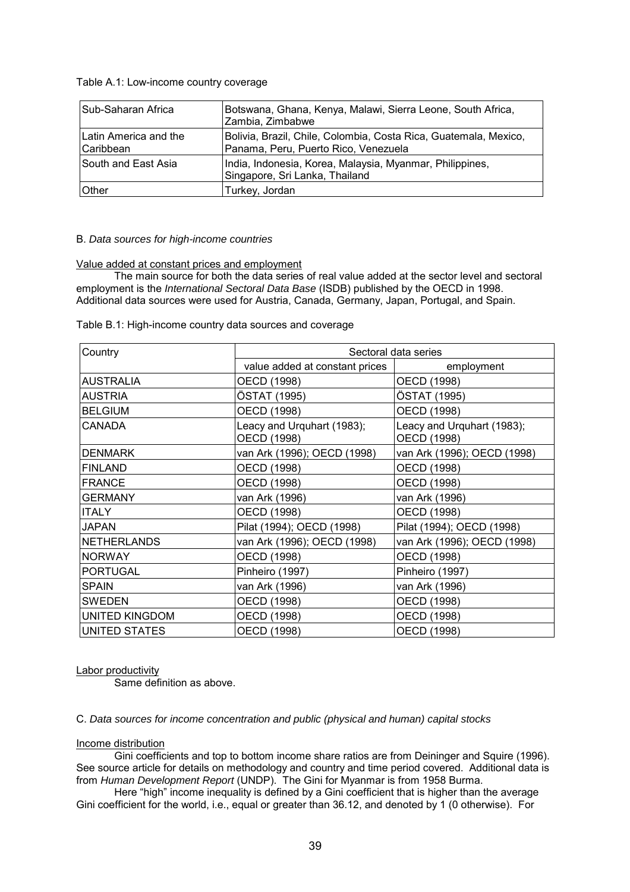Table A.1: Low-income country coverage

| | |
|---|---|
| Sub-Saharan Africa | Botswana, Ghana, Kenya, Malawi, Sierra Leone, South Africa, Zambia, Zimbabwe |
| Latin America and the Caribbean | Bolivia, Brazil, Chile, Colombia, Costa Rica, Guatemala, Mexico, Panama, Peru, Puerto Rico, Venezuela |
| South and East Asia | India, Indonesia, Korea, Malaysia, Myanmar, Philippines, Singapore, Sri Lanka, Thailand |
| Other | Turkey, Jordan |

B. *Data sources for high-income countries*

Value added at constant prices and employment

The main source for both the data series of real value added at the sector level and sectoral employment is the *International Sectoral Data Base* (ISDB) published by the OECD in 1998. Additional data sources were used for Austria, Canada, Germany, Japan, Portugal, and Spain.

Table B.1: High-income country data sources and coverage

| Country | Sectoral data series | |
|---|---|---|
| | value added at constant prices | employment |
| AUSTRALIA | OECD (1998) | OECD (1998) |
| AUSTRIA | ÖSTAT (1995) | ÖSTAT (1995) |
| BELGIUM | OECD (1998) | OECD (1998) |
| CANADA | Leacy and Urquhart (1983); OECD (1998) | Leacy and Urquhart (1983); OECD (1998) |
| DENMARK | van Ark (1996); OECD (1998) | van Ark (1996); OECD (1998) |
| FINLAND | OECD (1998) | OECD (1998) |
| FRANCE | OECD (1998) | OECD (1998) |
| GERMANY | van Ark (1996) | van Ark (1996) |
| ITALY | OECD (1998) | OECD (1998) |
| JAPAN | Pilat (1994); OECD (1998) | Pilat (1994); OECD (1998) |
| NETHERLANDS | van Ark (1996); OECD (1998) | van Ark (1996); OECD (1998) |
| NORWAY | OECD (1998) | OECD (1998) |
| PORTUGAL | Pinheiro (1997) | Pinheiro (1997) |
| SPAIN | van Ark (1996) | van Ark (1996) |
| SWEDEN | OECD (1998) | OECD (1998) |
| UNITED KINGDOM | OECD (1998) | OECD (1998) |
| UNITED STATES | OECD (1998) | OECD (1998) |

Labor productivity

Same definition as above.

C. *Data sources for income concentration and public (physical and human) capital stocks*

Income distribution

Gini coefficients and top to bottom income share ratios are from Deininger and Squire (1996). See source article for details on methodology and country and time period covered. Additional data is from *Human Development Report* (UNDP). The Gini for Myanmar is from 1958 Burma.

Here "high" income inequality is defined by a Gini coefficient that is higher than the average Gini coefficient for the world, i.e., equal or greater than 36.12, and denoted by 1 (0 otherwise). For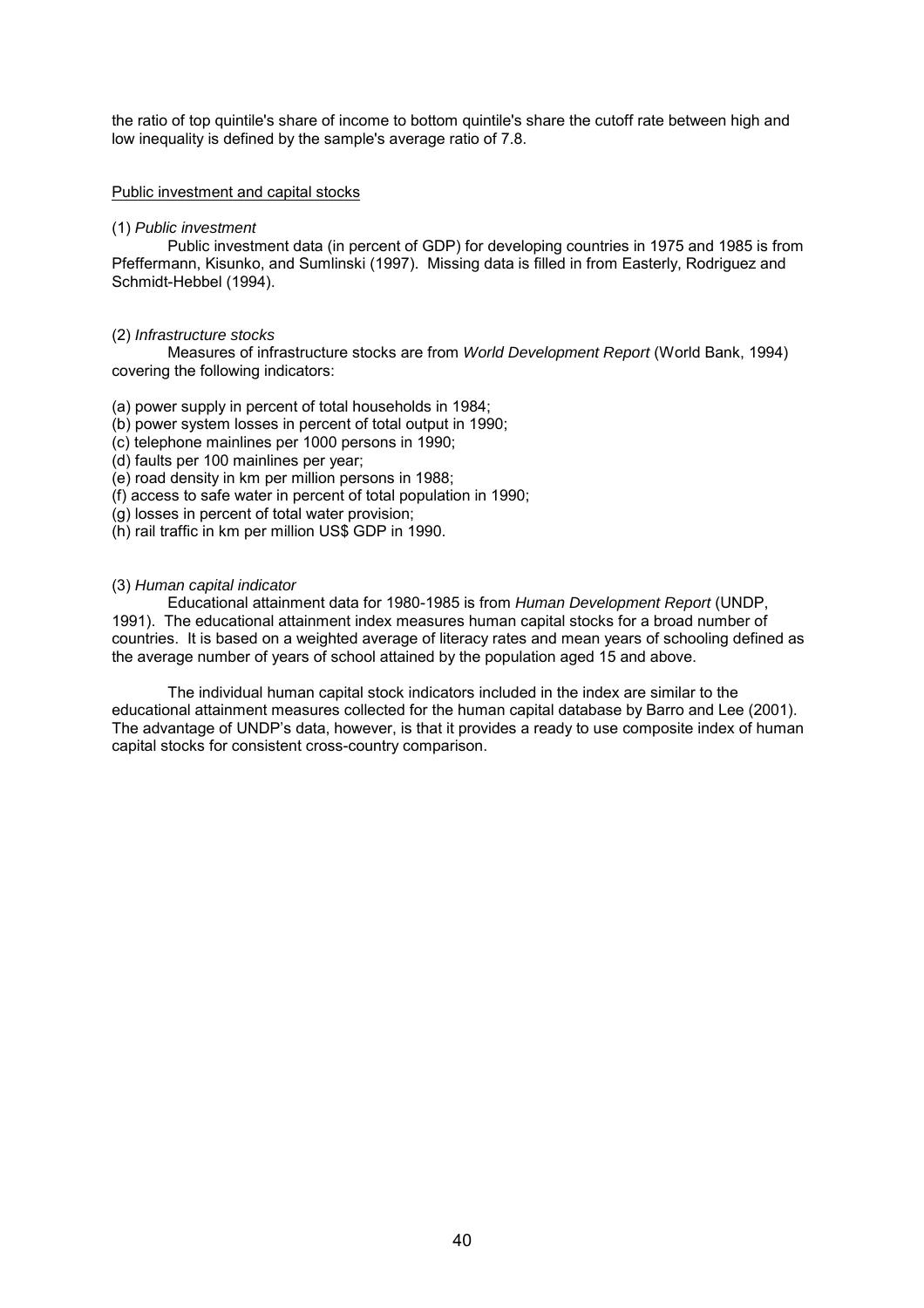the ratio of top quintile's share of income to bottom quintile's share the cutoff rate between high and low inequality is defined by the sample's average ratio of 7.8.

Public investment and capital stocks

(1) *Public investment*

Public investment data (in percent of GDP) for developing countries in 1975 and 1985 is from Pfeffermann, Kisunko, and Sumlinski (1997). Missing data is filled in from Easterly, Rodriguez and Schmidt-Hebbel (1994).

(2) *Infrastructure stocks*

Measures of infrastructure stocks are from *World Development Report* (World Bank, 1994) covering the following indicators:

(a) power supply in percent of total households in 1984;
(b) power system losses in percent of total output in 1990;
(c) telephone mainlines per 1000 persons in 1990;
(d) faults per 100 mainlines per year;
(e) road density in km per million persons in 1988;
(f) access to safe water in percent of total population in 1990;
(g) losses in percent of total water provision;
(h) rail traffic in km per million US$ GDP in 1990.

(3) *Human capital indicator*

Educational attainment data for 1980-1985 is from *Human Development Report* (UNDP, 1991). The educational attainment index measures human capital stocks for a broad number of countries. It is based on a weighted average of literacy rates and mean years of schooling defined as the average number of years of school attained by the population aged 15 and above.

The individual human capital stock indicators included in the index are similar to the educational attainment measures collected for the human capital database by Barro and Lee (2001). The advantage of UNDP's data, however, is that it provides a ready to use composite index of human capital stocks for consistent cross-country comparison.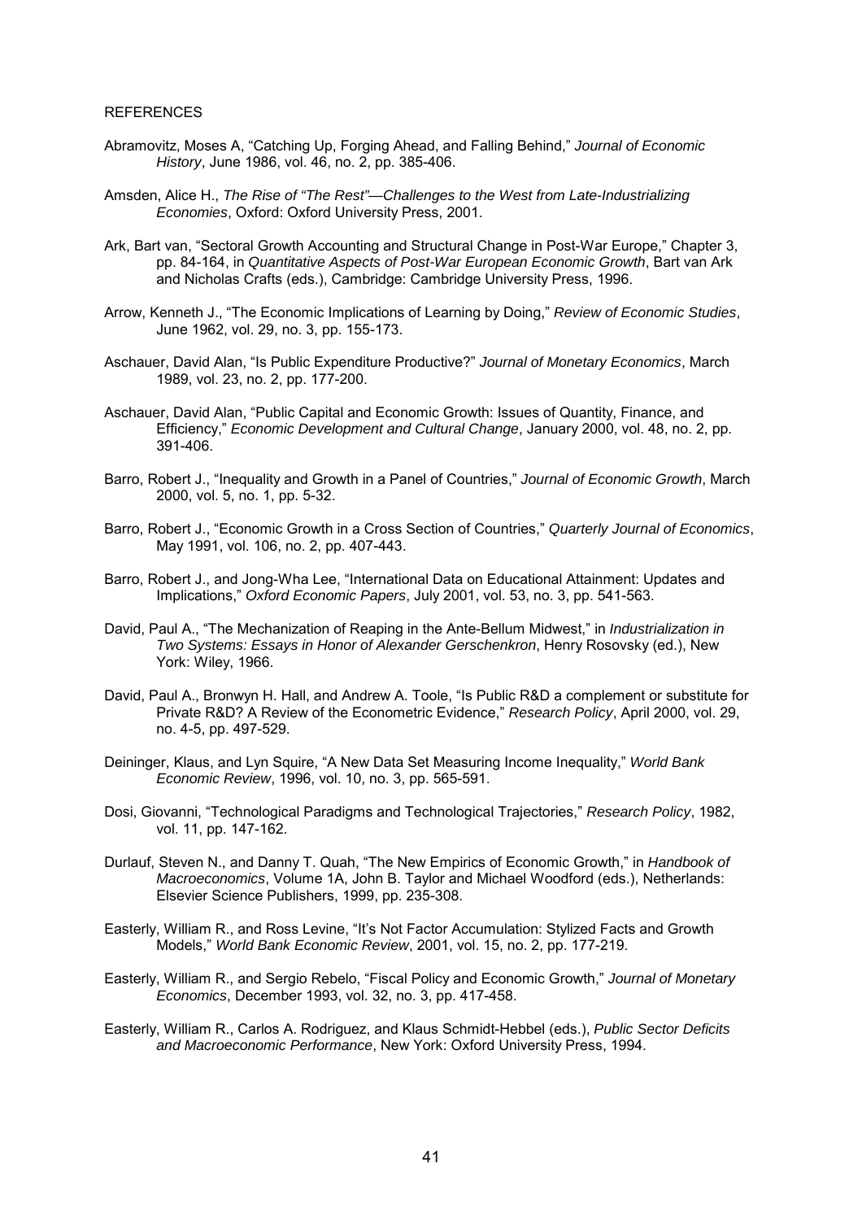REFERENCES

Abramovitz, Moses A, "Catching Up, Forging Ahead, and Falling Behind," *Journal of Economic History*, June 1986, vol. 46, no. 2, pp. 385-406.

Amsden, Alice H., *The Rise of "The Rest"—Challenges to the West from Late-Industrializing Economies*, Oxford: Oxford University Press, 2001.

Ark, Bart van, "Sectoral Growth Accounting and Structural Change in Post-War Europe," Chapter 3, pp. 84-164, in *Quantitative Aspects of Post-War European Economic Growth*, Bart van Ark and Nicholas Crafts (eds.), Cambridge: Cambridge University Press, 1996.

Arrow, Kenneth J., "The Economic Implications of Learning by Doing," *Review of Economic Studies*, June 1962, vol. 29, no. 3, pp. 155-173.

Aschauer, David Alan, "Is Public Expenditure Productive?" *Journal of Monetary Economics*, March 1989, vol. 23, no. 2, pp. 177-200.

Aschauer, David Alan, "Public Capital and Economic Growth: Issues of Quantity, Finance, and Efficiency," *Economic Development and Cultural Change*, January 2000, vol. 48, no. 2, pp. 391-406.

Barro, Robert J., "Inequality and Growth in a Panel of Countries," *Journal of Economic Growth*, March 2000, vol. 5, no. 1, pp. 5-32.

Barro, Robert J., "Economic Growth in a Cross Section of Countries," *Quarterly Journal of Economics*, May 1991, vol. 106, no. 2, pp. 407-443.

Barro, Robert J., and Jong-Wha Lee, "International Data on Educational Attainment: Updates and Implications," *Oxford Economic Papers*, July 2001, vol. 53, no. 3, pp. 541-563.

David, Paul A., "The Mechanization of Reaping in the Ante-Bellum Midwest," in *Industrialization in Two Systems: Essays in Honor of Alexander Gerschenkron*, Henry Rosovsky (ed.), New York: Wiley, 1966.

David, Paul A., Bronwyn H. Hall, and Andrew A. Toole, "Is Public R&D a complement or substitute for Private R&D? A Review of the Econometric Evidence," *Research Policy*, April 2000, vol. 29, no. 4-5, pp. 497-529.

Deininger, Klaus, and Lyn Squire, "A New Data Set Measuring Income Inequality," *World Bank Economic Review*, 1996, vol. 10, no. 3, pp. 565-591.

Dosi, Giovanni, "Technological Paradigms and Technological Trajectories," *Research Policy*, 1982, vol. 11, pp. 147-162.

Durlauf, Steven N., and Danny T. Quah, "The New Empirics of Economic Growth," in *Handbook of Macroeconomics*, Volume 1A, John B. Taylor and Michael Woodford (eds.), Netherlands: Elsevier Science Publishers, 1999, pp. 235-308.

Easterly, William R., and Ross Levine, "It's Not Factor Accumulation: Stylized Facts and Growth Models," *World Bank Economic Review*, 2001, vol. 15, no. 2, pp. 177-219.

Easterly, William R., and Sergio Rebelo, "Fiscal Policy and Economic Growth," *Journal of Monetary Economics*, December 1993, vol. 32, no. 3, pp. 417-458.

Easterly, William R., Carlos A. Rodriguez, and Klaus Schmidt-Hebbel (eds.), *Public Sector Deficits and Macroeconomic Performance*, New York: Oxford University Press, 1994.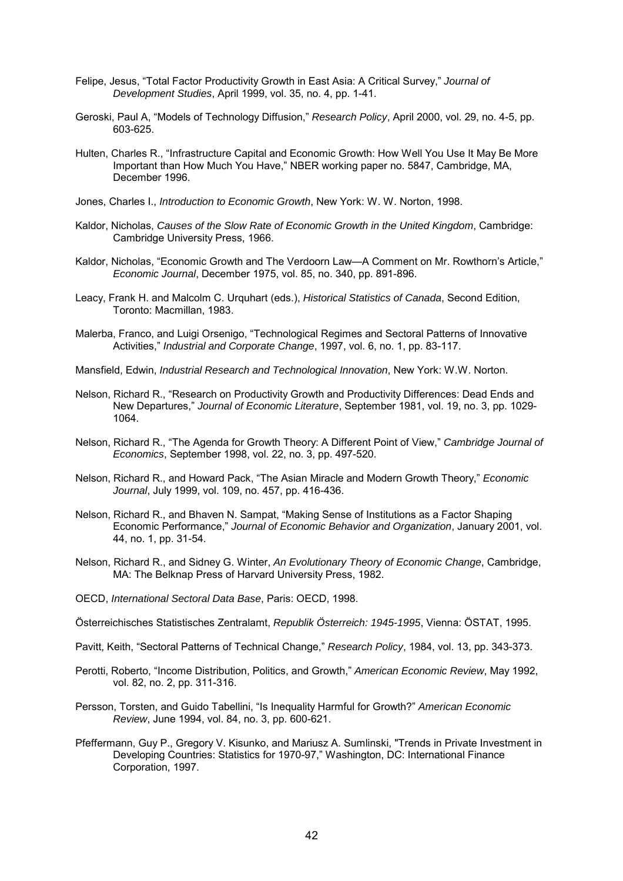Felipe, Jesus, “Total Factor Productivity Growth in East Asia: A Critical Survey,” *Journal of Development Studies*, April 1999, vol. 35, no. 4, pp. 1-41.

Geroski, Paul A, “Models of Technology Diffusion,” *Research Policy*, April 2000, vol. 29, no. 4-5, pp. 603-625.

Hulten, Charles R., “Infrastructure Capital and Economic Growth: How Well You Use It May Be More Important than How Much You Have,” NBER working paper no. 5847, Cambridge, MA, December 1996.

Jones, Charles I., *Introduction to Economic Growth*, New York: W. W. Norton, 1998.

Kaldor, Nicholas, *Causes of the Slow Rate of Economic Growth in the United Kingdom*, Cambridge: Cambridge University Press, 1966.

Kaldor, Nicholas, “Economic Growth and The Verdoorn Law—A Comment on Mr. Rowthorn’s Article,” *Economic Journal*, December 1975, vol. 85, no. 340, pp. 891-896.

Leacy, Frank H. and Malcolm C. Urquhart (eds.), *Historical Statistics of Canada*, Second Edition, Toronto: Macmillan, 1983.

Malerba, Franco, and Luigi Orsenigo, “Technological Regimes and Sectoral Patterns of Innovative Activities,” *Industrial and Corporate Change*, 1997, vol. 6, no. 1, pp. 83-117.

Mansfield, Edwin, *Industrial Research and Technological Innovation*, New York: W.W. Norton.

Nelson, Richard R., “Research on Productivity Growth and Productivity Differences: Dead Ends and New Departures,” *Journal of Economic Literature*, September 1981, vol. 19, no. 3, pp. 1029-1064.

Nelson, Richard R., “The Agenda for Growth Theory: A Different Point of View,” *Cambridge Journal of Economics*, September 1998, vol. 22, no. 3, pp. 497-520.

Nelson, Richard R., and Howard Pack, “The Asian Miracle and Modern Growth Theory,” *Economic Journal*, July 1999, vol. 109, no. 457, pp. 416-436.

Nelson, Richard R., and Bhaven N. Sampat, “Making Sense of Institutions as a Factor Shaping Economic Performance,” *Journal of Economic Behavior and Organization*, January 2001, vol. 44, no. 1, pp. 31-54.

Nelson, Richard R., and Sidney G. Winter, *An Evolutionary Theory of Economic Change*, Cambridge, MA: The Belknap Press of Harvard University Press, 1982.

OECD, *International Sectoral Data Base*, Paris: OECD, 1998.

Österreichisches Statistisches Zentralamt, *Republik Österreich: 1945-1995*, Vienna: ÖSTAT, 1995.

Pavitt, Keith, “Sectoral Patterns of Technical Change,” *Research Policy*, 1984, vol. 13, pp. 343-373.

Perotti, Roberto, “Income Distribution, Politics, and Growth,” *American Economic Review*, May 1992, vol. 82, no. 2, pp. 311-316.

Persson, Torsten, and Guido Tabellini, “Is Inequality Harmful for Growth?” *American Economic Review*, June 1994, vol. 84, no. 3, pp. 600-621.

Pfeffermann, Guy P., Gregory V. Kisunko, and Mariusz A. Sumlinski, "Trends in Private Investment in Developing Countries: Statistics for 1970-97," Washington, DC: International Finance Corporation, 1997.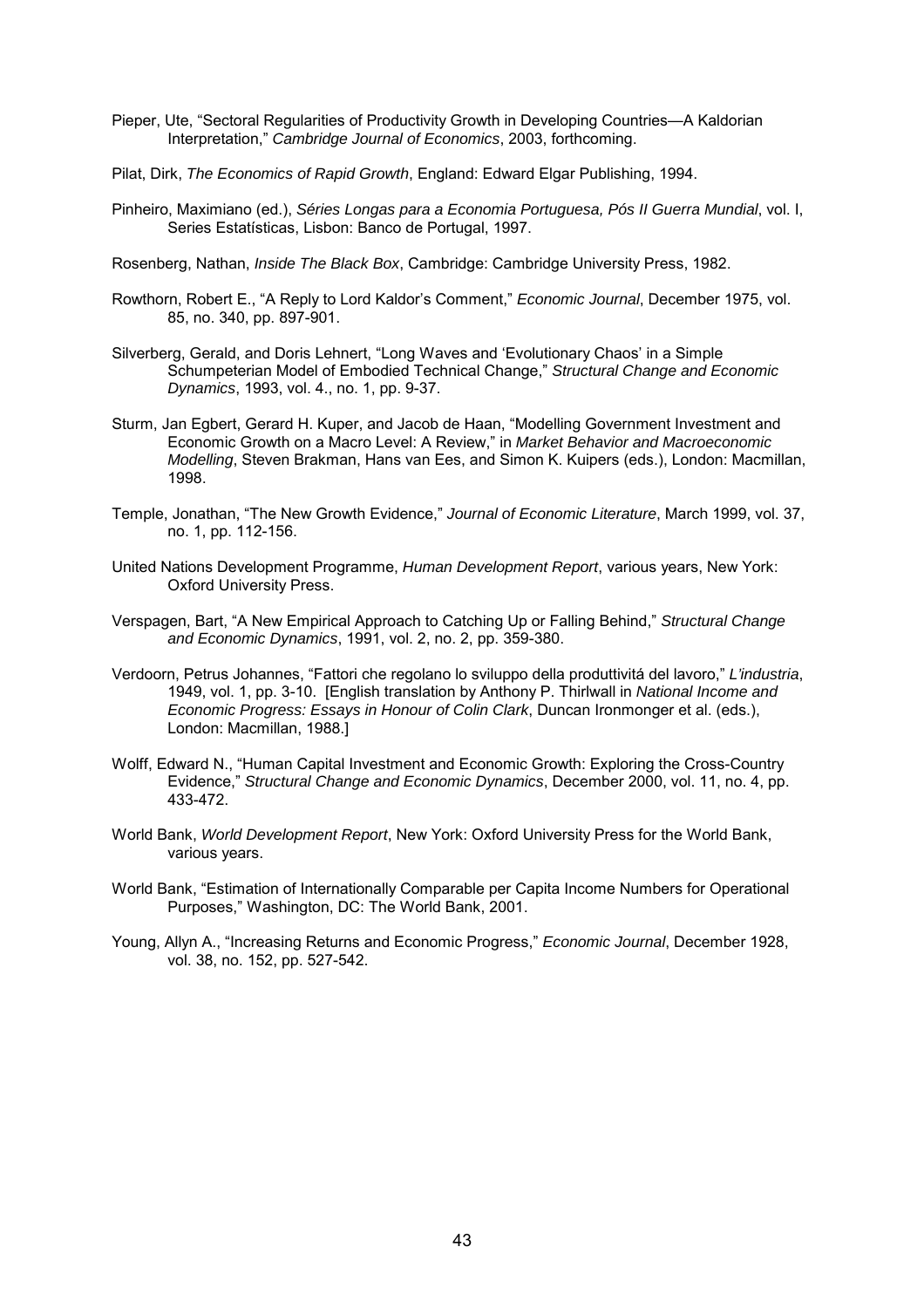Pieper, Ute, "Sectoral Regularities of Productivity Growth in Developing Countries—A Kaldorian Interpretation," *Cambridge Journal of Economics*, 2003, forthcoming.

Pilat, Dirk, *The Economics of Rapid Growth*, England: Edward Elgar Publishing, 1994.

Pinheiro, Maximiano (ed.), *Séries Longas para a Economia Portuguesa, Pós II Guerra Mundial*, vol. I, Series Estatísticas, Lisbon: Banco de Portugal, 1997.

Rosenberg, Nathan, *Inside The Black Box*, Cambridge: Cambridge University Press, 1982.

Rowthorn, Robert E., "A Reply to Lord Kaldor's Comment," *Economic Journal*, December 1975, vol. 85, no. 340, pp. 897-901.

Silverberg, Gerald, and Doris Lehnert, "Long Waves and 'Evolutionary Chaos' in a Simple Schumpeterian Model of Embodied Technical Change," *Structural Change and Economic Dynamics*, 1993, vol. 4., no. 1, pp. 9-37.

Sturm, Jan Egbert, Gerard H. Kuper, and Jacob de Haan, "Modelling Government Investment and Economic Growth on a Macro Level: A Review," in *Market Behavior and Macroeconomic Modelling*, Steven Brakman, Hans van Ees, and Simon K. Kuipers (eds.), London: Macmillan, 1998.

Temple, Jonathan, "The New Growth Evidence," *Journal of Economic Literature*, March 1999, vol. 37, no. 1, pp. 112-156.

United Nations Development Programme, *Human Development Report*, various years, New York: Oxford University Press.

Verspagen, Bart, "A New Empirical Approach to Catching Up or Falling Behind," *Structural Change and Economic Dynamics*, 1991, vol. 2, no. 2, pp. 359-380.

Verdoorn, Petrus Johannes, "Fattori che regolano lo sviluppo della produttivitá del lavoro," *L'industria*, 1949, vol. 1, pp. 3-10. [English translation by Anthony P. Thirlwall in *National Income and Economic Progress: Essays in Honour of Colin Clark*, Duncan Ironmonger et al. (eds.), London: Macmillan, 1988.]

Wolff, Edward N., "Human Capital Investment and Economic Growth: Exploring the Cross-Country Evidence," *Structural Change and Economic Dynamics*, December 2000, vol. 11, no. 4, pp. 433-472.

World Bank, *World Development Report*, New York: Oxford University Press for the World Bank, various years.

World Bank, "Estimation of Internationally Comparable per Capita Income Numbers for Operational Purposes," Washington, DC: The World Bank, 2001.

Young, Allyn A., "Increasing Returns and Economic Progress," *Economic Journal*, December 1928, vol. 38, no. 152, pp. 527-542.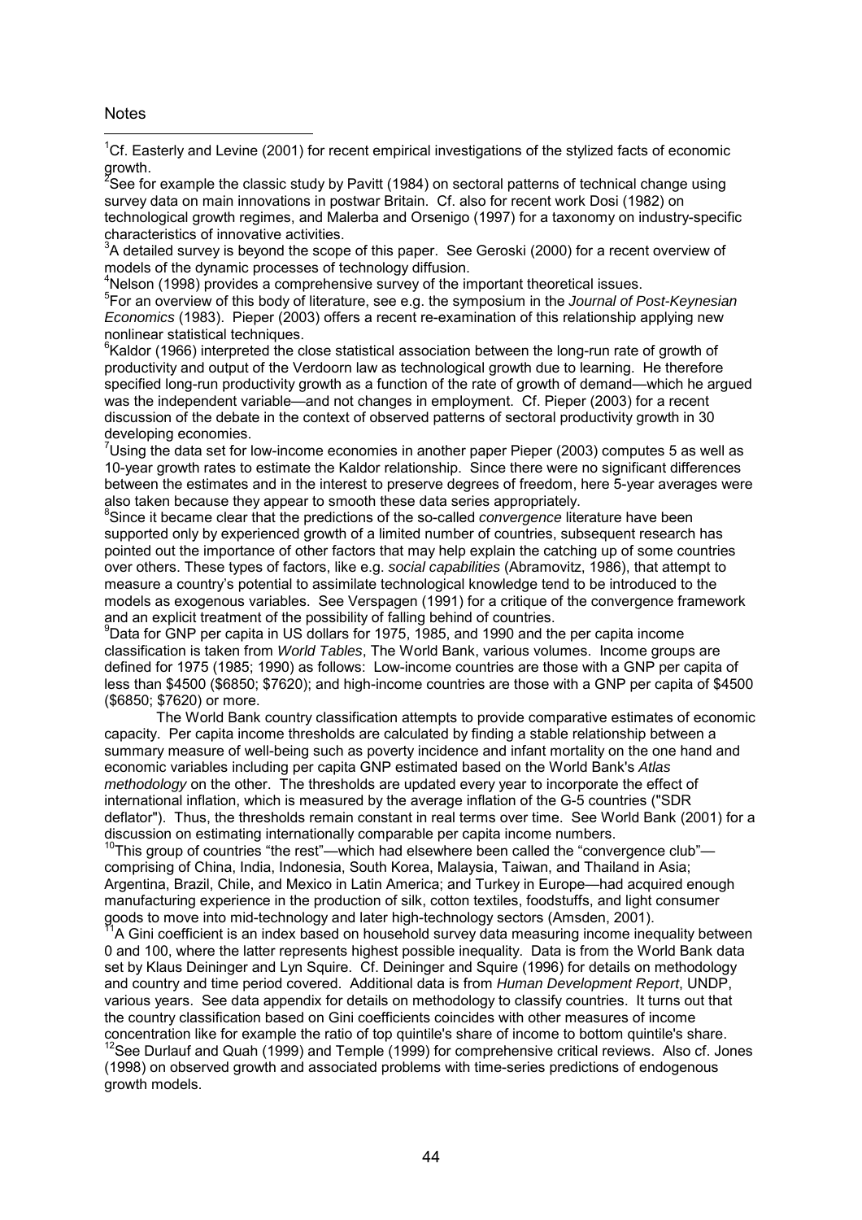Notes

[1]Cf. Easterly and Levine (2001) for recent empirical investigations of the stylized facts of economic growth.

[2]See for example the classic study by Pavitt (1984) on sectoral patterns of technical change using survey data on main innovations in postwar Britain. Cf. also for recent work Dosi (1982) on technological growth regimes, and Malerba and Orsenigo (1997) for a taxonomy on industry-specific characteristics of innovative activities.

[3]A detailed survey is beyond the scope of this paper. See Geroski (2000) for a recent overview of models of the dynamic processes of technology diffusion.

[4]Nelson (1998) provides a comprehensive survey of the important theoretical issues.

[5]For an overview of this body of literature, see e.g. the symposium in the *Journal of Post-Keynesian Economics* (1983). Pieper (2003) offers a recent re-examination of this relationship applying new nonlinear statistical techniques.

[6]Kaldor (1966) interpreted the close statistical association between the long-run rate of growth of productivity and output of the Verdoorn law as technological growth due to learning. He therefore specified long-run productivity growth as a function of the rate of growth of demand—which he argued was the independent variable—and not changes in employment. Cf. Pieper (2003) for a recent discussion of the debate in the context of observed patterns of sectoral productivity growth in 30 developing economies.

[7]Using the data set for low-income economies in another paper Pieper (2003) computes 5 as well as 10-year growth rates to estimate the Kaldor relationship. Since there were no significant differences between the estimates and in the interest to preserve degrees of freedom, here 5-year averages were also taken because they appear to smooth these data series appropriately.

[8]Since it became clear that the predictions of the so-called *convergence* literature have been supported only by experienced growth of a limited number of countries, subsequent research has pointed out the importance of other factors that may help explain the catching up of some countries over others. These types of factors, like e.g. *social capabilities* (Abramovitz, 1986), that attempt to measure a country's potential to assimilate technological knowledge tend to be introduced to the models as exogenous variables. See Verspagen (1991) for a critique of the convergence framework and an explicit treatment of the possibility of falling behind of countries.

[9]Data for GNP per capita in US dollars for 1975, 1985, and 1990 and the per capita income classification is taken from *World Tables*, The World Bank, various volumes. Income groups are defined for 1975 (1985; 1990) as follows: Low-income countries are those with a GNP per capita of less than $4500 ($6850; $7620); and high-income countries are those with a GNP per capita of $4500 ($6850; $7620) or more.

The World Bank country classification attempts to provide comparative estimates of economic capacity. Per capita income thresholds are calculated by finding a stable relationship between a summary measure of well-being such as poverty incidence and infant mortality on the one hand and economic variables including per capita GNP estimated based on the World Bank's *Atlas methodology* on the other. The thresholds are updated every year to incorporate the effect of international inflation, which is measured by the average inflation of the G-5 countries ("SDR deflator"). Thus, the thresholds remain constant in real terms over time. See World Bank (2001) for a discussion on estimating internationally comparable per capita income numbers.

[10]This group of countries "the rest"—which had elsewhere been called the "convergence club"—comprising of China, India, Indonesia, South Korea, Malaysia, Taiwan, and Thailand in Asia; Argentina, Brazil, Chile, and Mexico in Latin America; and Turkey in Europe—had acquired enough manufacturing experience in the production of silk, cotton textiles, foodstuffs, and light consumer goods to move into mid-technology and later high-technology sectors (Amsden, 2001).

[11]A Gini coefficient is an index based on household survey data measuring income inequality between 0 and 100, where the latter represents highest possible inequality. Data is from the World Bank data set by Klaus Deininger and Lyn Squire. Cf. Deininger and Squire (1996) for details on methodology and country and time period covered. Additional data is from *Human Development Report*, UNDP, various years. See data appendix for details on methodology to classify countries. It turns out that the country classification based on Gini coefficients coincides with other measures of income concentration like for example the ratio of top quintile's share of income to bottom quintile's share.

[12]See Durlauf and Quah (1999) and Temple (1999) for comprehensive critical reviews. Also cf. Jones (1998) on observed growth and associated problems with time-series predictions of endogenous growth models.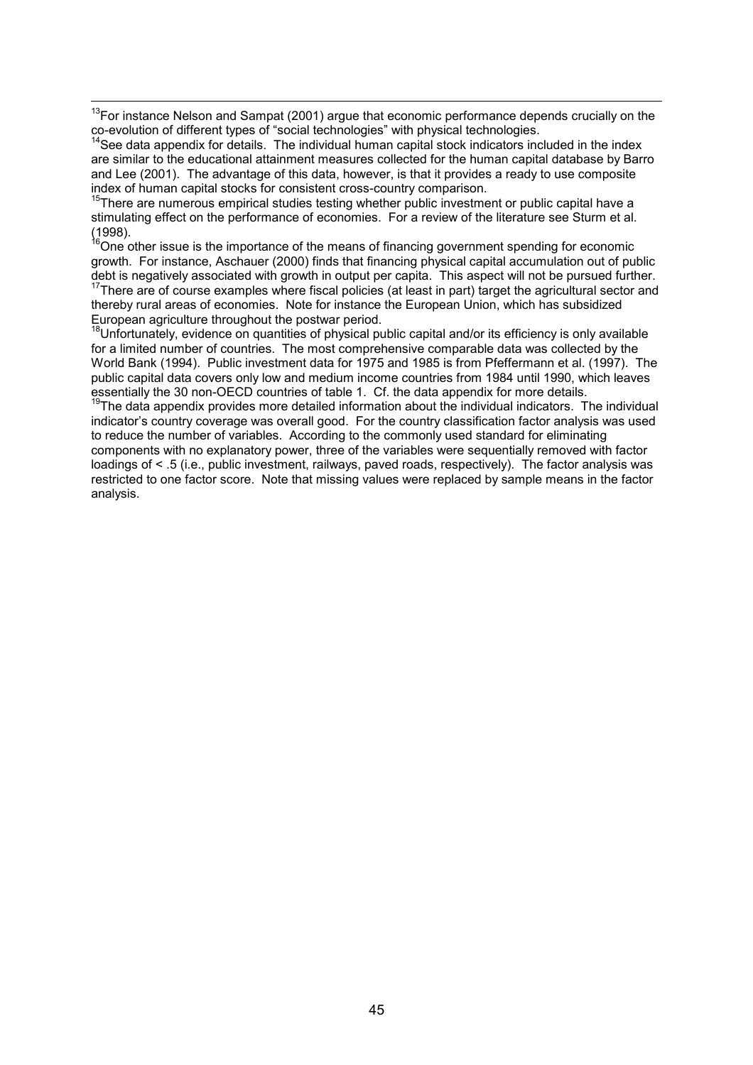[13]For instance Nelson and Sampat (2001) argue that economic performance depends crucially on the co-evolution of different types of "social technologies" with physical technologies.

[14]See data appendix for details. The individual human capital stock indicators included in the index are similar to the educational attainment measures collected for the human capital database by Barro and Lee (2001). The advantage of this data, however, is that it provides a ready to use composite index of human capital stocks for consistent cross-country comparison.

[15]There are numerous empirical studies testing whether public investment or public capital have a stimulating effect on the performance of economies. For a review of the literature see Sturm et al. (1998).

[16]One other issue is the importance of the means of financing government spending for economic growth. For instance, Aschauer (2000) finds that financing physical capital accumulation out of public debt is negatively associated with growth in output per capita. This aspect will not be pursued further.

[17]There are of course examples where fiscal policies (at least in part) target the agricultural sector and thereby rural areas of economies. Note for instance the European Union, which has subsidized European agriculture throughout the postwar period.

[18]Unfortunately, evidence on quantities of physical public capital and/or its efficiency is only available for a limited number of countries. The most comprehensive comparable data was collected by the World Bank (1994). Public investment data for 1975 and 1985 is from Pfeffermann et al. (1997). The public capital data covers only low and medium income countries from 1984 until 1990, which leaves essentially the 30 non-OECD countries of table 1. Cf. the data appendix for more details.

[19]The data appendix provides more detailed information about the individual indicators. The individual indicator's country coverage was overall good. For the country classification factor analysis was used to reduce the number of variables. According to the commonly used standard for eliminating components with no explanatory power, three of the variables were sequentially removed with factor loadings of < .5 (i.e., public investment, railways, paved roads, respectively). The factor analysis was restricted to one factor score. Note that missing values were replaced by sample means in the factor analysis.